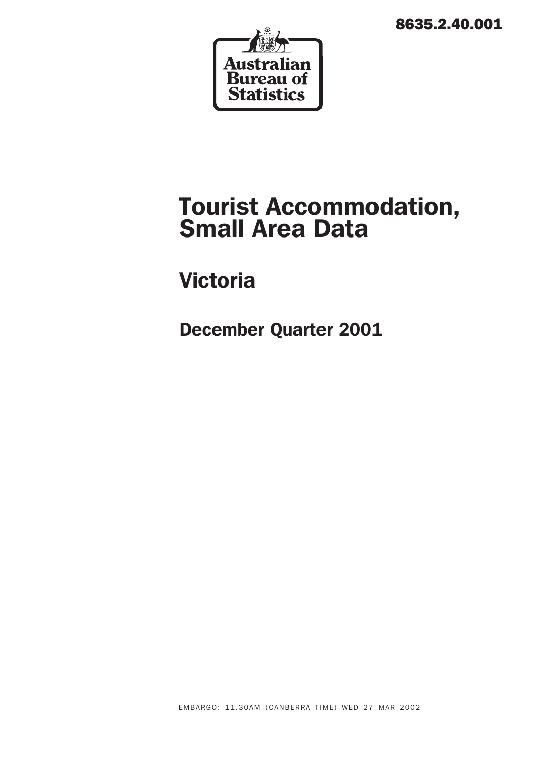8635.2.40.001

Australian Bureau of Statistics

# Tourist Accommodation, Small Area Data

## Victoria

### December Quarter 2001

EMBARGO: 11.30AM (CANBERRA TIME) WED 27 MAR 2002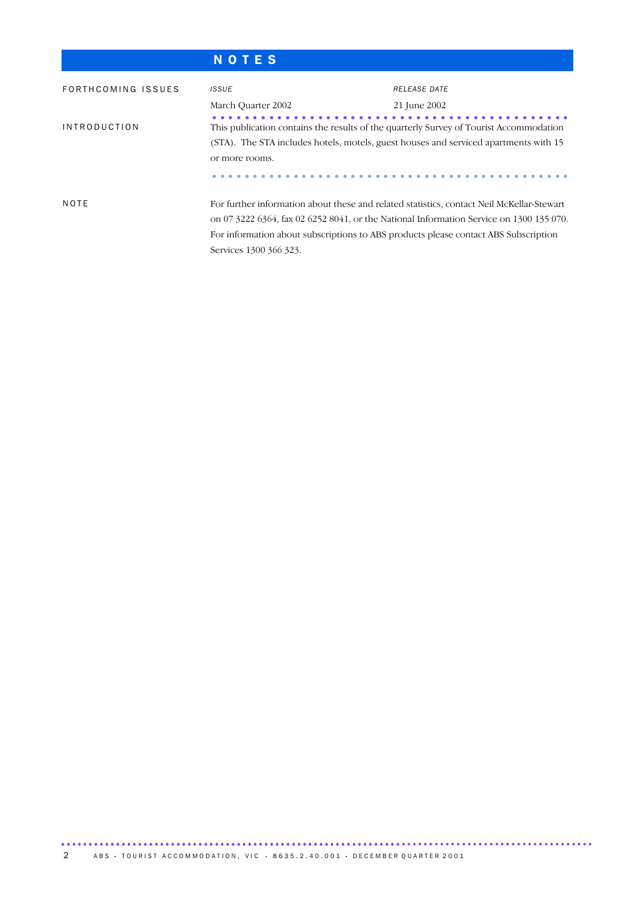# NOTES

## FORTHCOMING ISSUES

| *ISSUE* | *RELEASE DATE* |
| --- | --- |
| March Quarter 2002 | 21 June 2002 |

## INTRODUCTION

This publication contains the results of the quarterly Survey of Tourist Accommodation (STA). The STA includes hotels, motels, guest houses and serviced apartments with 15 or more rooms.

## NOTE

For further information about these and related statistics, contact Neil McKellar-Stewart on 07 3222 6364, fax 02 6252 8041, or the National Information Service on 1300 135 070. For information about subscriptions to ABS products please contact ABS Subscription Services 1300 366 323.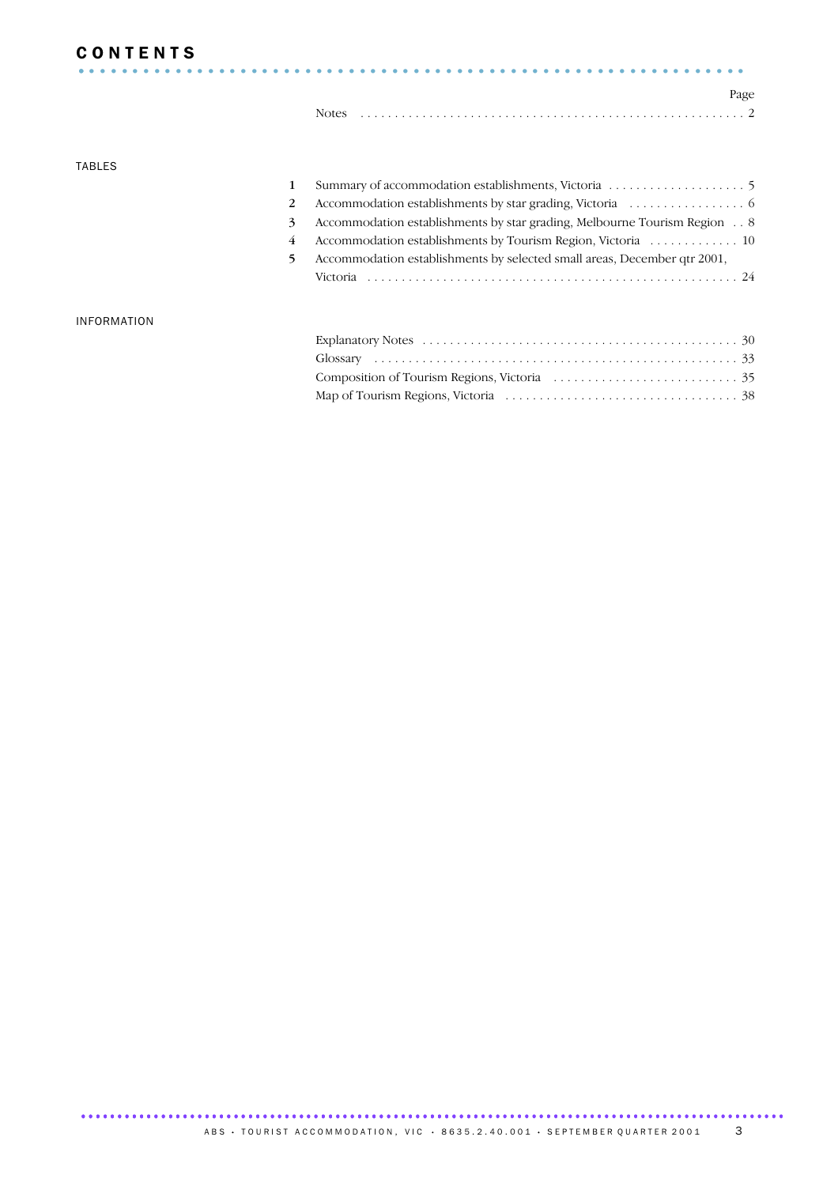# CONTENTS

| | | Page |
|---|---|---|
| | Notes | 2 |

## TABLES

| | | Page |
|---|---|---|
| 1 | Summary of accommodation establishments, Victoria | 5 |
| 2 | Accommodation establishments by star grading, Victoria | 6 |
| 3 | Accommodation establishments by star grading, Melbourne Tourism Region | 8 |
| 4 | Accommodation establishments by Tourism Region, Victoria | 10 |
| 5 | Accommodation establishments by selected small areas, December qtr 2001, Victoria | 24 |

## INFORMATION

| | Page |
|---|---|
| Explanatory Notes | 30 |
| Glossary | 33 |
| Composition of Tourism Regions, Victoria | 35 |
| Map of Tourism Regions, Victoria | 38 |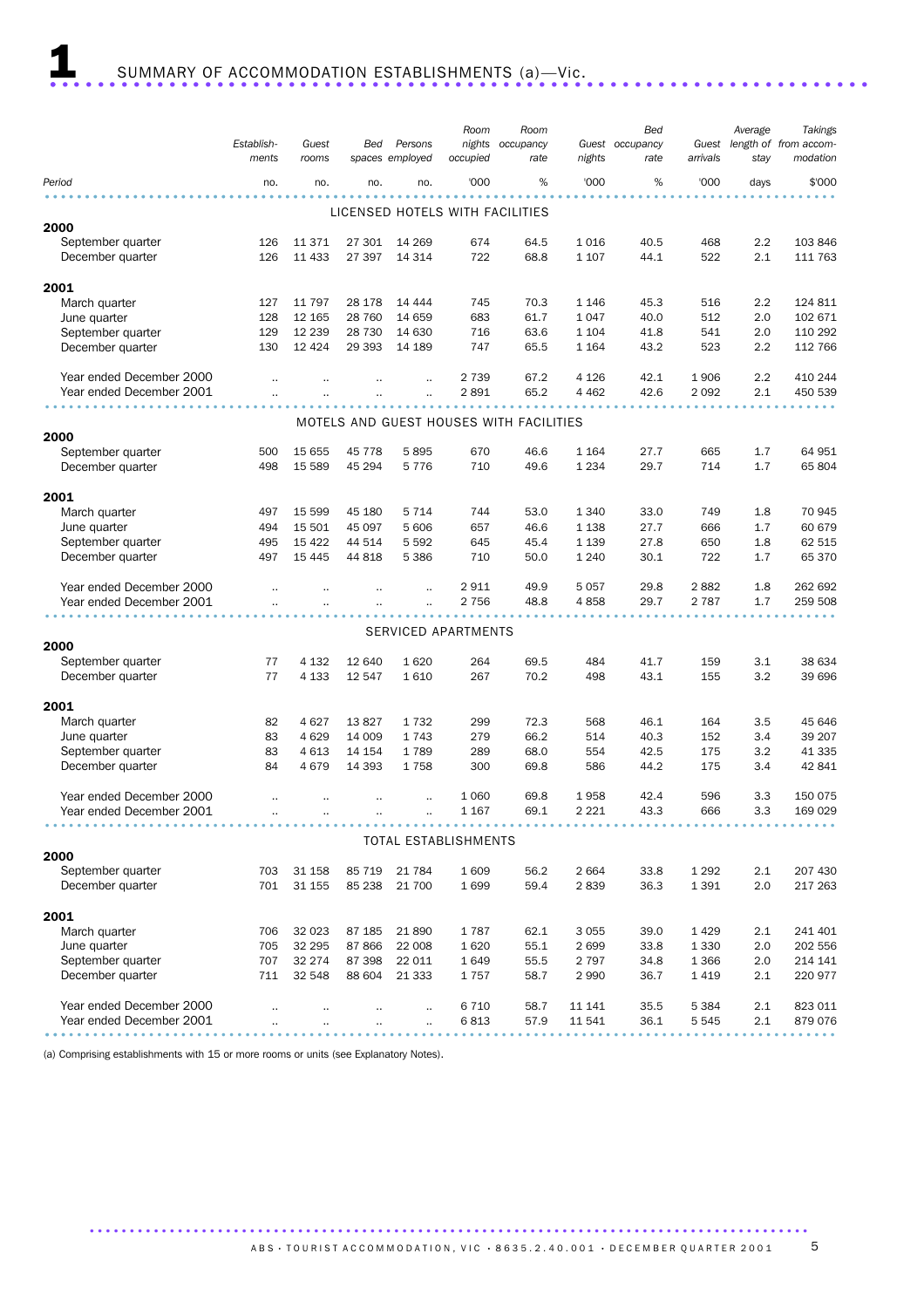# 1 SUMMARY OF ACCOMMODATION ESTABLISHMENTS (a)—Vic.

| Period | Establishments | Guest rooms | Bed spaces | Persons employed | Room nights occupied | Room occupancy rate | Guest nights | Bed occupancy rate | Guest arrivals | Average length of stay | Takings from accommodation |
|---|---|---|---|---|---|---|---|---|---|---|---|
| | no. | no. | no. | no. | '000 | % | '000 | % | '000 | days | $'000 |
| **LICENSED HOTELS WITH FACILITIES** | | | | | | | | | | | |
| **2000** | | | | | | | | | | | |
| September quarter | 126 | 11 371 | 27 301 | 14 269 | 674 | 64.5 | 1 016 | 40.5 | 468 | 2.2 | 103 846 |
| December quarter | 126 | 11 433 | 27 397 | 14 314 | 722 | 68.8 | 1 107 | 44.1 | 522 | 2.1 | 111 763 |
| **2001** | | | | | | | | | | | |
| March quarter | 127 | 11 797 | 28 178 | 14 444 | 745 | 70.3 | 1 146 | 45.3 | 516 | 2.2 | 124 811 |
| June quarter | 128 | 12 165 | 28 760 | 14 659 | 683 | 61.7 | 1 047 | 40.0 | 512 | 2.0 | 102 671 |
| September quarter | 129 | 12 239 | 28 730 | 14 630 | 716 | 63.6 | 1 104 | 41.8 | 541 | 2.0 | 110 292 |
| December quarter | 130 | 12 424 | 29 393 | 14 189 | 747 | 65.5 | 1 164 | 43.2 | 523 | 2.2 | 112 766 |
| Year ended December 2000 | .. | .. | .. | .. | 2 739 | 67.2 | 4 126 | 42.1 | 1 906 | 2.2 | 410 244 |
| Year ended December 2001 | .. | .. | .. | .. | 2 891 | 65.2 | 4 462 | 42.6 | 2 092 | 2.1 | 450 539 |
| **MOTELS AND GUEST HOUSES WITH FACILITIES** | | | | | | | | | | | |
| **2000** | | | | | | | | | | | |
| September quarter | 500 | 15 655 | 45 778 | 5 895 | 670 | 46.6 | 1 164 | 27.7 | 665 | 1.7 | 64 951 |
| December quarter | 498 | 15 589 | 45 294 | 5 776 | 710 | 49.6 | 1 234 | 29.7 | 714 | 1.7 | 65 804 |
| **2001** | | | | | | | | | | | |
| March quarter | 497 | 15 599 | 45 180 | 5 714 | 744 | 53.0 | 1 340 | 33.0 | 749 | 1.8 | 70 945 |
| June quarter | 494 | 15 501 | 45 097 | 5 606 | 657 | 46.6 | 1 138 | 27.7 | 666 | 1.7 | 60 679 |
| September quarter | 495 | 15 422 | 44 514 | 5 592 | 645 | 45.4 | 1 139 | 27.8 | 650 | 1.8 | 62 515 |
| December quarter | 497 | 15 445 | 44 818 | 5 386 | 710 | 50.0 | 1 240 | 30.1 | 722 | 1.7 | 65 370 |
| Year ended December 2000 | .. | .. | .. | .. | 2 911 | 49.9 | 5 057 | 29.8 | 2 882 | 1.8 | 262 692 |
| Year ended December 2001 | .. | .. | .. | .. | 2 756 | 48.8 | 4 858 | 29.7 | 2 787 | 1.7 | 259 508 |
| **SERVICED APARTMENTS** | | | | | | | | | | | |
| **2000** | | | | | | | | | | | |
| September quarter | 77 | 4 132 | 12 640 | 1 620 | 264 | 69.5 | 484 | 41.7 | 159 | 3.1 | 38 634 |
| December quarter | 77 | 4 133 | 12 547 | 1 610 | 267 | 70.2 | 498 | 43.1 | 155 | 3.2 | 39 696 |
| **2001** | | | | | | | | | | | |
| March quarter | 82 | 4 627 | 13 827 | 1 732 | 299 | 72.3 | 568 | 46.1 | 164 | 3.5 | 45 646 |
| June quarter | 83 | 4 629 | 14 009 | 1 743 | 279 | 66.2 | 514 | 40.3 | 152 | 3.4 | 39 207 |
| September quarter | 83 | 4 613 | 14 154 | 1 789 | 289 | 68.0 | 554 | 42.5 | 175 | 3.2 | 41 335 |
| December quarter | 84 | 4 679 | 14 393 | 1 758 | 300 | 69.8 | 586 | 44.2 | 175 | 3.4 | 42 841 |
| Year ended December 2000 | .. | .. | .. | .. | 1 060 | 69.8 | 1 958 | 42.4 | 596 | 3.3 | 150 075 |
| Year ended December 2001 | .. | .. | .. | .. | 1 167 | 69.1 | 2 221 | 43.3 | 666 | 3.3 | 169 029 |
| **TOTAL ESTABLISHMENTS** | | | | | | | | | | | |
| **2000** | | | | | | | | | | | |
| September quarter | 703 | 31 158 | 85 719 | 21 784 | 1 609 | 56.2 | 2 664 | 33.8 | 1 292 | 2.1 | 207 430 |
| December quarter | 701 | 31 155 | 85 238 | 21 700 | 1 699 | 59.4 | 2 839 | 36.3 | 1 391 | 2.0 | 217 263 |
| **2001** | | | | | | | | | | | |
| March quarter | 706 | 32 023 | 87 185 | 21 890 | 1 787 | 62.1 | 3 055 | 39.0 | 1 429 | 2.1 | 241 401 |
| June quarter | 705 | 32 295 | 87 866 | 22 008 | 1 620 | 55.1 | 2 699 | 33.8 | 1 330 | 2.0 | 202 556 |
| September quarter | 707 | 32 274 | 87 398 | 22 011 | 1 649 | 55.5 | 2 797 | 34.8 | 1 366 | 2.0 | 214 141 |
| December quarter | 711 | 32 548 | 88 604 | 21 333 | 1 757 | 58.7 | 2 990 | 36.7 | 1 419 | 2.1 | 220 977 |
| Year ended December 2000 | .. | .. | .. | .. | 6 710 | 58.7 | 11 141 | 35.5 | 5 384 | 2.1 | 823 011 |
| Year ended December 2001 | .. | .. | .. | .. | 6 813 | 57.9 | 11 541 | 36.1 | 5 545 | 2.1 | 879 076 |

(a) Comprising establishments with 15 or more rooms or units (see Explanatory Notes).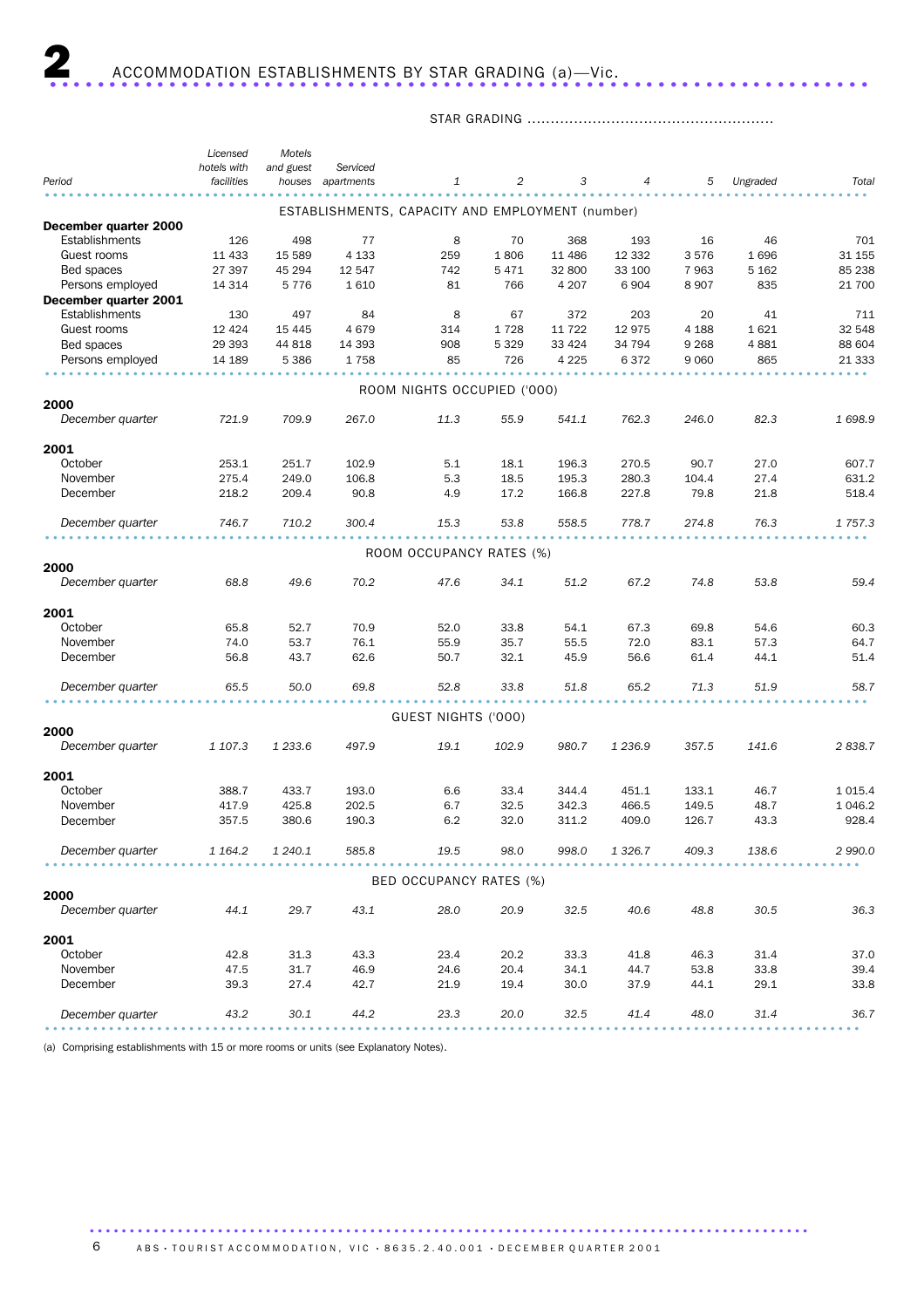## 2 ACCOMMODATION ESTABLISHMENTS BY STAR GRADING (a)—Vic.

| Period | Licensed hotels with facilities | Motels and guest houses | Serviced apartments | STAR GRADING 1 | 2 | 3 | 4 | 5 | Ungraded | Total |
|---|---|---|---|---|---|---|---|---|---|---|
| **ESTABLISHMENTS, CAPACITY AND EMPLOYMENT (number)** | | | | | | | | | | |
| **December quarter 2000** | | | | | | | | | | |
| Establishments | 126 | 498 | 77 | 8 | 70 | 368 | 193 | 16 | 46 | 701 |
| Guest rooms | 11 433 | 15 589 | 4 133 | 259 | 1 806 | 11 486 | 12 332 | 3 576 | 1 696 | 31 155 |
| Bed spaces | 27 397 | 45 294 | 12 547 | 742 | 5 471 | 32 800 | 33 100 | 7 963 | 5 162 | 85 238 |
| Persons employed | 14 314 | 5 776 | 1 610 | 81 | 766 | 4 207 | 6 904 | 8 907 | 835 | 21 700 |
| **December quarter 2001** | | | | | | | | | | |
| Establishments | 130 | 497 | 84 | 8 | 67 | 372 | 203 | 20 | 41 | 711 |
| Guest rooms | 12 424 | 15 445 | 4 679 | 314 | 1 728 | 11 722 | 12 975 | 4 188 | 1 621 | 32 548 |
| Bed spaces | 29 393 | 44 818 | 14 393 | 908 | 5 329 | 33 424 | 34 794 | 9 268 | 4 881 | 88 604 |
| Persons employed | 14 189 | 5 386 | 1 758 | 85 | 726 | 4 225 | 6 372 | 9 060 | 865 | 21 333 |
| **ROOM NIGHTS OCCUPIED ('000)** | | | | | | | | | | |
| **2000** | | | | | | | | | | |
| *December quarter* | *721.9* | *709.9* | *267.0* | *11.3* | *55.9* | *541.1* | *762.3* | *246.0* | *82.3* | *1 698.9* |
| **2001** | | | | | | | | | | |
| October | 253.1 | 251.7 | 102.9 | 5.1 | 18.1 | 196.3 | 270.5 | 90.7 | 27.0 | 607.7 |
| November | 275.4 | 249.0 | 106.8 | 5.3 | 18.5 | 195.3 | 280.3 | 104.4 | 27.4 | 631.2 |
| December | 218.2 | 209.4 | 90.8 | 4.9 | 17.2 | 166.8 | 227.8 | 79.8 | 21.8 | 518.4 |
| *December quarter* | *746.7* | *710.2* | *300.4* | *15.3* | *53.8* | *558.5* | *778.7* | *274.8* | *76.3* | *1 757.3* |
| **ROOM OCCUPANCY RATES (%)** | | | | | | | | | | |
| **2000** | | | | | | | | | | |
| *December quarter* | *68.8* | *49.6* | *70.2* | *47.6* | *34.1* | *51.2* | *67.2* | *74.8* | *53.8* | *59.4* |
| **2001** | | | | | | | | | | |
| October | 65.8 | 52.7 | 70.9 | 52.0 | 33.8 | 54.1 | 67.3 | 69.8 | 54.6 | 60.3 |
| November | 74.0 | 53.7 | 76.1 | 55.9 | 35.7 | 55.5 | 72.0 | 83.1 | 57.3 | 64.7 |
| December | 56.8 | 43.7 | 62.6 | 50.7 | 32.1 | 45.9 | 56.6 | 61.4 | 44.1 | 51.4 |
| *December quarter* | *65.5* | *50.0* | *69.8* | *52.8* | *33.8* | *51.8* | *65.2* | *71.3* | *51.9* | *58.7* |
| **GUEST NIGHTS ('000)** | | | | | | | | | | |
| **2000** | | | | | | | | | | |
| *December quarter* | *1 107.3* | *1 233.6* | *497.9* | *19.1* | *102.9* | *980.7* | *1 236.9* | *357.5* | *141.6* | *2 838.7* |
| **2001** | | | | | | | | | | |
| October | 388.7 | 433.7 | 193.0 | 6.6 | 33.4 | 344.4 | 451.1 | 133.1 | 46.7 | 1 015.4 |
| November | 417.9 | 425.8 | 202.5 | 6.7 | 32.5 | 342.3 | 466.5 | 149.5 | 48.7 | 1 046.2 |
| December | 357.5 | 380.6 | 190.3 | 6.2 | 32.0 | 311.2 | 409.0 | 126.7 | 43.3 | 928.4 |
| *December quarter* | *1 164.2* | *1 240.1* | *585.8* | *19.5* | *98.0* | *998.0* | *1 326.7* | *409.3* | *138.6* | *2 990.0* |
| **BED OCCUPANCY RATES (%)** | | | | | | | | | | |
| **2000** | | | | | | | | | | |
| *December quarter* | *44.1* | *29.7* | *43.1* | *28.0* | *20.9* | *32.5* | *40.6* | *48.8* | *30.5* | *36.3* |
| **2001** | | | | | | | | | | |
| October | 42.8 | 31.3 | 43.3 | 23.4 | 20.2 | 33.3 | 41.8 | 46.3 | 31.4 | 37.0 |
| November | 47.5 | 31.7 | 46.9 | 24.6 | 20.4 | 34.1 | 44.7 | 53.8 | 33.8 | 39.4 |
| December | 39.3 | 27.4 | 42.7 | 21.9 | 19.4 | 30.0 | 37.9 | 44.1 | 29.1 | 33.8 |
| *December quarter* | *43.2* | *30.1* | *44.2* | *23.3* | *20.0* | *32.5* | *41.4* | *48.0* | *31.4* | *36.7* |

(a) Comprising establishments with 15 or more rooms or units (see Explanatory Notes).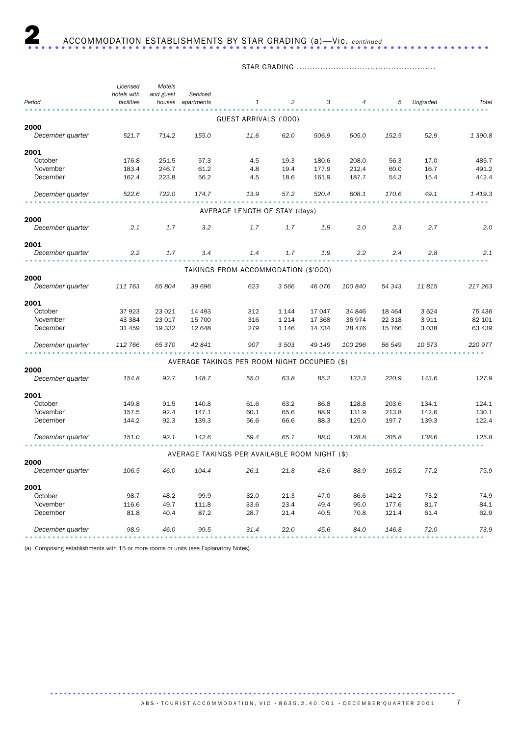# 2 ACCOMMODATION ESTABLISHMENTS BY STAR GRADING (a)—Vic. *continued*

| Period | Licensed hotels with facilities | Motels and guest houses | Serviced apartments | STAR GRADING 1 | 2 | 3 | 4 | 5 | Ungraded | Total |
|---|---|---|---|---|---|---|---|---|---|---|
| **GUEST ARRIVALS ('000)** | | | | | | | | | | |
| **2000** | | | | | | | | | | |
| *December quarter* | *521.7* | *714.2* | *155.0* | *11.6* | *62.0* | *506.9* | *605.0* | *152.5* | *52.9* | *1 390.8* |
| **2001** | | | | | | | | | | |
| October | 176.8 | 251.5 | 57.3 | 4.5 | 19.3 | 180.6 | 208.0 | 56.3 | 17.0 | 485.7 |
| November | 183.4 | 246.7 | 61.2 | 4.8 | 19.4 | 177.9 | 212.4 | 60.0 | 16.7 | 491.2 |
| December | 162.4 | 223.8 | 56.2 | 4.5 | 18.6 | 161.9 | 187.7 | 54.3 | 15.4 | 442.4 |
| *December quarter* | *522.6* | *722.0* | *174.7* | *13.9* | *57.2* | *520.4* | *608.1* | *170.6* | *49.1* | *1 419.3* |
| **AVERAGE LENGTH OF STAY (days)** | | | | | | | | | | |
| **2000** | | | | | | | | | | |
| *December quarter* | *2.1* | *1.7* | *3.2* | *1.7* | *1.7* | *1.9* | *2.0* | *2.3* | *2.7* | *2.0* |
| **2001** | | | | | | | | | | |
| *December quarter* | *2.2* | *1.7* | *3.4* | *1.4* | *1.7* | *1.9* | *2.2* | *2.4* | *2.8* | *2.1* |
| **TAKINGS FROM ACCOMMODATION ($'000)** | | | | | | | | | | |
| **2000** | | | | | | | | | | |
| *December quarter* | *111 763* | *65 804* | *39 696* | *623* | *3 566* | *46 076* | *100 840* | *54 343* | *11 815* | *217 263* |
| **2001** | | | | | | | | | | |
| October | 37 923 | 23 021 | 14 493 | 312 | 1 144 | 17 047 | 34 846 | 18 464 | 3 624 | 75 436 |
| November | 43 384 | 23 017 | 15 700 | 316 | 1 214 | 17 368 | 36 974 | 22 318 | 3 911 | 82 101 |
| December | 31 459 | 19 332 | 12 648 | 279 | 1 146 | 14 734 | 28 476 | 15 766 | 3 038 | 63 439 |
| *December quarter* | *112 766* | *65 370* | *42 841* | *907* | *3 503* | *49 149* | *100 296* | *56 549* | *10 573* | *220 977* |
| **AVERAGE TAKINGS PER ROOM NIGHT OCCUPIED ($)** | | | | | | | | | | |
| **2000** | | | | | | | | | | |
| *December quarter* | *154.8* | *92.7* | *148.7* | *55.0* | *63.8* | *85.2* | *132.3* | *220.9* | *143.6* | *127.9* |
| **2001** | | | | | | | | | | |
| October | 149.8 | 91.5 | 140.8 | 61.6 | 63.2 | 86.8 | 128.8 | 203.6 | 134.1 | 124.1 |
| November | 157.5 | 92.4 | 147.1 | 60.1 | 65.6 | 88.9 | 131.9 | 213.8 | 142.6 | 130.1 |
| December | 144.2 | 92.3 | 139.3 | 56.6 | 66.6 | 88.3 | 125.0 | 197.7 | 139.3 | 122.4 |
| *December quarter* | *151.0* | *92.1* | *142.6* | *59.4* | *65.1* | *88.0* | *128.8* | *205.8* | *138.6* | *125.8* |
| **AVERAGE TAKINGS PER AVAILABLE ROOM NIGHT ($)** | | | | | | | | | | |
| **2000** | | | | | | | | | | |
| *December quarter* | *106.5* | *46.0* | *104.4* | *26.1* | *21.8* | *43.6* | *88.9* | *165.2* | *77.2* | *75.9* |
| **2001** | | | | | | | | | | |
| October | 98.7 | 48.2 | 99.9 | 32.0 | 21.3 | 47.0 | 86.6 | 142.2 | 73.2 | 74.9 |
| November | 116.6 | 49.7 | 111.8 | 33.6 | 23.4 | 49.4 | 95.0 | 177.6 | 81.7 | 84.1 |
| December | 81.8 | 40.4 | 87.2 | 28.7 | 21.4 | 40.5 | 70.8 | 121.4 | 61.4 | 62.9 |
| *December quarter* | *98.9* | *46.0* | *99.5* | *31.4* | *22.0* | *45.6* | *84.0* | *146.8* | *72.0* | *73.9* |

(a) Comprising establishments with 15 or more rooms or units (see Explanatory Notes).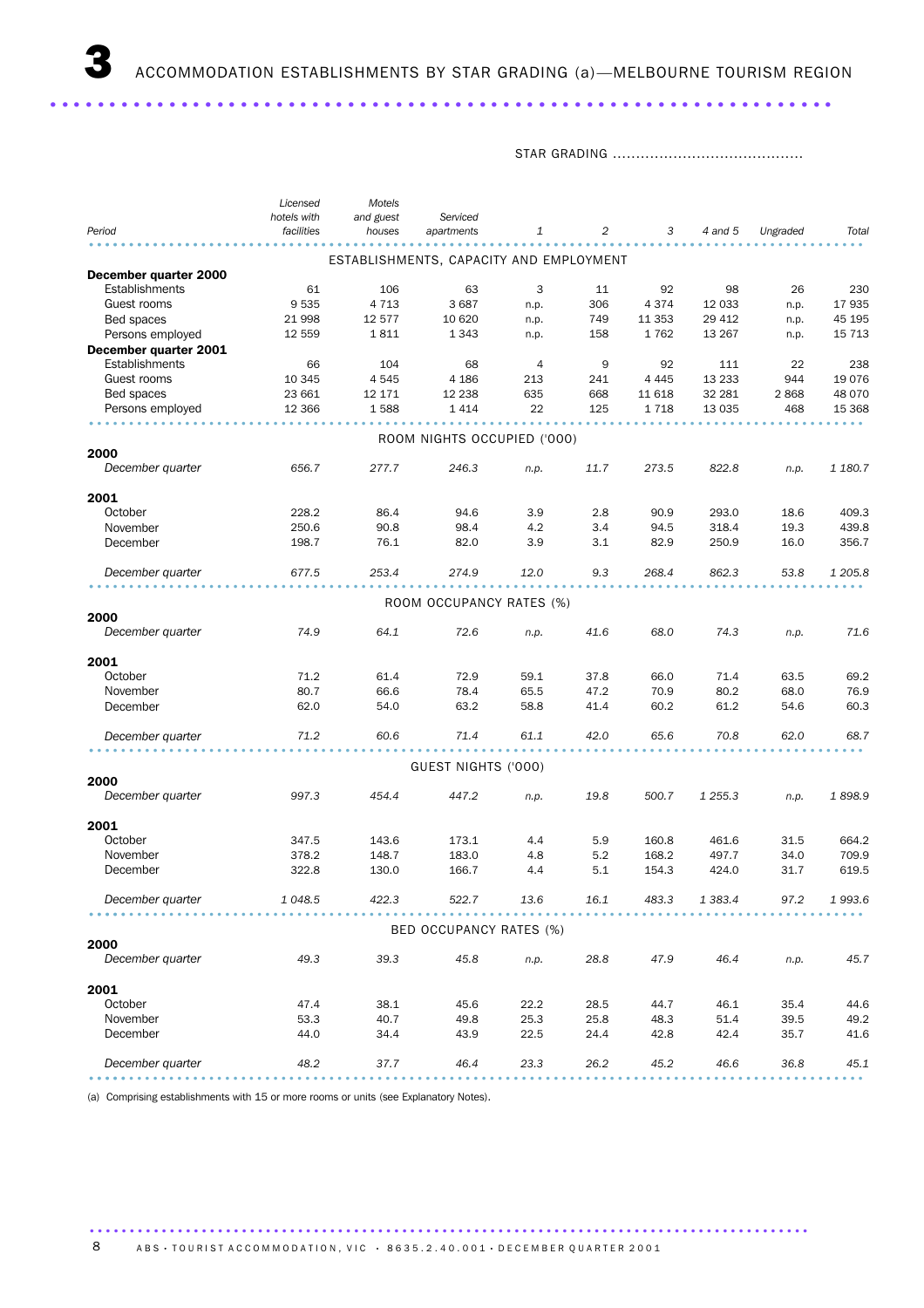# 3 ACCOMMODATION ESTABLISHMENTS BY STAR GRADING (a)—MELBOURNE TOURISM REGION

| Period | Licensed hotels with facilities | Motels and guest houses | Serviced apartments | STAR GRADING 1 | 2 | 3 | 4 and 5 | Ungraded | Total |
|---|---|---|---|---|---|---|---|---|---|
| **ESTABLISHMENTS, CAPACITY AND EMPLOYMENT** | | | | | | | | | |
| **December quarter 2000** | | | | | | | | | |
| Establishments | 61 | 106 | 63 | 3 | 11 | 92 | 98 | 26 | 230 |
| Guest rooms | 9 535 | 4 713 | 3 687 | n.p. | 306 | 4 374 | 12 033 | n.p. | 17 935 |
| Bed spaces | 21 998 | 12 577 | 10 620 | n.p. | 749 | 11 353 | 29 412 | n.p. | 45 195 |
| Persons employed | 12 559 | 1 811 | 1 343 | n.p. | 158 | 1 762 | 13 267 | n.p. | 15 713 |
| **December quarter 2001** | | | | | | | | | |
| Establishments | 66 | 104 | 68 | 4 | 9 | 92 | 111 | 22 | 238 |
| Guest rooms | 10 345 | 4 545 | 4 186 | 213 | 241 | 4 445 | 13 233 | 944 | 19 076 |
| Bed spaces | 23 661 | 12 171 | 12 238 | 635 | 668 | 11 618 | 32 281 | 2 868 | 48 070 |
| Persons employed | 12 366 | 1 588 | 1 414 | 22 | 125 | 1 718 | 13 035 | 468 | 15 368 |
| **ROOM NIGHTS OCCUPIED ('000)** | | | | | | | | | |
| **2000** | | | | | | | | | |
| *December quarter* | *656.7* | *277.7* | *246.3* | *n.p.* | *11.7* | *273.5* | *822.8* | *n.p.* | *1 180.7* |
| **2001** | | | | | | | | | |
| October | 228.2 | 86.4 | 94.6 | 3.9 | 2.8 | 90.9 | 293.0 | 18.6 | 409.3 |
| November | 250.6 | 90.8 | 98.4 | 4.2 | 3.4 | 94.5 | 318.4 | 19.3 | 439.8 |
| December | 198.7 | 76.1 | 82.0 | 3.9 | 3.1 | 82.9 | 250.9 | 16.0 | 356.7 |
| *December quarter* | *677.5* | *253.4* | *274.9* | *12.0* | *9.3* | *268.4* | *862.3* | *53.8* | *1 205.8* |
| **ROOM OCCUPANCY RATES (%)** | | | | | | | | | |
| **2000** | | | | | | | | | |
| *December quarter* | *74.9* | *64.1* | *72.6* | *n.p.* | *41.6* | *68.0* | *74.3* | *n.p.* | *71.6* |
| **2001** | | | | | | | | | |
| October | 71.2 | 61.4 | 72.9 | 59.1 | 37.8 | 66.0 | 71.4 | 63.5 | 69.2 |
| November | 80.7 | 66.6 | 78.4 | 65.5 | 47.2 | 70.9 | 80.2 | 68.0 | 76.9 |
| December | 62.0 | 54.0 | 63.2 | 58.8 | 41.4 | 60.2 | 61.2 | 54.6 | 60.3 |
| *December quarter* | *71.2* | *60.6* | *71.4* | *61.1* | *42.0* | *65.6* | *70.8* | *62.0* | *68.7* |
| **GUEST NIGHTS ('000)** | | | | | | | | | |
| **2000** | | | | | | | | | |
| *December quarter* | *997.3* | *454.4* | *447.2* | *n.p.* | *19.8* | *500.7* | *1 255.3* | *n.p.* | *1 898.9* |
| **2001** | | | | | | | | | |
| October | 347.5 | 143.6 | 173.1 | 4.4 | 5.9 | 160.8 | 461.6 | 31.5 | 664.2 |
| November | 378.2 | 148.7 | 183.0 | 4.8 | 5.2 | 168.2 | 497.7 | 34.0 | 709.9 |
| December | 322.8 | 130.0 | 166.7 | 4.4 | 5.1 | 154.3 | 424.0 | 31.7 | 619.5 |
| *December quarter* | *1 048.5* | *422.3* | *522.7* | *13.6* | *16.1* | *483.3* | *1 383.4* | *97.2* | *1 993.6* |
| **BED OCCUPANCY RATES (%)** | | | | | | | | | |
| **2000** | | | | | | | | | |
| *December quarter* | *49.3* | *39.3* | *45.8* | *n.p.* | *28.8* | *47.9* | *46.4* | *n.p.* | *45.7* |
| **2001** | | | | | | | | | |
| October | 47.4 | 38.1 | 45.6 | 22.2 | 28.5 | 44.7 | 46.1 | 35.4 | 44.6 |
| November | 53.3 | 40.7 | 49.8 | 25.3 | 25.8 | 48.3 | 51.4 | 39.5 | 49.2 |
| December | 44.0 | 34.4 | 43.9 | 22.5 | 24.4 | 42.8 | 42.4 | 35.7 | 41.6 |
| *December quarter* | *48.2* | *37.7* | *46.4* | *23.3* | *26.2* | *45.2* | *46.6* | *36.8* | *45.1* |

(a) Comprising establishments with 15 or more rooms or units (see Explanatory Notes).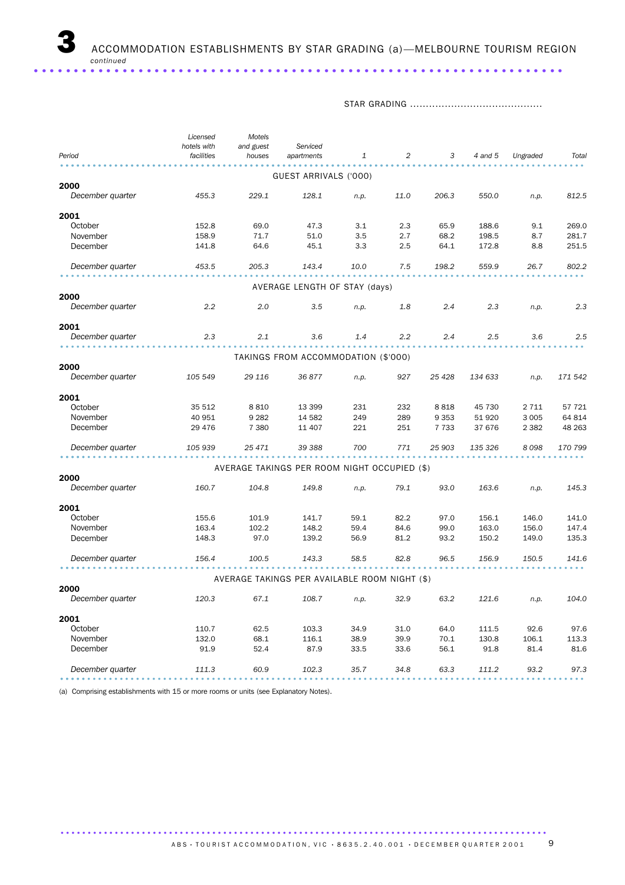# 3 ACCOMMODATION ESTABLISHMENTS BY STAR GRADING (a)—MELBOURNE TOURISM REGION *continued*

| Period | Licensed hotels with facilities | Motels and guest houses | Serviced apartments | STAR GRADING 1 | 2 | 3 | 4 and 5 | Ungraded | Total |
|---|---|---|---|---|---|---|---|---|---|
| **GUEST ARRIVALS ('000)** | | | | | | | | | |
| **2000** | | | | | | | | | |
| *December quarter* | *455.3* | *229.1* | *128.1* | *n.p.* | *11.0* | *206.3* | *550.0* | *n.p.* | *812.5* |
| **2001** | | | | | | | | | |
| October | 152.8 | 69.0 | 47.3 | 3.1 | 2.3 | 65.9 | 188.6 | 9.1 | 269.0 |
| November | 158.9 | 71.7 | 51.0 | 3.5 | 2.7 | 68.2 | 198.5 | 8.7 | 281.7 |
| December | 141.8 | 64.6 | 45.1 | 3.3 | 2.5 | 64.1 | 172.8 | 8.8 | 251.5 |
| *December quarter* | *453.5* | *205.3* | *143.4* | *10.0* | *7.5* | *198.2* | *559.9* | *26.7* | *802.2* |
| **AVERAGE LENGTH OF STAY (days)** | | | | | | | | | |
| **2000** | | | | | | | | | |
| *December quarter* | *2.2* | *2.0* | *3.5* | *n.p.* | *1.8* | *2.4* | *2.3* | *n.p.* | *2.3* |
| **2001** | | | | | | | | | |
| *December quarter* | *2.3* | *2.1* | *3.6* | *1.4* | *2.2* | *2.4* | *2.5* | *3.6* | *2.5* |
| **TAKINGS FROM ACCOMMODATION ($'000)** | | | | | | | | | |
| **2000** | | | | | | | | | |
| *December quarter* | *105 549* | *29 116* | *36 877* | *n.p.* | *927* | *25 428* | *134 633* | *n.p.* | *171 542* |
| **2001** | | | | | | | | | |
| October | 35 512 | 8 810 | 13 399 | 231 | 232 | 8 818 | 45 730 | 2 711 | 57 721 |
| November | 40 951 | 9 282 | 14 582 | 249 | 289 | 9 353 | 51 920 | 3 005 | 64 814 |
| December | 29 476 | 7 380 | 11 407 | 221 | 251 | 7 733 | 37 676 | 2 382 | 48 263 |
| *December quarter* | *105 939* | *25 471* | *39 388* | *700* | *771* | *25 903* | *135 326* | *8 098* | *170 799* |
| **AVERAGE TAKINGS PER ROOM NIGHT OCCUPIED ($)** | | | | | | | | | |
| **2000** | | | | | | | | | |
| *December quarter* | *160.7* | *104.8* | *149.8* | *n.p.* | *79.1* | *93.0* | *163.6* | *n.p.* | *145.3* |
| **2001** | | | | | | | | | |
| October | 155.6 | 101.9 | 141.7 | 59.1 | 82.2 | 97.0 | 156.1 | 146.0 | 141.0 |
| November | 163.4 | 102.2 | 148.2 | 59.4 | 84.6 | 99.0 | 163.0 | 156.0 | 147.4 |
| December | 148.3 | 97.0 | 139.2 | 56.9 | 81.2 | 93.2 | 150.2 | 149.0 | 135.3 |
| *December quarter* | *156.4* | *100.5* | *143.3* | *58.5* | *82.8* | *96.5* | *156.9* | *150.5* | *141.6* |
| **AVERAGE TAKINGS PER AVAILABLE ROOM NIGHT ($)** | | | | | | | | | |
| **2000** | | | | | | | | | |
| *December quarter* | *120.3* | *67.1* | *108.7* | *n.p.* | *32.9* | *63.2* | *121.6* | *n.p.* | *104.0* |
| **2001** | | | | | | | | | |
| October | 110.7 | 62.5 | 103.3 | 34.9 | 31.0 | 64.0 | 111.5 | 92.6 | 97.6 |
| November | 132.0 | 68.1 | 116.1 | 38.9 | 39.9 | 70.1 | 130.8 | 106.1 | 113.3 |
| December | 91.9 | 52.4 | 87.9 | 33.5 | 33.6 | 56.1 | 91.8 | 81.4 | 81.6 |
| *December quarter* | *111.3* | *60.9* | *102.3* | *35.7* | *34.8* | *63.3* | *111.2* | *93.2* | *97.3* |

(a) Comprising establishments with 15 or more rooms or units (see Explanatory Notes).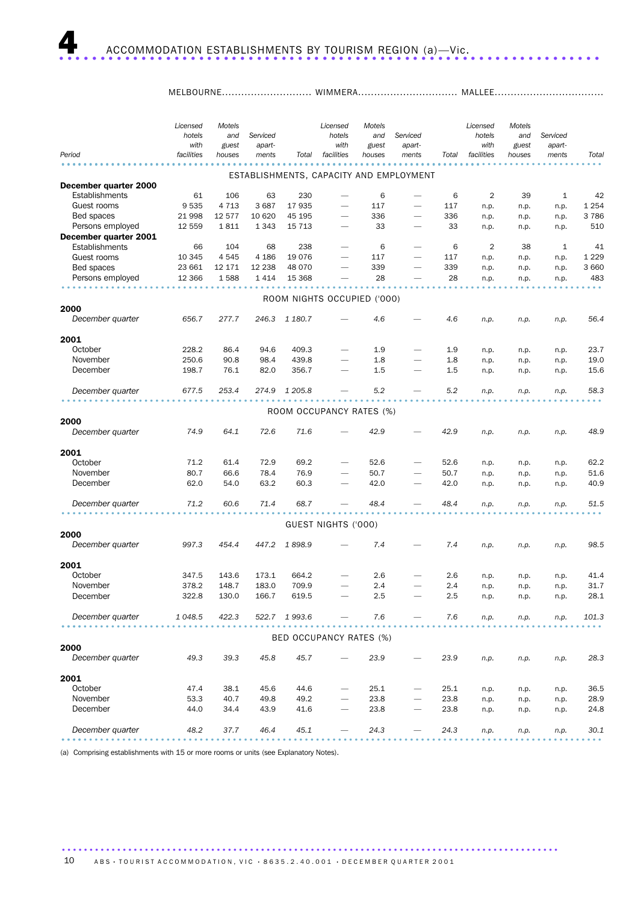# 4 ACCOMMODATION ESTABLISHMENTS BY TOURISM REGION (a)—Vic.

| Period | MELBOURNE | | | | WIMMERA | | | | MALLEE | | | |
|---|---|---|---|---|---|---|---|---|---|---|---|---|
| | Licensed hotels with facilities | Motels and guest houses | Serviced apartments | Total | Licensed hotels with facilities | Motels and guest houses | Serviced apartments | Total | Licensed hotels with facilities | Motels and guest houses | Serviced apartments | Total |
| **ESTABLISHMENTS, CAPACITY AND EMPLOYMENT** | | | | | | | | | | | | |
| **December quarter 2000** | | | | | | | | | | | | |
| Establishments | 61 | 106 | 63 | 230 | — | 6 | — | 6 | 2 | 39 | 1 | 42 |
| Guest rooms | 9 535 | 4 713 | 3 687 | 17 935 | — | 117 | — | 117 | n.p. | n.p. | n.p. | 1 254 |
| Bed spaces | 21 998 | 12 577 | 10 620 | 45 195 | — | 336 | — | 336 | n.p. | n.p. | n.p. | 3 786 |
| Persons employed | 12 559 | 1 811 | 1 343 | 15 713 | — | 33 | — | 33 | n.p. | n.p. | n.p. | 510 |
| **December quarter 2001** | | | | | | | | | | | | |
| Establishments | 66 | 104 | 68 | 238 | — | 6 | — | 6 | 2 | 38 | 1 | 41 |
| Guest rooms | 10 345 | 4 545 | 4 186 | 19 076 | — | 117 | — | 117 | n.p. | n.p. | n.p. | 1 229 |
| Bed spaces | 23 661 | 12 171 | 12 238 | 48 070 | — | 339 | — | 339 | n.p. | n.p. | n.p. | 3 660 |
| Persons employed | 12 366 | 1 588 | 1 414 | 15 368 | — | 28 | — | 28 | n.p. | n.p. | n.p. | 483 |
| **ROOM NIGHTS OCCUPIED ('000)** | | | | | | | | | | | | |
| **2000** | | | | | | | | | | | | |
| *December quarter* | *656.7* | *277.7* | *246.3* | *1 180.7* | — | *4.6* | — | *4.6* | *n.p.* | *n.p.* | *n.p.* | *56.4* |
| **2001** | | | | | | | | | | | | |
| October | 228.2 | 86.4 | 94.6 | 409.3 | — | 1.9 | — | 1.9 | n.p. | n.p. | n.p. | 23.7 |
| November | 250.6 | 90.8 | 98.4 | 439.8 | — | 1.8 | — | 1.8 | n.p. | n.p. | n.p. | 19.0 |
| December | 198.7 | 76.1 | 82.0 | 356.7 | — | 1.5 | — | 1.5 | n.p. | n.p. | n.p. | 15.6 |
| *December quarter* | *677.5* | *253.4* | *274.9* | *1 205.8* | — | *5.2* | — | *5.2* | *n.p.* | *n.p.* | *n.p.* | *58.3* |
| **ROOM OCCUPANCY RATES (%)** | | | | | | | | | | | | |
| **2000** | | | | | | | | | | | | |
| *December quarter* | *74.9* | *64.1* | *72.6* | *71.6* | — | *42.9* | — | *42.9* | *n.p.* | *n.p.* | *n.p.* | *48.9* |
| **2001** | | | | | | | | | | | | |
| October | 71.2 | 61.4 | 72.9 | 69.2 | — | 52.6 | — | 52.6 | n.p. | n.p. | n.p. | 62.2 |
| November | 80.7 | 66.6 | 78.4 | 76.9 | — | 50.7 | — | 50.7 | n.p. | n.p. | n.p. | 51.6 |
| December | 62.0 | 54.0 | 63.2 | 60.3 | — | 42.0 | — | 42.0 | n.p. | n.p. | n.p. | 40.9 |
| *December quarter* | *71.2* | *60.6* | *71.4* | *68.7* | — | *48.4* | — | *48.4* | *n.p.* | *n.p.* | *n.p.* | *51.5* |
| **GUEST NIGHTS ('000)** | | | | | | | | | | | | |
| **2000** | | | | | | | | | | | | |
| *December quarter* | *997.3* | *454.4* | *447.2* | *1 898.9* | — | *7.4* | — | *7.4* | *n.p.* | *n.p.* | *n.p.* | *98.5* |
| **2001** | | | | | | | | | | | | |
| October | 347.5 | 143.6 | 173.1 | 664.2 | — | 2.6 | — | 2.6 | n.p. | n.p. | n.p. | 41.4 |
| November | 378.2 | 148.7 | 183.0 | 709.9 | — | 2.4 | — | 2.4 | n.p. | n.p. | n.p. | 31.7 |
| December | 322.8 | 130.0 | 166.7 | 619.5 | — | 2.5 | — | 2.5 | n.p. | n.p. | n.p. | 28.1 |
| *December quarter* | *1 048.5* | *422.3* | *522.7* | *1 993.6* | — | *7.6* | — | *7.6* | *n.p.* | *n.p.* | *n.p.* | *101.3* |
| **BED OCCUPANCY RATES (%)** | | | | | | | | | | | | |
| **2000** | | | | | | | | | | | | |
| *December quarter* | *49.3* | *39.3* | *45.8* | *45.7* | — | *23.9* | — | *23.9* | *n.p.* | *n.p.* | *n.p.* | *28.3* |
| **2001** | | | | | | | | | | | | |
| October | 47.4 | 38.1 | 45.6 | 44.6 | — | 25.1 | — | 25.1 | n.p. | n.p. | n.p. | 36.5 |
| November | 53.3 | 40.7 | 49.8 | 49.2 | — | 23.8 | — | 23.8 | n.p. | n.p. | n.p. | 28.9 |
| December | 44.0 | 34.4 | 43.9 | 41.6 | — | 23.8 | — | 23.8 | n.p. | n.p. | n.p. | 24.8 |
| *December quarter* | *48.2* | *37.7* | *46.4* | *45.1* | — | *24.3* | — | *24.3* | *n.p.* | *n.p.* | *n.p.* | *30.1* |

(a) Comprising establishments with 15 or more rooms or units (see Explanatory Notes).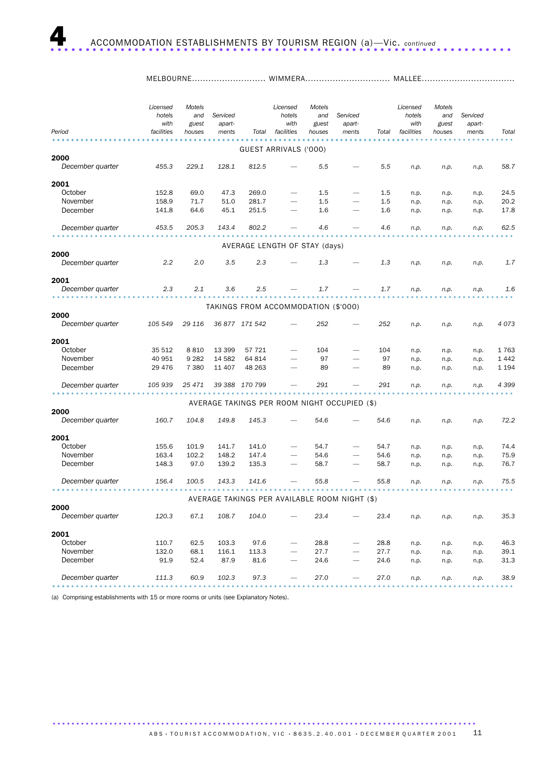# 4 ACCOMMODATION ESTABLISHMENTS BY TOURISM REGION (a)—Vic. *continued*

| Period | MELBOURNE | | | | WIMMERA | | | | MALLEE | | | |
|---|---|---|---|---|---|---|---|---|---|---|---|---|
| | *Licensed hotels with facilities* | *Motels and guest houses* | *Serviced apart-ments* | *Total* | *Licensed hotels with facilities* | *Motels and guest houses* | *Serviced apart-ments* | *Total* | *Licensed hotels with facilities* | *Motels and guest houses* | *Serviced apart-ments* | *Total* |
| **GUEST ARRIVALS ('000)** | | | | | | | | | | | | |
| **2000** | | | | | | | | | | | | |
| *December quarter* | *455.3* | *229.1* | *128.1* | *812.5* | — | *5.5* | — | *5.5* | *n.p.* | *n.p.* | *n.p.* | *58.7* |
| **2001** | | | | | | | | | | | | |
| October | 152.8 | 69.0 | 47.3 | 269.0 | — | 1.5 | — | 1.5 | n.p. | n.p. | n.p. | 24.5 |
| November | 158.9 | 71.7 | 51.0 | 281.7 | — | 1.5 | — | 1.5 | n.p. | n.p. | n.p. | 20.2 |
| December | 141.8 | 64.6 | 45.1 | 251.5 | — | 1.6 | — | 1.6 | n.p. | n.p. | n.p. | 17.8 |
| *December quarter* | *453.5* | *205.3* | *143.4* | *802.2* | — | *4.6* | — | *4.6* | *n.p.* | *n.p.* | *n.p.* | *62.5* |
| **AVERAGE LENGTH OF STAY (days)** | | | | | | | | | | | | |
| **2000** | | | | | | | | | | | | |
| *December quarter* | *2.2* | *2.0* | *3.5* | *2.3* | — | *1.3* | — | *1.3* | *n.p.* | *n.p.* | *n.p.* | *1.7* |
| **2001** | | | | | | | | | | | | |
| *December quarter* | *2.3* | *2.1* | *3.6* | *2.5* | — | *1.7* | — | *1.7* | *n.p.* | *n.p.* | *n.p.* | *1.6* |
| **TAKINGS FROM ACCOMMODATION ($'000)** | | | | | | | | | | | | |
| **2000** | | | | | | | | | | | | |
| *December quarter* | *105 549* | *29 116* | *36 877* | *171 542* | — | *252* | — | *252* | *n.p.* | *n.p.* | *n.p.* | *4 073* |
| **2001** | | | | | | | | | | | | |
| October | 35 512 | 8 810 | 13 399 | 57 721 | — | 104 | — | 104 | n.p. | n.p. | n.p. | 1 763 |
| November | 40 951 | 9 282 | 14 582 | 64 814 | — | 97 | — | 97 | n.p. | n.p. | n.p. | 1 442 |
| December | 29 476 | 7 380 | 11 407 | 48 263 | — | 89 | — | 89 | n.p. | n.p. | n.p. | 1 194 |
| *December quarter* | *105 939* | *25 471* | *39 388* | *170 799* | — | *291* | — | *291* | *n.p.* | *n.p.* | *n.p.* | *4 399* |
| **AVERAGE TAKINGS PER ROOM NIGHT OCCUPIED ($)** | | | | | | | | | | | | |
| **2000** | | | | | | | | | | | | |
| *December quarter* | *160.7* | *104.8* | *149.8* | *145.3* | — | *54.6* | — | *54.6* | *n.p.* | *n.p.* | *n.p.* | *72.2* |
| **2001** | | | | | | | | | | | | |
| October | 155.6 | 101.9 | 141.7 | 141.0 | — | 54.7 | — | 54.7 | n.p. | n.p. | n.p. | 74.4 |
| November | 163.4 | 102.2 | 148.2 | 147.4 | — | 54.6 | — | 54.6 | n.p. | n.p. | n.p. | 75.9 |
| December | 148.3 | 97.0 | 139.2 | 135.3 | — | 58.7 | — | 58.7 | n.p. | n.p. | n.p. | 76.7 |
| *December quarter* | *156.4* | *100.5* | *143.3* | *141.6* | — | *55.8* | — | *55.8* | *n.p.* | *n.p.* | *n.p.* | *75.5* |
| **AVERAGE TAKINGS PER AVAILABLE ROOM NIGHT ($)** | | | | | | | | | | | | |
| **2000** | | | | | | | | | | | | |
| *December quarter* | *120.3* | *67.1* | *108.7* | *104.0* | — | *23.4* | — | *23.4* | *n.p.* | *n.p.* | *n.p.* | *35.3* |
| **2001** | | | | | | | | | | | | |
| October | 110.7 | 62.5 | 103.3 | 97.6 | — | 28.8 | — | 28.8 | n.p. | n.p. | n.p. | 46.3 |
| November | 132.0 | 68.1 | 116.1 | 113.3 | — | 27.7 | — | 27.7 | n.p. | n.p. | n.p. | 39.1 |
| December | 91.9 | 52.4 | 87.9 | 81.6 | — | 24.6 | — | 24.6 | n.p. | n.p. | n.p. | 31.3 |
| *December quarter* | *111.3* | *60.9* | *102.3* | *97.3* | — | *27.0* | — | *27.0* | *n.p.* | *n.p.* | *n.p.* | *38.9* |

(a) Comprising establishments with 15 or more rooms or units (see Explanatory Notes).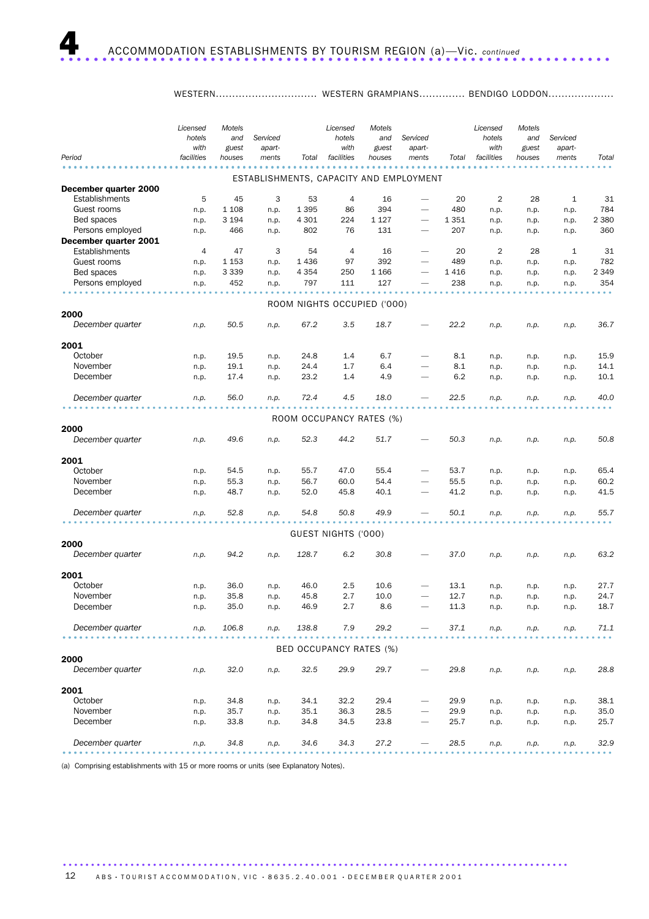# 4 ACCOMMODATION ESTABLISHMENTS BY TOURISM REGION (a)—Vic. *continued*

| Period | WESTERN | | | | WESTERN GRAMPIANS | | | | BENDIGO LODDON | | | |
|---|---|---|---|---|---|---|---|---|---|---|---|---|
| | *Licensed hotels with facilities* | *Motels and guest houses* | *Serviced apart-ments* | *Total* | *Licensed hotels with facilities* | *Motels and guest houses* | *Serviced apart-ments* | *Total* | *Licensed hotels with facilities* | *Motels and guest houses* | *Serviced apart-ments* | *Total* |
| | | | | | ESTABLISHMENTS, CAPACITY AND EMPLOYMENT | | | | | | | |
| **December quarter 2000** | | | | | | | | | | | | |
| Establishments | 5 | 45 | 3 | 53 | 4 | 16 | — | 20 | 2 | 28 | 1 | 31 |
| Guest rooms | n.p. | 1 108 | n.p. | 1 395 | 86 | 394 | — | 480 | n.p. | n.p. | n.p. | 784 |
| Bed spaces | n.p. | 3 194 | n.p. | 4 301 | 224 | 1 127 | — | 1 351 | n.p. | n.p. | n.p. | 2 380 |
| Persons employed | n.p. | 466 | n.p. | 802 | 76 | 131 | — | 207 | n.p. | n.p. | n.p. | 360 |
| **December quarter 2001** | | | | | | | | | | | | |
| Establishments | 4 | 47 | 3 | 54 | 4 | 16 | — | 20 | 2 | 28 | 1 | 31 |
| Guest rooms | n.p. | 1 153 | n.p. | 1 436 | 97 | 392 | — | 489 | n.p. | n.p. | n.p. | 782 |
| Bed spaces | n.p. | 3 339 | n.p. | 4 354 | 250 | 1 166 | — | 1 416 | n.p. | n.p. | n.p. | 2 349 |
| Persons employed | n.p. | 452 | n.p. | 797 | 111 | 127 | — | 238 | n.p. | n.p. | n.p. | 354 |
| | | | | | ROOM NIGHTS OCCUPIED ('000) | | | | | | | |
| **2000** | | | | | | | | | | | | |
| *December quarter* | *n.p.* | *50.5* | *n.p.* | *67.2* | *3.5* | *18.7* | — | *22.2* | *n.p.* | *n.p.* | *n.p.* | *36.7* |
| **2001** | | | | | | | | | | | | |
| October | n.p. | 19.5 | n.p. | 24.8 | 1.4 | 6.7 | — | 8.1 | n.p. | n.p. | n.p. | 15.9 |
| November | n.p. | 19.1 | n.p. | 24.4 | 1.7 | 6.4 | — | 8.1 | n.p. | n.p. | n.p. | 14.1 |
| December | n.p. | 17.4 | n.p. | 23.2 | 1.4 | 4.9 | — | 6.2 | n.p. | n.p. | n.p. | 10.1 |
| *December quarter* | *n.p.* | *56.0* | *n.p.* | *72.4* | *4.5* | *18.0* | — | *22.5* | *n.p.* | *n.p.* | *n.p.* | *40.0* |
| | | | | | ROOM OCCUPANCY RATES (%) | | | | | | | |
| **2000** | | | | | | | | | | | | |
| *December quarter* | *n.p.* | *49.6* | *n.p.* | *52.3* | *44.2* | *51.7* | — | *50.3* | *n.p.* | *n.p.* | *n.p.* | *50.8* |
| **2001** | | | | | | | | | | | | |
| October | n.p. | 54.5 | n.p. | 55.7 | 47.0 | 55.4 | — | 53.7 | n.p. | n.p. | n.p. | 65.4 |
| November | n.p. | 55.3 | n.p. | 56.7 | 60.0 | 54.4 | — | 55.5 | n.p. | n.p. | n.p. | 60.2 |
| December | n.p. | 48.7 | n.p. | 52.0 | 45.8 | 40.1 | — | 41.2 | n.p. | n.p. | n.p. | 41.5 |
| *December quarter* | *n.p.* | *52.8* | *n.p.* | *54.8* | *50.8* | *49.9* | — | *50.1* | *n.p.* | *n.p.* | *n.p.* | *55.7* |
| | | | | | GUEST NIGHTS ('000) | | | | | | | |
| **2000** | | | | | | | | | | | | |
| *December quarter* | *n.p.* | *94.2* | *n.p.* | *128.7* | *6.2* | *30.8* | — | *37.0* | *n.p.* | *n.p.* | *n.p.* | *63.2* |
| **2001** | | | | | | | | | | | | |
| October | n.p. | 36.0 | n.p. | 46.0 | 2.5 | 10.6 | — | 13.1 | n.p. | n.p. | n.p. | 27.7 |
| November | n.p. | 35.8 | n.p. | 45.8 | 2.7 | 10.0 | — | 12.7 | n.p. | n.p. | n.p. | 24.7 |
| December | n.p. | 35.0 | n.p. | 46.9 | 2.7 | 8.6 | — | 11.3 | n.p. | n.p. | n.p. | 18.7 |
| *December quarter* | *n.p.* | *106.8* | *n.p.* | *138.8* | *7.9* | *29.2* | — | *37.1* | *n.p.* | *n.p.* | *n.p.* | *71.1* |
| | | | | | BED OCCUPANCY RATES (%) | | | | | | | |
| **2000** | | | | | | | | | | | | |
| *December quarter* | *n.p.* | *32.0* | *n.p.* | *32.5* | *29.9* | *29.7* | — | *29.8* | *n.p.* | *n.p.* | *n.p.* | *28.8* |
| **2001** | | | | | | | | | | | | |
| October | n.p. | 34.8 | n.p. | 34.1 | 32.2 | 29.4 | — | 29.9 | n.p. | n.p. | n.p. | 38.1 |
| November | n.p. | 35.7 | n.p. | 35.1 | 36.3 | 28.5 | — | 29.9 | n.p. | n.p. | n.p. | 35.0 |
| December | n.p. | 33.8 | n.p. | 34.8 | 34.5 | 23.8 | — | 25.7 | n.p. | n.p. | n.p. | 25.7 |
| *December quarter* | *n.p.* | *34.8* | *n.p.* | *34.6* | *34.3* | *27.2* | — | *28.5* | *n.p.* | *n.p.* | *n.p.* | *32.9* |

(a) Comprising establishments with 15 or more rooms or units (see Explanatory Notes).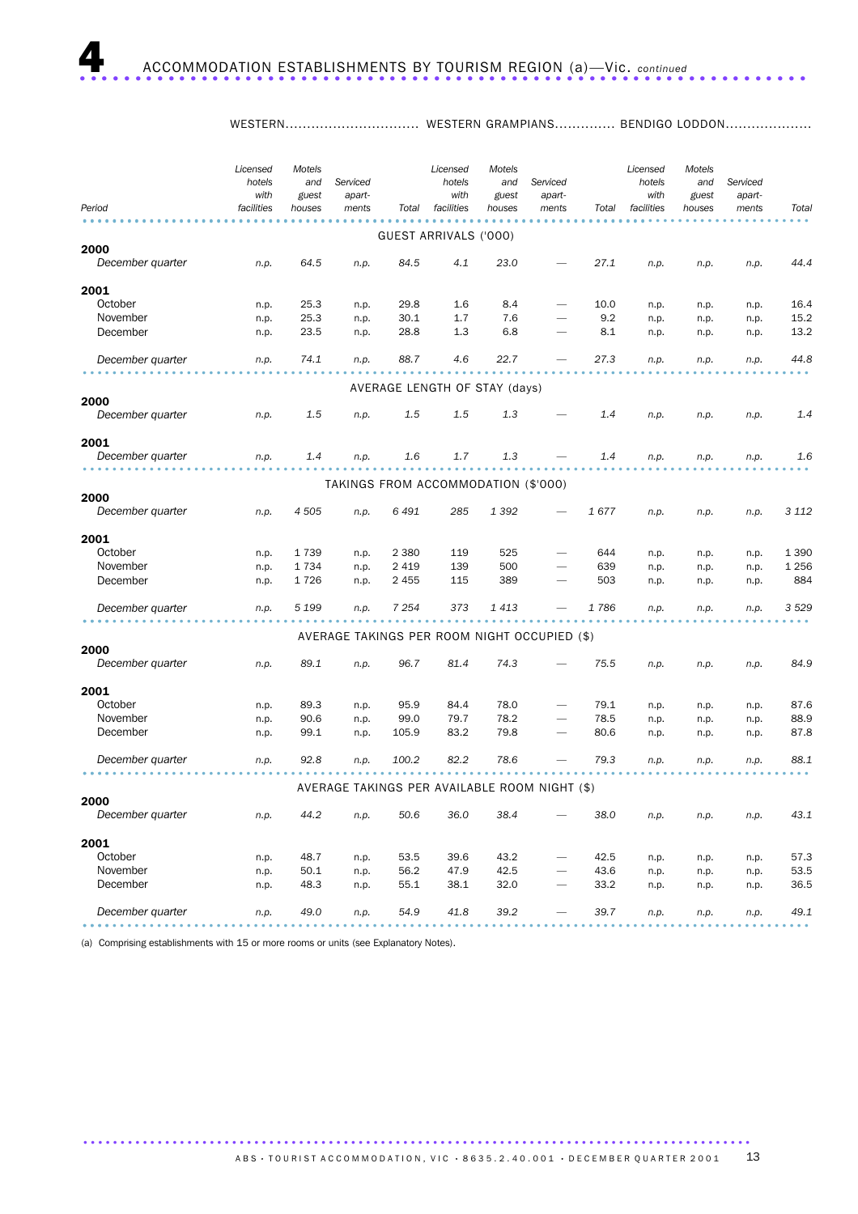# 4 ACCOMMODATION ESTABLISHMENTS BY TOURISM REGION (a)—Vic. *continued*

| Period | WESTERN | | | | WESTERN GRAMPIANS | | | | BENDIGO LODDON | | | |
|---|---|---|---|---|---|---|---|---|---|---|---|---|
| | *Licensed hotels with facilities* | *Motels and guest houses* | *Serviced apart-ments* | *Total* | *Licensed hotels with facilities* | *Motels and guest houses* | *Serviced apart-ments* | *Total* | *Licensed hotels with facilities* | *Motels and guest houses* | *Serviced apart-ments* | *Total* |
| **GUEST ARRIVALS ('000)** | | | | | | | | | | | | |
| **2000** | | | | | | | | | | | | |
| *December quarter* | *n.p.* | *64.5* | *n.p.* | *84.5* | *4.1* | *23.0* | — | *27.1* | *n.p.* | *n.p.* | *n.p.* | *44.4* |
| **2001** | | | | | | | | | | | | |
| October | n.p. | 25.3 | n.p. | 29.8 | 1.6 | 8.4 | — | 10.0 | n.p. | n.p. | n.p. | 16.4 |
| November | n.p. | 25.3 | n.p. | 30.1 | 1.7 | 7.6 | — | 9.2 | n.p. | n.p. | n.p. | 15.2 |
| December | n.p. | 23.5 | n.p. | 28.8 | 1.3 | 6.8 | — | 8.1 | n.p. | n.p. | n.p. | 13.2 |
| *December quarter* | *n.p.* | *74.1* | *n.p.* | *88.7* | *4.6* | *22.7* | — | *27.3* | *n.p.* | *n.p.* | *n.p.* | *44.8* |
| **AVERAGE LENGTH OF STAY (days)** | | | | | | | | | | | | |
| **2000** | | | | | | | | | | | | |
| *December quarter* | *n.p.* | *1.5* | *n.p.* | *1.5* | *1.5* | *1.3* | — | *1.4* | *n.p.* | *n.p.* | *n.p.* | *1.4* |
| **2001** | | | | | | | | | | | | |
| *December quarter* | *n.p.* | *1.4* | *n.p.* | *1.6* | *1.7* | *1.3* | — | *1.4* | *n.p.* | *n.p.* | *n.p.* | *1.6* |
| **TAKINGS FROM ACCOMMODATION ($'000)** | | | | | | | | | | | | |
| **2000** | | | | | | | | | | | | |
| *December quarter* | *n.p.* | *4 505* | *n.p.* | *6 491* | *285* | *1 392* | — | *1 677* | *n.p.* | *n.p.* | *n.p.* | *3 112* |
| **2001** | | | | | | | | | | | | |
| October | n.p. | 1 739 | n.p. | 2 380 | 119 | 525 | — | 644 | n.p. | n.p. | n.p. | 1 390 |
| November | n.p. | 1 734 | n.p. | 2 419 | 139 | 500 | — | 639 | n.p. | n.p. | n.p. | 1 256 |
| December | n.p. | 1 726 | n.p. | 2 455 | 115 | 389 | — | 503 | n.p. | n.p. | n.p. | 884 |
| *December quarter* | *n.p.* | *5 199* | *n.p.* | *7 254* | *373* | *1 413* | — | *1 786* | *n.p.* | *n.p.* | *n.p.* | *3 529* |
| **AVERAGE TAKINGS PER ROOM NIGHT OCCUPIED ($)** | | | | | | | | | | | | |
| **2000** | | | | | | | | | | | | |
| *December quarter* | *n.p.* | *89.1* | *n.p.* | *96.7* | *81.4* | *74.3* | — | *75.5* | *n.p.* | *n.p.* | *n.p.* | *84.9* |
| **2001** | | | | | | | | | | | | |
| October | n.p. | 89.3 | n.p. | 95.9 | 84.4 | 78.0 | — | 79.1 | n.p. | n.p. | n.p. | 87.6 |
| November | n.p. | 90.6 | n.p. | 99.0 | 79.7 | 78.2 | — | 78.5 | n.p. | n.p. | n.p. | 88.9 |
| December | n.p. | 99.1 | n.p. | 105.9 | 83.2 | 79.8 | — | 80.6 | n.p. | n.p. | n.p. | 87.8 |
| *December quarter* | *n.p.* | *92.8* | *n.p.* | *100.2* | *82.2* | *78.6* | — | *79.3* | *n.p.* | *n.p.* | *n.p.* | *88.1* |
| **AVERAGE TAKINGS PER AVAILABLE ROOM NIGHT ($)** | | | | | | | | | | | | |
| **2000** | | | | | | | | | | | | |
| *December quarter* | *n.p.* | *44.2* | *n.p.* | *50.6* | *36.0* | *38.4* | — | *38.0* | *n.p.* | *n.p.* | *n.p.* | *43.1* |
| **2001** | | | | | | | | | | | | |
| October | n.p. | 48.7 | n.p. | 53.5 | 39.6 | 43.2 | — | 42.5 | n.p. | n.p. | n.p. | 57.3 |
| November | n.p. | 50.1 | n.p. | 56.2 | 47.9 | 42.5 | — | 43.6 | n.p. | n.p. | n.p. | 53.5 |
| December | n.p. | 48.3 | n.p. | 55.1 | 38.1 | 32.0 | — | 33.2 | n.p. | n.p. | n.p. | 36.5 |
| *December quarter* | *n.p.* | *49.0* | *n.p.* | *54.9* | *41.8* | *39.2* | — | *39.7* | *n.p.* | *n.p.* | *n.p.* | *49.1* |

(a) Comprising establishments with 15 or more rooms or units (see Explanatory Notes).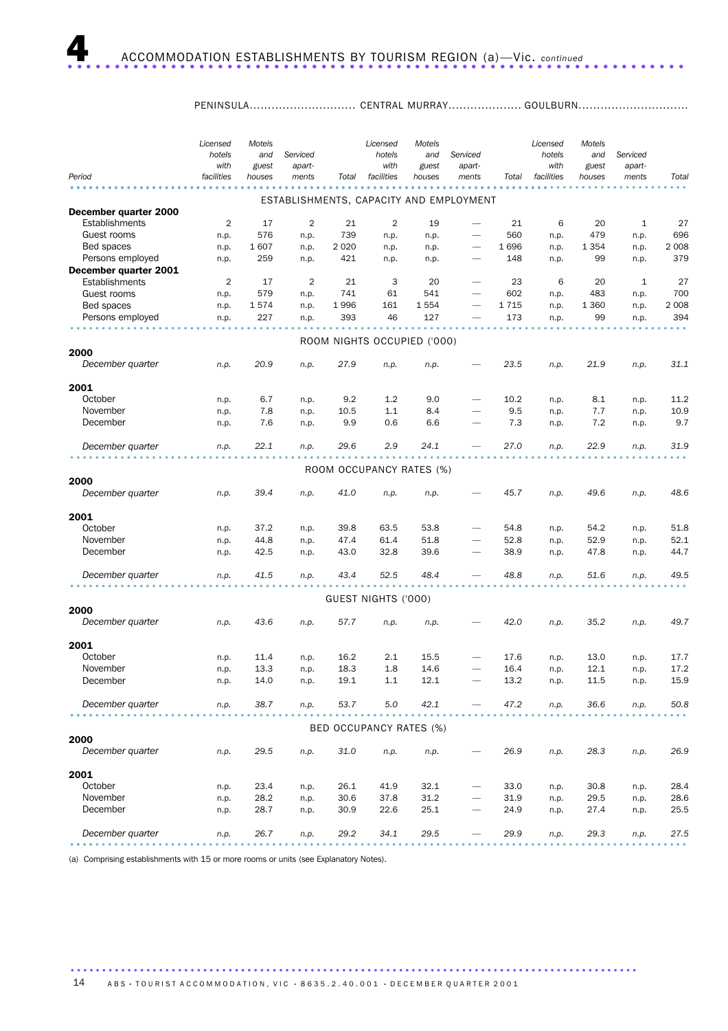# 4 ACCOMMODATION ESTABLISHMENTS BY TOURISM REGION (a)—Vic. *continued*

| Period | PENINSULA | | | | CENTRAL MURRAY | | | | GOULBURN | | | |
|---|---|---|---|---|---|---|---|---|---|---|---|---|
| | *Licensed hotels with facilities* | *Motels and guest houses* | *Serviced apart-ments* | *Total* | *Licensed hotels with facilities* | *Motels and guest houses* | *Serviced apart-ments* | *Total* | *Licensed hotels with facilities* | *Motels and guest houses* | *Serviced apart-ments* | *Total* |
| | ESTABLISHMENTS, CAPACITY AND EMPLOYMENT | | | | | | | | | | | |
| **December quarter 2000** | | | | | | | | | | | | |
| Establishments | 2 | 17 | 2 | 21 | 2 | 19 | — | 21 | 6 | 20 | 1 | 27 |
| Guest rooms | n.p. | 576 | n.p. | 739 | n.p. | n.p. | — | 560 | n.p. | 479 | n.p. | 696 |
| Bed spaces | n.p. | 1 607 | n.p. | 2 020 | n.p. | n.p. | — | 1 696 | n.p. | 1 354 | n.p. | 2 008 |
| Persons employed | n.p. | 259 | n.p. | 421 | n.p. | n.p. | — | 148 | n.p. | 99 | n.p. | 379 |
| **December quarter 2001** | | | | | | | | | | | | |
| Establishments | 2 | 17 | 2 | 21 | 3 | 20 | — | 23 | 6 | 20 | 1 | 27 |
| Guest rooms | n.p. | 579 | n.p. | 741 | 61 | 541 | — | 602 | n.p. | 483 | n.p. | 700 |
| Bed spaces | n.p. | 1 574 | n.p. | 1 996 | 161 | 1 554 | — | 1 715 | n.p. | 1 360 | n.p. | 2 008 |
| Persons employed | n.p. | 227 | n.p. | 393 | 46 | 127 | — | 173 | n.p. | 99 | n.p. | 394 |
| | ROOM NIGHTS OCCUPIED ('000) | | | | | | | | | | | |
| **2000** | | | | | | | | | | | | |
| *December quarter* | *n.p.* | *20.9* | *n.p.* | *27.9* | *n.p.* | *n.p.* | — | *23.5* | *n.p.* | *21.9* | *n.p.* | *31.1* |
| **2001** | | | | | | | | | | | | |
| October | n.p. | 6.7 | n.p. | 9.2 | 1.2 | 9.0 | — | 10.2 | n.p. | 8.1 | n.p. | 11.2 |
| November | n.p. | 7.8 | n.p. | 10.5 | 1.1 | 8.4 | — | 9.5 | n.p. | 7.7 | n.p. | 10.9 |
| December | n.p. | 7.6 | n.p. | 9.9 | 0.6 | 6.6 | — | 7.3 | n.p. | 7.2 | n.p. | 9.7 |
| *December quarter* | *n.p.* | *22.1* | *n.p.* | *29.6* | *2.9* | *24.1* | — | *27.0* | *n.p.* | *22.9* | *n.p.* | *31.9* |
| | ROOM OCCUPANCY RATES (%) | | | | | | | | | | | |
| **2000** | | | | | | | | | | | | |
| *December quarter* | *n.p.* | *39.4* | *n.p.* | *41.0* | *n.p.* | *n.p.* | — | *45.7* | *n.p.* | *49.6* | *n.p.* | *48.6* |
| **2001** | | | | | | | | | | | | |
| October | n.p. | 37.2 | n.p. | 39.8 | 63.5 | 53.8 | — | 54.8 | n.p. | 54.2 | n.p. | 51.8 |
| November | n.p. | 44.8 | n.p. | 47.4 | 61.4 | 51.8 | — | 52.8 | n.p. | 52.9 | n.p. | 52.1 |
| December | n.p. | 42.5 | n.p. | 43.0 | 32.8 | 39.6 | — | 38.9 | n.p. | 47.8 | n.p. | 44.7 |
| *December quarter* | *n.p.* | *41.5* | *n.p.* | *43.4* | *52.5* | *48.4* | — | *48.8* | *n.p.* | *51.6* | *n.p.* | *49.5* |
| | GUEST NIGHTS ('000) | | | | | | | | | | | |
| **2000** | | | | | | | | | | | | |
| *December quarter* | *n.p.* | *43.6* | *n.p.* | *57.7* | *n.p.* | *n.p.* | — | *42.0* | *n.p.* | *35.2* | *n.p.* | *49.7* |
| **2001** | | | | | | | | | | | | |
| October | n.p. | 11.4 | n.p. | 16.2 | 2.1 | 15.5 | — | 17.6 | n.p. | 13.0 | n.p. | 17.7 |
| November | n.p. | 13.3 | n.p. | 18.3 | 1.8 | 14.6 | — | 16.4 | n.p. | 12.1 | n.p. | 17.2 |
| December | n.p. | 14.0 | n.p. | 19.1 | 1.1 | 12.1 | — | 13.2 | n.p. | 11.5 | n.p. | 15.9 |
| *December quarter* | *n.p.* | *38.7* | *n.p.* | *53.7* | *5.0* | *42.1* | — | *47.2* | *n.p.* | *36.6* | *n.p.* | *50.8* |
| | BED OCCUPANCY RATES (%) | | | | | | | | | | | |
| **2000** | | | | | | | | | | | | |
| *December quarter* | *n.p.* | *29.5* | *n.p.* | *31.0* | *n.p.* | *n.p.* | — | *26.9* | *n.p.* | *28.3* | *n.p.* | *26.9* |
| **2001** | | | | | | | | | | | | |
| October | n.p. | 23.4 | n.p. | 26.1 | 41.9 | 32.1 | — | 33.0 | n.p. | 30.8 | n.p. | 28.4 |
| November | n.p. | 28.2 | n.p. | 30.6 | 37.8 | 31.2 | — | 31.9 | n.p. | 29.5 | n.p. | 28.6 |
| December | n.p. | 28.7 | n.p. | 30.9 | 22.6 | 25.1 | — | 24.9 | n.p. | 27.4 | n.p. | 25.5 |
| *December quarter* | *n.p.* | *26.7* | *n.p.* | *29.2* | *34.1* | *29.5* | — | *29.9* | *n.p.* | *29.3* | *n.p.* | *27.5* |

(a) Comprising establishments with 15 or more rooms or units (see Explanatory Notes).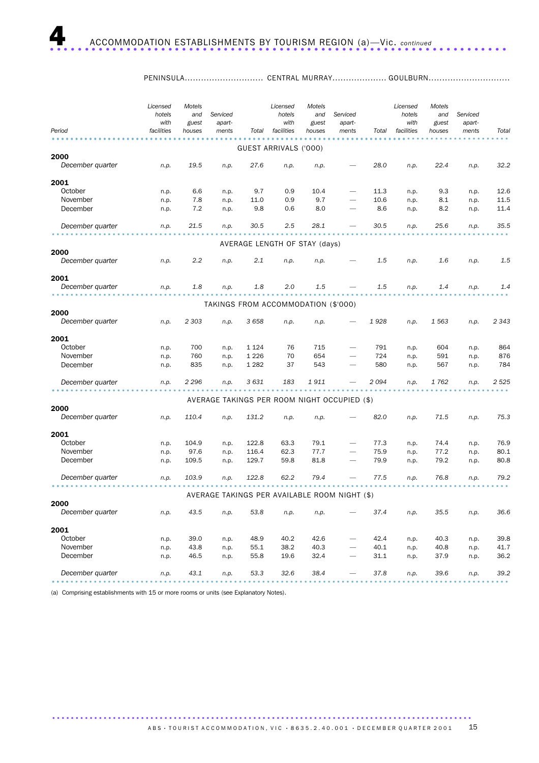# 4 ACCOMMODATION ESTABLISHMENTS BY TOURISM REGION (a)—Vic. *continued*

| Period | PENINSULA | | | | CENTRAL MURRAY | | | | GOULBURN | | | |
|---|---|---|---|---|---|---|---|---|---|---|---|---|
| | *Licensed hotels with facilities* | *Motels and guest houses* | *Serviced apart-ments* | *Total* | *Licensed hotels with facilities* | *Motels and guest houses* | *Serviced apart-ments* | *Total* | *Licensed hotels with facilities* | *Motels and guest houses* | *Serviced apart-ments* | *Total* |
| | | | | | **GUEST ARRIVALS ('000)** | | | | | | | |
| **2000** | | | | | | | | | | | | |
| *December quarter* | *n.p.* | *19.5* | *n.p.* | *27.6* | *n.p.* | *n.p.* | *—* | *28.0* | *n.p.* | *22.4* | *n.p.* | *32.2* |
| **2001** | | | | | | | | | | | | |
| October | n.p. | 6.6 | n.p. | 9.7 | 0.9 | 10.4 | — | 11.3 | n.p. | 9.3 | n.p. | 12.6 |
| November | n.p. | 7.8 | n.p. | 11.0 | 0.9 | 9.7 | — | 10.6 | n.p. | 8.1 | n.p. | 11.5 |
| December | n.p. | 7.2 | n.p. | 9.8 | 0.6 | 8.0 | — | 8.6 | n.p. | 8.2 | n.p. | 11.4 |
| *December quarter* | *n.p.* | *21.5* | *n.p.* | *30.5* | *2.5* | *28.1* | *—* | *30.5* | *n.p.* | *25.6* | *n.p.* | *35.5* |
| | | | | | **AVERAGE LENGTH OF STAY (days)** | | | | | | | |
| **2000** | | | | | | | | | | | | |
| *December quarter* | *n.p.* | *2.2* | *n.p.* | *2.1* | *n.p.* | *n.p.* | *—* | *1.5* | *n.p.* | *1.6* | *n.p.* | *1.5* |
| **2001** | | | | | | | | | | | | |
| *December quarter* | *n.p.* | *1.8* | *n.p.* | *1.8* | *2.0* | *1.5* | *—* | *1.5* | *n.p.* | *1.4* | *n.p.* | *1.4* |
| | | | | | **TAKINGS FROM ACCOMMODATION ($'000)** | | | | | | | |
| **2000** | | | | | | | | | | | | |
| *December quarter* | *n.p.* | *2 303* | *n.p.* | *3 658* | *n.p.* | *n.p.* | *—* | *1 928* | *n.p.* | *1 563* | *n.p.* | *2 343* |
| **2001** | | | | | | | | | | | | |
| October | n.p. | 700 | n.p. | 1 124 | 76 | 715 | — | 791 | n.p. | 604 | n.p. | 864 |
| November | n.p. | 760 | n.p. | 1 226 | 70 | 654 | — | 724 | n.p. | 591 | n.p. | 876 |
| December | n.p. | 835 | n.p. | 1 282 | 37 | 543 | — | 580 | n.p. | 567 | n.p. | 784 |
| *December quarter* | *n.p.* | *2 296* | *n.p.* | *3 631* | *183* | *1 911* | *—* | *2 094* | *n.p.* | *1 762* | *n.p.* | *2 525* |
| | | | | | **AVERAGE TAKINGS PER ROOM NIGHT OCCUPIED ($)** | | | | | | | |
| **2000** | | | | | | | | | | | | |
| *December quarter* | *n.p.* | *110.4* | *n.p.* | *131.2* | *n.p.* | *n.p.* | *—* | *82.0* | *n.p.* | *71.5* | *n.p.* | *75.3* |
| **2001** | | | | | | | | | | | | |
| October | n.p. | 104.9 | n.p. | 122.8 | 63.3 | 79.1 | — | 77.3 | n.p. | 74.4 | n.p. | 76.9 |
| November | n.p. | 97.6 | n.p. | 116.4 | 62.3 | 77.7 | — | 75.9 | n.p. | 77.2 | n.p. | 80.1 |
| December | n.p. | 109.5 | n.p. | 129.7 | 59.8 | 81.8 | — | 79.9 | n.p. | 79.2 | n.p. | 80.8 |
| *December quarter* | *n.p.* | *103.9* | *n.p.* | *122.8* | *62.2* | *79.4* | *—* | *77.5* | *n.p.* | *76.8* | *n.p.* | *79.2* |
| | | | | | **AVERAGE TAKINGS PER AVAILABLE ROOM NIGHT ($)** | | | | | | | |
| **2000** | | | | | | | | | | | | |
| *December quarter* | *n.p.* | *43.5* | *n.p.* | *53.8* | *n.p.* | *n.p.* | *—* | *37.4* | *n.p.* | *35.5* | *n.p.* | *36.6* |
| **2001** | | | | | | | | | | | | |
| October | n.p. | 39.0 | n.p. | 48.9 | 40.2 | 42.6 | — | 42.4 | n.p. | 40.3 | n.p. | 39.8 |
| November | n.p. | 43.8 | n.p. | 55.1 | 38.2 | 40.3 | — | 40.1 | n.p. | 40.8 | n.p. | 41.7 |
| December | n.p. | 46.5 | n.p. | 55.8 | 19.6 | 32.4 | — | 31.1 | n.p. | 37.9 | n.p. | 36.2 |
| *December quarter* | *n.p.* | *43.1* | *n.p.* | *53.3* | *32.6* | *38.4* | *—* | *37.8* | *n.p.* | *39.6* | *n.p.* | *39.2* |

(a) Comprising establishments with 15 or more rooms or units (see Explanatory Notes).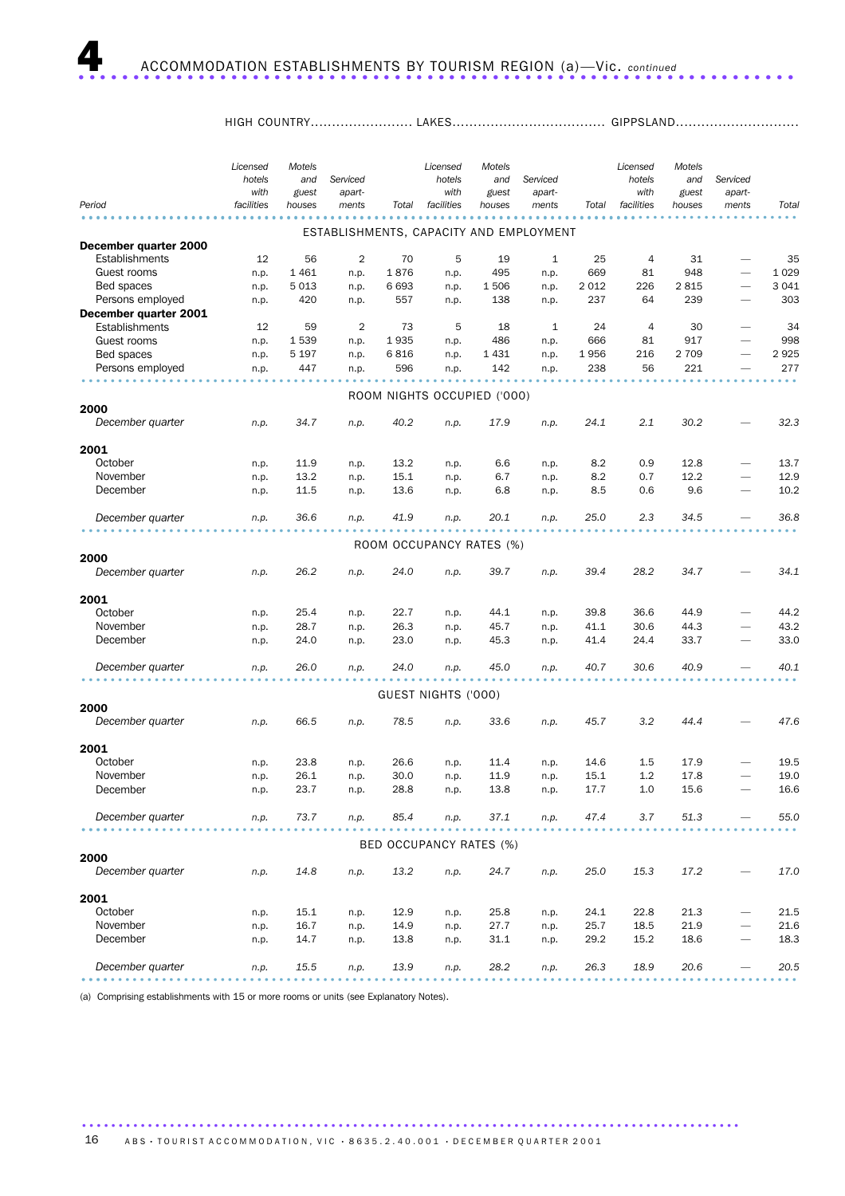# 4 ACCOMMODATION ESTABLISHMENTS BY TOURISM REGION (a)—Vic. *continued*

| Period | HIGH COUNTRY | | | | LAKES | | | | GIPPSLAND | | | |
|---|---|---|---|---|---|---|---|---|---|---|---|---|
| | *Licensed hotels with facilities* | *Motels and guest houses* | *Serviced apart-ments* | *Total* | *Licensed hotels with facilities* | *Motels and guest houses* | *Serviced apart-ments* | *Total* | *Licensed hotels with facilities* | *Motels and guest houses* | *Serviced apart-ments* | *Total* |
| | | | | | | | | | | | | |
| **ESTABLISHMENTS, CAPACITY AND EMPLOYMENT** | | | | | | | | | | | | |
| **December quarter 2000** | | | | | | | | | | | | |
| Establishments | 12 | 56 | 2 | 70 | 5 | 19 | 1 | 25 | 4 | 31 | — | 35 |
| Guest rooms | n.p. | 1 461 | n.p. | 1 876 | n.p. | 495 | n.p. | 669 | 81 | 948 | — | 1 029 |
| Bed spaces | n.p. | 5 013 | n.p. | 6 693 | n.p. | 1 506 | n.p. | 2 012 | 226 | 2 815 | — | 3 041 |
| Persons employed | n.p. | 420 | n.p. | 557 | n.p. | 138 | n.p. | 237 | 64 | 239 | — | 303 |
| **December quarter 2001** | | | | | | | | | | | | |
| Establishments | 12 | 59 | 2 | 73 | 5 | 18 | 1 | 24 | 4 | 30 | — | 34 |
| Guest rooms | n.p. | 1 539 | n.p. | 1 935 | n.p. | 486 | n.p. | 666 | 81 | 917 | — | 998 |
| Bed spaces | n.p. | 5 197 | n.p. | 6 816 | n.p. | 1 431 | n.p. | 1 956 | 216 | 2 709 | — | 2 925 |
| Persons employed | n.p. | 447 | n.p. | 596 | n.p. | 142 | n.p. | 238 | 56 | 221 | — | 277 |
| **ROOM NIGHTS OCCUPIED ('000)** | | | | | | | | | | | | |
| **2000** | | | | | | | | | | | | |
| *December quarter* | *n.p.* | *34.7* | *n.p.* | *40.2* | *n.p.* | *17.9* | *n.p.* | *24.1* | *2.1* | *30.2* | — | *32.3* |
| **2001** | | | | | | | | | | | | |
| October | n.p. | 11.9 | n.p. | 13.2 | n.p. | 6.6 | n.p. | 8.2 | 0.9 | 12.8 | — | 13.7 |
| November | n.p. | 13.2 | n.p. | 15.1 | n.p. | 6.7 | n.p. | 8.2 | 0.7 | 12.2 | — | 12.9 |
| December | n.p. | 11.5 | n.p. | 13.6 | n.p. | 6.8 | n.p. | 8.5 | 0.6 | 9.6 | — | 10.2 |
| *December quarter* | *n.p.* | *36.6* | *n.p.* | *41.9* | *n.p.* | *20.1* | *n.p.* | *25.0* | *2.3* | *34.5* | — | *36.8* |
| **ROOM OCCUPANCY RATES (%)** | | | | | | | | | | | | |
| **2000** | | | | | | | | | | | | |
| *December quarter* | *n.p.* | *26.2* | *n.p.* | *24.0* | *n.p.* | *39.7* | *n.p.* | *39.4* | *28.2* | *34.7* | — | *34.1* |
| **2001** | | | | | | | | | | | | |
| October | n.p. | 25.4 | n.p. | 22.7 | n.p. | 44.1 | n.p. | 39.8 | 36.6 | 44.9 | — | 44.2 |
| November | n.p. | 28.7 | n.p. | 26.3 | n.p. | 45.7 | n.p. | 41.1 | 30.6 | 44.3 | — | 43.2 |
| December | n.p. | 24.0 | n.p. | 23.0 | n.p. | 45.3 | n.p. | 41.4 | 24.4 | 33.7 | — | 33.0 |
| *December quarter* | *n.p.* | *26.0* | *n.p.* | *24.0* | *n.p.* | *45.0* | *n.p.* | *40.7* | *30.6* | *40.9* | — | *40.1* |
| **GUEST NIGHTS ('000)** | | | | | | | | | | | | |
| **2000** | | | | | | | | | | | | |
| *December quarter* | *n.p.* | *66.5* | *n.p.* | *78.5* | *n.p.* | *33.6* | *n.p.* | *45.7* | *3.2* | *44.4* | — | *47.6* |
| **2001** | | | | | | | | | | | | |
| October | n.p. | 23.8 | n.p. | 26.6 | n.p. | 11.4 | n.p. | 14.6 | 1.5 | 17.9 | — | 19.5 |
| November | n.p. | 26.1 | n.p. | 30.0 | n.p. | 11.9 | n.p. | 15.1 | 1.2 | 17.8 | — | 19.0 |
| December | n.p. | 23.7 | n.p. | 28.8 | n.p. | 13.8 | n.p. | 17.7 | 1.0 | 15.6 | — | 16.6 |
| *December quarter* | *n.p.* | *73.7* | *n.p.* | *85.4* | *n.p.* | *37.1* | *n.p.* | *47.4* | *3.7* | *51.3* | — | *55.0* |
| **BED OCCUPANCY RATES (%)** | | | | | | | | | | | | |
| **2000** | | | | | | | | | | | | |
| *December quarter* | *n.p.* | *14.8* | *n.p.* | *13.2* | *n.p.* | *24.7* | *n.p.* | *25.0* | *15.3* | *17.2* | — | *17.0* |
| **2001** | | | | | | | | | | | | |
| October | n.p. | 15.1 | n.p. | 12.9 | n.p. | 25.8 | n.p. | 24.1 | 22.8 | 21.3 | — | 21.5 |
| November | n.p. | 16.7 | n.p. | 14.9 | n.p. | 27.7 | n.p. | 25.7 | 18.5 | 21.9 | — | 21.6 |
| December | n.p. | 14.7 | n.p. | 13.8 | n.p. | 31.1 | n.p. | 29.2 | 15.2 | 18.6 | — | 18.3 |
| *December quarter* | *n.p.* | *15.5* | *n.p.* | *13.9* | *n.p.* | *28.2* | *n.p.* | *26.3* | *18.9* | *20.6* | — | *20.5* |

(a) Comprising establishments with 15 or more rooms or units (see Explanatory Notes).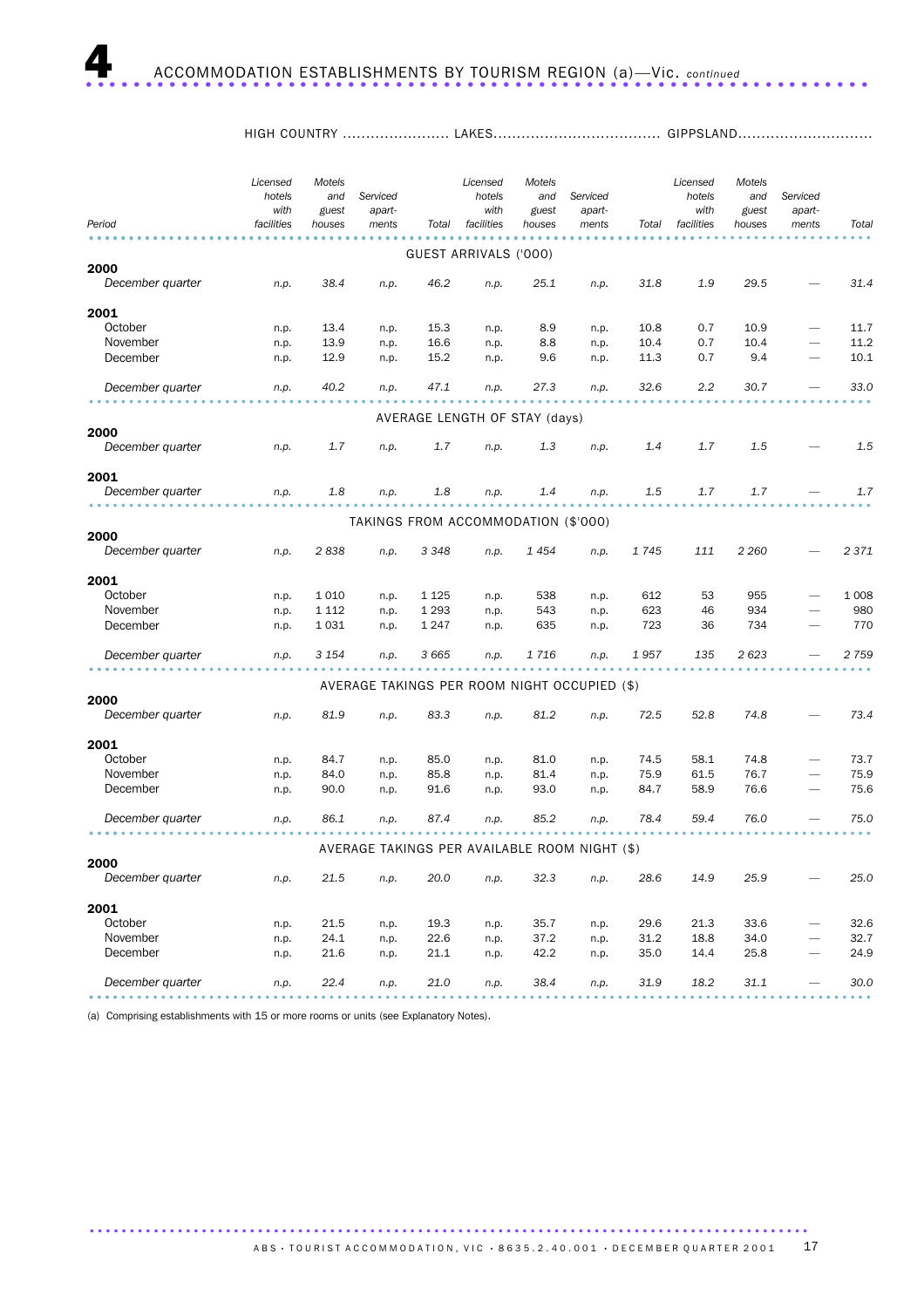# 4 ACCOMMODATION ESTABLISHMENTS BY TOURISM REGION (a)—Vic. *continued*

| Period | HIGH COUNTRY Licensed hotels with facilities | Motels and guest houses | Serviced apart-ments | Total | LAKES Licensed hotels with facilities | Motels and guest houses | Serviced apart-ments | Total | GIPPSLAND Licensed hotels with facilities | Motels and guest houses | Serviced apart-ments | Total |
|---|---|---|---|---|---|---|---|---|---|---|---|---|
| **GUEST ARRIVALS ('000)** | | | | | | | | | | | | |
| **2000** | | | | | | | | | | | | |
| *December quarter* | *n.p.* | *38.4* | *n.p.* | *46.2* | *n.p.* | *25.1* | *n.p.* | *31.8* | *1.9* | *29.5* | *—* | *31.4* |
| **2001** | | | | | | | | | | | | |
| October | n.p. | 13.4 | n.p. | 15.3 | n.p. | 8.9 | n.p. | 10.8 | 0.7 | 10.9 | — | 11.7 |
| November | n.p. | 13.9 | n.p. | 16.6 | n.p. | 8.8 | n.p. | 10.4 | 0.7 | 10.4 | — | 11.2 |
| December | n.p. | 12.9 | n.p. | 15.2 | n.p. | 9.6 | n.p. | 11.3 | 0.7 | 9.4 | — | 10.1 |
| *December quarter* | *n.p.* | *40.2* | *n.p.* | *47.1* | *n.p.* | *27.3* | *n.p.* | *32.6* | *2.2* | *30.7* | *—* | *33.0* |
| **AVERAGE LENGTH OF STAY (days)** | | | | | | | | | | | | |
| **2000** | | | | | | | | | | | | |
| *December quarter* | *n.p.* | *1.7* | *n.p.* | *1.7* | *n.p.* | *1.3* | *n.p.* | *1.4* | *1.7* | *1.5* | *—* | *1.5* |
| **2001** | | | | | | | | | | | | |
| *December quarter* | *n.p.* | *1.8* | *n.p.* | *1.8* | *n.p.* | *1.4* | *n.p.* | *1.5* | *1.7* | *1.7* | *—* | *1.7* |
| **TAKINGS FROM ACCOMMODATION ($'000)** | | | | | | | | | | | | |
| **2000** | | | | | | | | | | | | |
| *December quarter* | *n.p.* | *2 838* | *n.p.* | *3 348* | *n.p.* | *1 454* | *n.p.* | *1 745* | *111* | *2 260* | *—* | *2 371* |
| **2001** | | | | | | | | | | | | |
| October | n.p. | 1 010 | n.p. | 1 125 | n.p. | 538 | n.p. | 612 | 53 | 955 | — | 1 008 |
| November | n.p. | 1 112 | n.p. | 1 293 | n.p. | 543 | n.p. | 623 | 46 | 934 | — | 980 |
| December | n.p. | 1 031 | n.p. | 1 247 | n.p. | 635 | n.p. | 723 | 36 | 734 | — | 770 |
| *December quarter* | *n.p.* | *3 154* | *n.p.* | *3 665* | *n.p.* | *1 716* | *n.p.* | *1 957* | *135* | *2 623* | *—* | *2 759* |
| **AVERAGE TAKINGS PER ROOM NIGHT OCCUPIED ($)** | | | | | | | | | | | | |
| **2000** | | | | | | | | | | | | |
| *December quarter* | *n.p.* | *81.9* | *n.p.* | *83.3* | *n.p.* | *81.2* | *n.p.* | *72.5* | *52.8* | *74.8* | *—* | *73.4* |
| **2001** | | | | | | | | | | | | |
| October | n.p. | 84.7 | n.p. | 85.0 | n.p. | 81.0 | n.p. | 74.5 | 58.1 | 74.8 | — | 73.7 |
| November | n.p. | 84.0 | n.p. | 85.8 | n.p. | 81.4 | n.p. | 75.9 | 61.5 | 76.7 | — | 75.9 |
| December | n.p. | 90.0 | n.p. | 91.6 | n.p. | 93.0 | n.p. | 84.7 | 58.9 | 76.6 | — | 75.6 |
| *December quarter* | *n.p.* | *86.1* | *n.p.* | *87.4* | *n.p.* | *85.2* | *n.p.* | *78.4* | *59.4* | *76.0* | *—* | *75.0* |
| **AVERAGE TAKINGS PER AVAILABLE ROOM NIGHT ($)** | | | | | | | | | | | | |
| **2000** | | | | | | | | | | | | |
| *December quarter* | *n.p.* | *21.5* | *n.p.* | *20.0* | *n.p.* | *32.3* | *n.p.* | *28.6* | *14.9* | *25.9* | *—* | *25.0* |
| **2001** | | | | | | | | | | | | |
| October | n.p. | 21.5 | n.p. | 19.3 | n.p. | 35.7 | n.p. | 29.6 | 21.3 | 33.6 | — | 32.6 |
| November | n.p. | 24.1 | n.p. | 22.6 | n.p. | 37.2 | n.p. | 31.2 | 18.8 | 34.0 | — | 32.7 |
| December | n.p. | 21.6 | n.p. | 21.1 | n.p. | 42.2 | n.p. | 35.0 | 14.4 | 25.8 | — | 24.9 |
| *December quarter* | *n.p.* | *22.4* | *n.p.* | *21.0* | *n.p.* | *38.4* | *n.p.* | *31.9* | *18.2* | *31.1* | *—* | *30.0* |

(a) Comprising establishments with 15 or more rooms or units (see Explanatory Notes).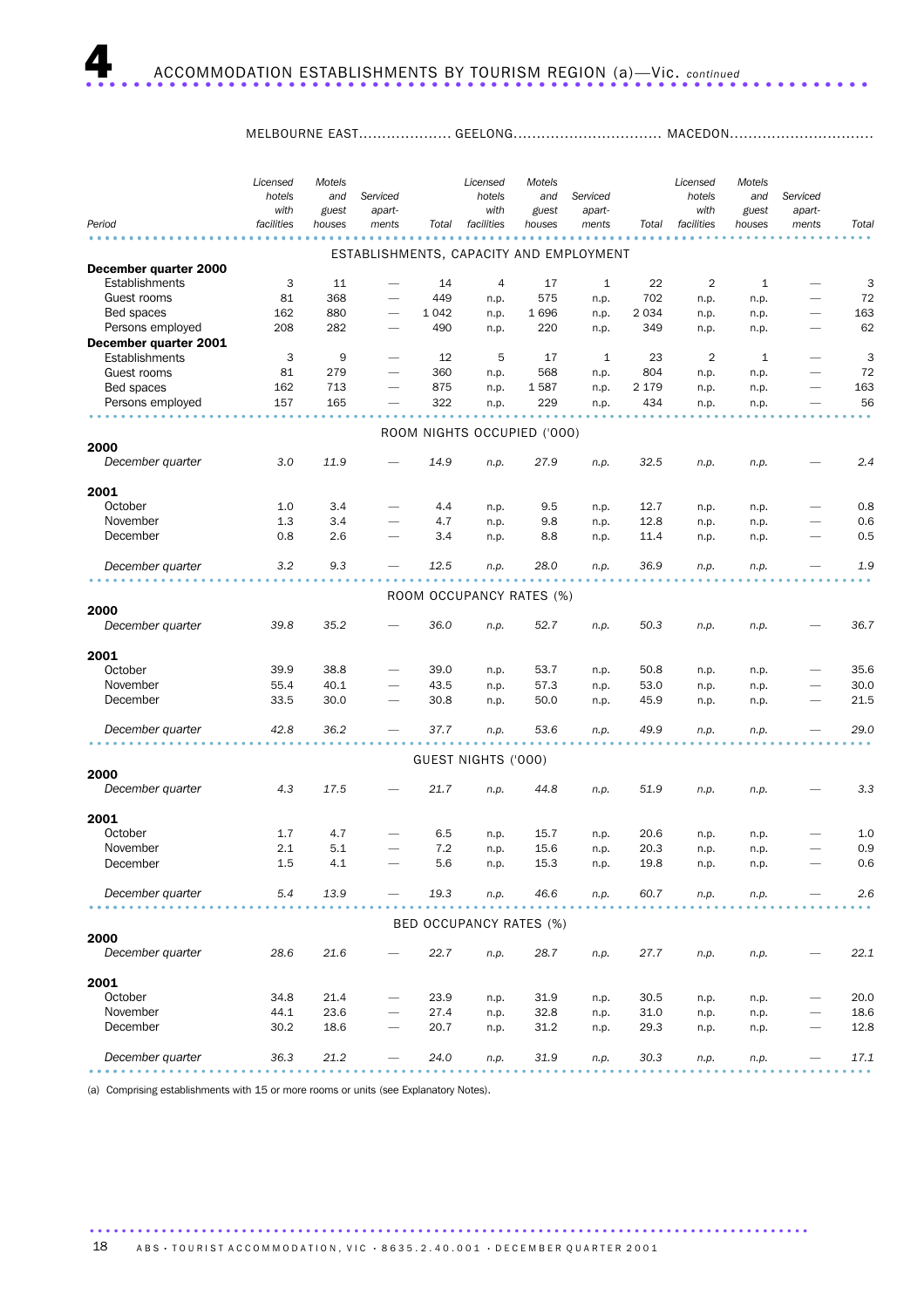# 4 ACCOMMODATION ESTABLISHMENTS BY TOURISM REGION (a)—Vic. *continued*

| Period | MELBOURNE EAST | | | | GEELONG | | | | MACEDON | | | |
|---|---|---|---|---|---|---|---|---|---|---|---|---|
| | *Licensed hotels with facilities* | *Motels and guest houses* | *Serviced apart-ments* | *Total* | *Licensed hotels with facilities* | *Motels and guest houses* | *Serviced apart-ments* | *Total* | *Licensed hotels with facilities* | *Motels and guest houses* | *Serviced apart-ments* | *Total* |
| | | | | | ESTABLISHMENTS, CAPACITY AND EMPLOYMENT | | | | | | | |
| **December quarter 2000** | | | | | | | | | | | | |
| Establishments | 3 | 11 | — | 14 | 4 | 17 | 1 | 22 | 2 | 1 | — | 3 |
| Guest rooms | 81 | 368 | — | 449 | n.p. | 575 | n.p. | 702 | n.p. | n.p. | — | 72 |
| Bed spaces | 162 | 880 | — | 1 042 | n.p. | 1 696 | n.p. | 2 034 | n.p. | n.p. | — | 163 |
| Persons employed | 208 | 282 | — | 490 | n.p. | 220 | n.p. | 349 | n.p. | n.p. | — | 62 |
| **December quarter 2001** | | | | | | | | | | | | |
| Establishments | 3 | 9 | — | 12 | 5 | 17 | 1 | 23 | 2 | 1 | — | 3 |
| Guest rooms | 81 | 279 | — | 360 | n.p. | 568 | n.p. | 804 | n.p. | n.p. | — | 72 |
| Bed spaces | 162 | 713 | — | 875 | n.p. | 1 587 | n.p. | 2 179 | n.p. | n.p. | — | 163 |
| Persons employed | 157 | 165 | — | 322 | n.p. | 229 | n.p. | 434 | n.p. | n.p. | — | 56 |
| | | | | | ROOM NIGHTS OCCUPIED ('000) | | | | | | | |
| **2000** | | | | | | | | | | | | |
| *December quarter* | *3.0* | *11.9* | — | *14.9* | *n.p.* | *27.9* | *n.p.* | *32.5* | *n.p.* | *n.p.* | — | *2.4* |
| **2001** | | | | | | | | | | | | |
| October | 1.0 | 3.4 | — | 4.4 | n.p. | 9.5 | n.p. | 12.7 | n.p. | n.p. | — | 0.8 |
| November | 1.3 | 3.4 | — | 4.7 | n.p. | 9.8 | n.p. | 12.8 | n.p. | n.p. | — | 0.6 |
| December | 0.8 | 2.6 | — | 3.4 | n.p. | 8.8 | n.p. | 11.4 | n.p. | n.p. | — | 0.5 |
| *December quarter* | *3.2* | *9.3* | — | *12.5* | *n.p.* | *28.0* | *n.p.* | *36.9* | *n.p.* | *n.p.* | — | *1.9* |
| | | | | | ROOM OCCUPANCY RATES (%) | | | | | | | |
| **2000** | | | | | | | | | | | | |
| *December quarter* | *39.8* | *35.2* | — | *36.0* | *n.p.* | *52.7* | *n.p.* | *50.3* | *n.p.* | *n.p.* | — | *36.7* |
| **2001** | | | | | | | | | | | | |
| October | 39.9 | 38.8 | — | 39.0 | n.p. | 53.7 | n.p. | 50.8 | n.p. | n.p. | — | 35.6 |
| November | 55.4 | 40.1 | — | 43.5 | n.p. | 57.3 | n.p. | 53.0 | n.p. | n.p. | — | 30.0 |
| December | 33.5 | 30.0 | — | 30.8 | n.p. | 50.0 | n.p. | 45.9 | n.p. | n.p. | — | 21.5 |
| *December quarter* | *42.8* | *36.2* | — | *37.7* | *n.p.* | *53.6* | *n.p.* | *49.9* | *n.p.* | *n.p.* | — | *29.0* |
| | | | | | GUEST NIGHTS ('000) | | | | | | | |
| **2000** | | | | | | | | | | | | |
| *December quarter* | *4.3* | *17.5* | — | *21.7* | *n.p.* | *44.8* | *n.p.* | *51.9* | *n.p.* | *n.p.* | — | *3.3* |
| **2001** | | | | | | | | | | | | |
| October | 1.7 | 4.7 | — | 6.5 | n.p. | 15.7 | n.p. | 20.6 | n.p. | n.p. | — | 1.0 |
| November | 2.1 | 5.1 | — | 7.2 | n.p. | 15.6 | n.p. | 20.3 | n.p. | n.p. | — | 0.9 |
| December | 1.5 | 4.1 | — | 5.6 | n.p. | 15.3 | n.p. | 19.8 | n.p. | n.p. | — | 0.6 |
| *December quarter* | *5.4* | *13.9* | — | *19.3* | *n.p.* | *46.6* | *n.p.* | *60.7* | *n.p.* | *n.p.* | — | *2.6* |
| | | | | | BED OCCUPANCY RATES (%) | | | | | | | |
| **2000** | | | | | | | | | | | | |
| *December quarter* | *28.6* | *21.6* | — | *22.7* | *n.p.* | *28.7* | *n.p.* | *27.7* | *n.p.* | *n.p.* | — | *22.1* |
| **2001** | | | | | | | | | | | | |
| October | 34.8 | 21.4 | — | 23.9 | n.p. | 31.9 | n.p. | 30.5 | n.p. | n.p. | — | 20.0 |
| November | 44.1 | 23.6 | — | 27.4 | n.p. | 32.8 | n.p. | 31.0 | n.p. | n.p. | — | 18.6 |
| December | 30.2 | 18.6 | — | 20.7 | n.p. | 31.2 | n.p. | 29.3 | n.p. | n.p. | — | 12.8 |
| *December quarter* | *36.3* | *21.2* | — | *24.0* | *n.p.* | *31.9* | *n.p.* | *30.3* | *n.p.* | *n.p.* | — | *17.1* |

(a) Comprising establishments with 15 or more rooms or units (see Explanatory Notes).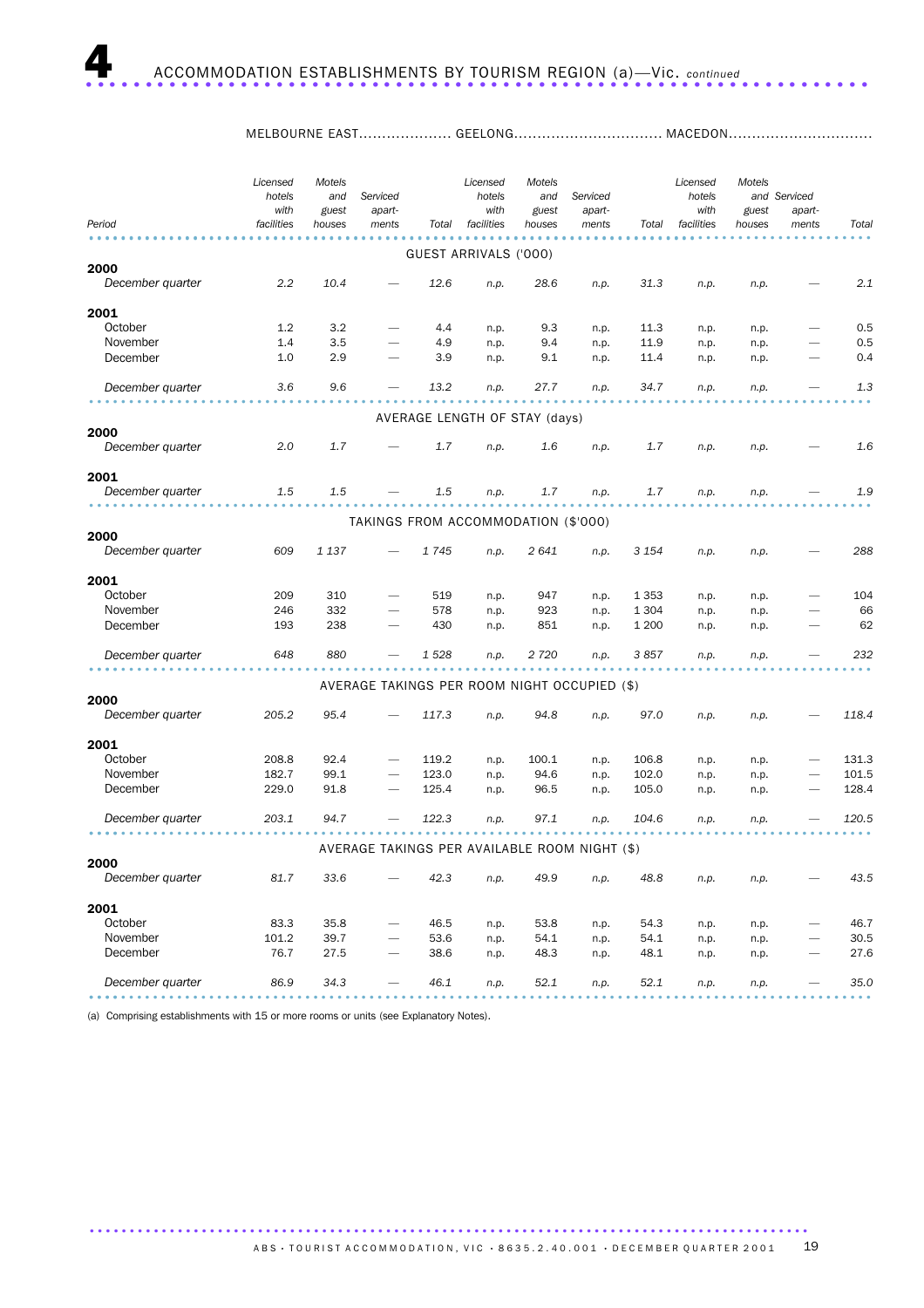# 4 ACCOMMODATION ESTABLISHMENTS BY TOURISM REGION (a)—Vic. *continued*

| Period | MELBOURNE EAST | | | | GEELONG | | | | MACEDON | | | |
|---|---|---|---|---|---|---|---|---|---|---|---|---|
| | *Licensed hotels with facilities* | *Motels and guest houses* | *Serviced apart-ments* | *Total* | *Licensed hotels with facilities* | *Motels and guest houses* | *Serviced apart-ments* | *Total* | *Licensed hotels with facilities* | *Motels and guest houses* | *Serviced apart-ments* | *Total* |
| | **GUEST ARRIVALS ('000)** | | | | | | | | | | | |
| **2000** | | | | | | | | | | | | |
| *December quarter* | *2.2* | *10.4* | — | *12.6* | *n.p.* | *28.6* | *n.p.* | *31.3* | *n.p.* | *n.p.* | — | *2.1* |
| **2001** | | | | | | | | | | | | |
| October | 1.2 | 3.2 | — | 4.4 | n.p. | 9.3 | n.p. | 11.3 | n.p. | n.p. | — | 0.5 |
| November | 1.4 | 3.5 | — | 4.9 | n.p. | 9.4 | n.p. | 11.9 | n.p. | n.p. | — | 0.5 |
| December | 1.0 | 2.9 | — | 3.9 | n.p. | 9.1 | n.p. | 11.4 | n.p. | n.p. | — | 0.4 |
| *December quarter* | *3.6* | *9.6* | — | *13.2* | *n.p.* | *27.7* | *n.p.* | *34.7* | *n.p.* | *n.p.* | — | *1.3* |
| | **AVERAGE LENGTH OF STAY (days)** | | | | | | | | | | | |
| **2000** | | | | | | | | | | | | |
| *December quarter* | *2.0* | *1.7* | — | *1.7* | *n.p.* | *1.6* | *n.p.* | *1.7* | *n.p.* | *n.p.* | — | *1.6* |
| **2001** | | | | | | | | | | | | |
| *December quarter* | *1.5* | *1.5* | — | *1.5* | *n.p.* | *1.7* | *n.p.* | *1.7* | *n.p.* | *n.p.* | — | *1.9* |
| | **TAKINGS FROM ACCOMMODATION ($'000)** | | | | | | | | | | | |
| **2000** | | | | | | | | | | | | |
| *December quarter* | *609* | *1 137* | — | *1 745* | *n.p.* | *2 641* | *n.p.* | *3 154* | *n.p.* | *n.p.* | — | *288* |
| **2001** | | | | | | | | | | | | |
| October | 209 | 310 | — | 519 | n.p. | 947 | n.p. | 1 353 | n.p. | n.p. | — | 104 |
| November | 246 | 332 | — | 578 | n.p. | 923 | n.p. | 1 304 | n.p. | n.p. | — | 66 |
| December | 193 | 238 | — | 430 | n.p. | 851 | n.p. | 1 200 | n.p. | n.p. | — | 62 |
| *December quarter* | *648* | *880* | — | *1 528* | *n.p.* | *2 720* | *n.p.* | *3 857* | *n.p.* | *n.p.* | — | *232* |
| | **AVERAGE TAKINGS PER ROOM NIGHT OCCUPIED ($)** | | | | | | | | | | | |
| **2000** | | | | | | | | | | | | |
| *December quarter* | *205.2* | *95.4* | — | *117.3* | *n.p.* | *94.8* | *n.p.* | *97.0* | *n.p.* | *n.p.* | — | *118.4* |
| **2001** | | | | | | | | | | | | |
| October | 208.8 | 92.4 | — | 119.2 | n.p. | 100.1 | n.p. | 106.8 | n.p. | n.p. | — | 131.3 |
| November | 182.7 | 99.1 | — | 123.0 | n.p. | 94.6 | n.p. | 102.0 | n.p. | n.p. | — | 101.5 |
| December | 229.0 | 91.8 | — | 125.4 | n.p. | 96.5 | n.p. | 105.0 | n.p. | n.p. | — | 128.4 |
| *December quarter* | *203.1* | *94.7* | — | *122.3* | *n.p.* | *97.1* | *n.p.* | *104.6* | *n.p.* | *n.p.* | — | *120.5* |
| | **AVERAGE TAKINGS PER AVAILABLE ROOM NIGHT ($)** | | | | | | | | | | | |
| **2000** | | | | | | | | | | | | |
| *December quarter* | *81.7* | *33.6* | — | *42.3* | *n.p.* | *49.9* | *n.p.* | *48.8* | *n.p.* | *n.p.* | — | *43.5* |
| **2001** | | | | | | | | | | | | |
| October | 83.3 | 35.8 | — | 46.5 | n.p. | 53.8 | n.p. | 54.3 | n.p. | n.p. | — | 46.7 |
| November | 101.2 | 39.7 | — | 53.6 | n.p. | 54.1 | n.p. | 54.1 | n.p. | n.p. | — | 30.5 |
| December | 76.7 | 27.5 | — | 38.6 | n.p. | 48.3 | n.p. | 48.1 | n.p. | n.p. | — | 27.6 |
| *December quarter* | *86.9* | *34.3* | — | *46.1* | *n.p.* | *52.1* | *n.p.* | *52.1* | *n.p.* | *n.p.* | — | *35.0* |

(a) Comprising establishments with 15 or more rooms or units (see Explanatory Notes).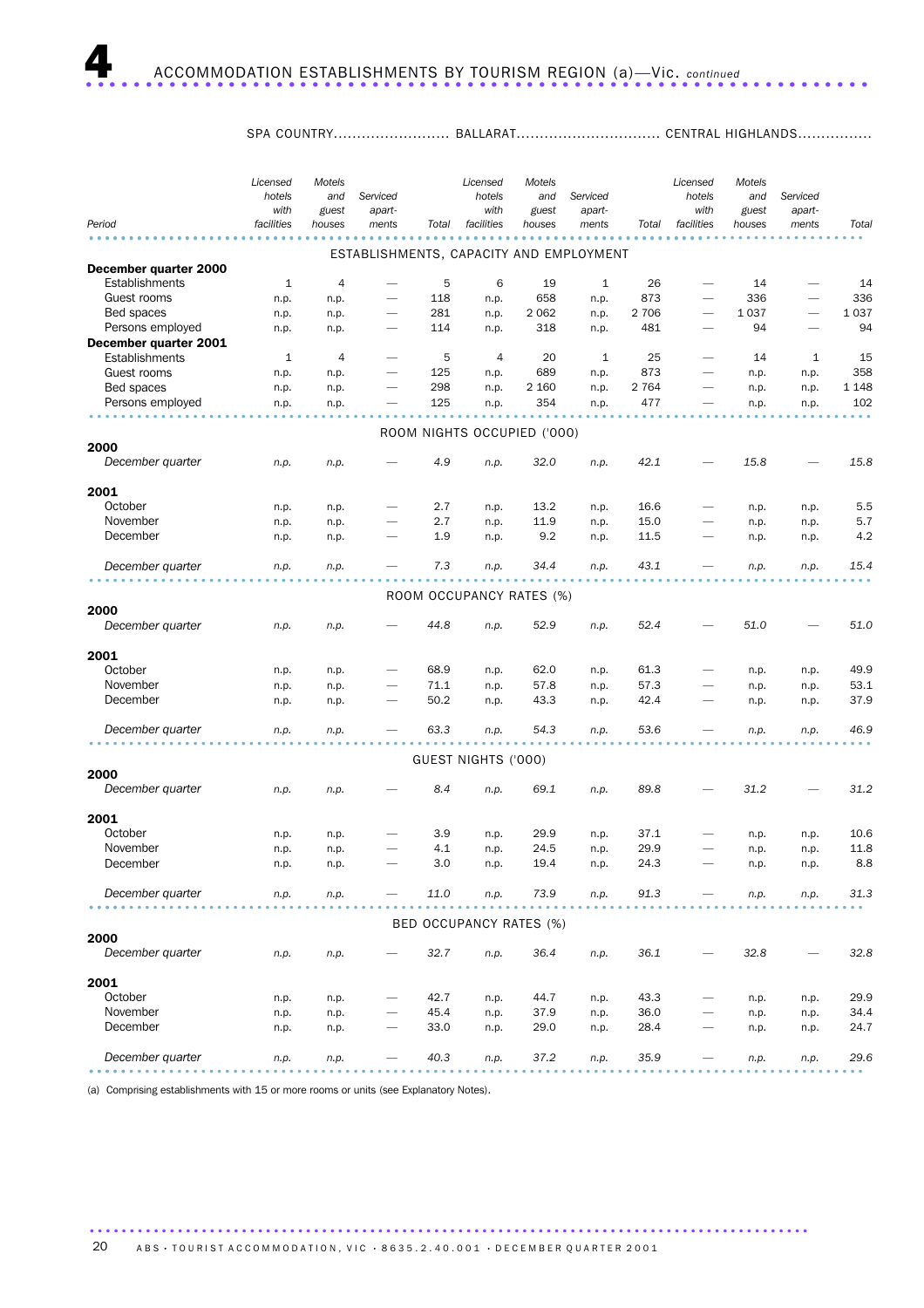# 4 ACCOMMODATION ESTABLISHMENTS BY TOURISM REGION (a)—Vic. *continued*

| Period | SPA COUNTRY | | | | BALLARAT | | | | CENTRAL HIGHLANDS | | | |
|---|---|---|---|---|---|---|---|---|---|---|---|---|
| | Licensed hotels with facilities | Motels and guest houses | Serviced apartments | Total | Licensed hotels with facilities | Motels and guest houses | Serviced apartments | Total | Licensed hotels with facilities | Motels and guest houses | Serviced apartments | Total |
| **ESTABLISHMENTS, CAPACITY AND EMPLOYMENT** | | | | | | | | | | | | |
| **December quarter 2000** | | | | | | | | | | | | |
| Establishments | 1 | 4 | — | 5 | 6 | 19 | 1 | 26 | — | 14 | — | 14 |
| Guest rooms | n.p. | n.p. | — | 118 | n.p. | 658 | n.p. | 873 | — | 336 | — | 336 |
| Bed spaces | n.p. | n.p. | — | 281 | n.p. | 2 062 | n.p. | 2 706 | — | 1 037 | — | 1 037 |
| Persons employed | n.p. | n.p. | — | 114 | n.p. | 318 | n.p. | 481 | — | 94 | — | 94 |
| **December quarter 2001** | | | | | | | | | | | | |
| Establishments | 1 | 4 | — | 5 | 4 | 20 | 1 | 25 | — | 14 | 1 | 15 |
| Guest rooms | n.p. | n.p. | — | 125 | n.p. | 689 | n.p. | 873 | — | n.p. | n.p. | 358 |
| Bed spaces | n.p. | n.p. | — | 298 | n.p. | 2 160 | n.p. | 2 764 | — | n.p. | n.p. | 1 148 |
| Persons employed | n.p. | n.p. | — | 125 | n.p. | 354 | n.p. | 477 | — | n.p. | n.p. | 102 |
| **ROOM NIGHTS OCCUPIED ('000)** | | | | | | | | | | | | |
| **2000** | | | | | | | | | | | | |
| *December quarter* | *n.p.* | *n.p.* | — | *4.9* | *n.p.* | *32.0* | *n.p.* | *42.1* | — | *15.8* | — | *15.8* |
| **2001** | | | | | | | | | | | | |
| October | n.p. | n.p. | — | 2.7 | n.p. | 13.2 | n.p. | 16.6 | — | n.p. | n.p. | 5.5 |
| November | n.p. | n.p. | — | 2.7 | n.p. | 11.9 | n.p. | 15.0 | — | n.p. | n.p. | 5.7 |
| December | n.p. | n.p. | — | 1.9 | n.p. | 9.2 | n.p. | 11.5 | — | n.p. | n.p. | 4.2 |
| *December quarter* | *n.p.* | *n.p.* | — | *7.3* | *n.p.* | *34.4* | *n.p.* | *43.1* | — | *n.p.* | *n.p.* | *15.4* |
| **ROOM OCCUPANCY RATES (%)** | | | | | | | | | | | | |
| **2000** | | | | | | | | | | | | |
| *December quarter* | *n.p.* | *n.p.* | — | *44.8* | *n.p.* | *52.9* | *n.p.* | *52.4* | — | *51.0* | — | *51.0* |
| **2001** | | | | | | | | | | | | |
| October | n.p. | n.p. | — | 68.9 | n.p. | 62.0 | n.p. | 61.3 | — | n.p. | n.p. | 49.9 |
| November | n.p. | n.p. | — | 71.1 | n.p. | 57.8 | n.p. | 57.3 | — | n.p. | n.p. | 53.1 |
| December | n.p. | n.p. | — | 50.2 | n.p. | 43.3 | n.p. | 42.4 | — | n.p. | n.p. | 37.9 |
| *December quarter* | *n.p.* | *n.p.* | — | *63.3* | *n.p.* | *54.3* | *n.p.* | *53.6* | — | *n.p.* | *n.p.* | *46.9* |
| **GUEST NIGHTS ('000)** | | | | | | | | | | | | |
| **2000** | | | | | | | | | | | | |
| *December quarter* | *n.p.* | *n.p.* | — | *8.4* | *n.p.* | *69.1* | *n.p.* | *89.8* | — | *31.2* | — | *31.2* |
| **2001** | | | | | | | | | | | | |
| October | n.p. | n.p. | — | 3.9 | n.p. | 29.9 | n.p. | 37.1 | — | n.p. | n.p. | 10.6 |
| November | n.p. | n.p. | — | 4.1 | n.p. | 24.5 | n.p. | 29.9 | — | n.p. | n.p. | 11.8 |
| December | n.p. | n.p. | — | 3.0 | n.p. | 19.4 | n.p. | 24.3 | — | n.p. | n.p. | 8.8 |
| *December quarter* | *n.p.* | *n.p.* | — | *11.0* | *n.p.* | *73.9* | *n.p.* | *91.3* | — | *n.p.* | *n.p.* | *31.3* |
| **BED OCCUPANCY RATES (%)** | | | | | | | | | | | | |
| **2000** | | | | | | | | | | | | |
| *December quarter* | *n.p.* | *n.p.* | — | *32.7* | *n.p.* | *36.4* | *n.p.* | *36.1* | — | *32.8* | — | *32.8* |
| **2001** | | | | | | | | | | | | |
| October | n.p. | n.p. | — | 42.7 | n.p. | 44.7 | n.p. | 43.3 | — | n.p. | n.p. | 29.9 |
| November | n.p. | n.p. | — | 45.4 | n.p. | 37.9 | n.p. | 36.0 | — | n.p. | n.p. | 34.4 |
| December | n.p. | n.p. | — | 33.0 | n.p. | 29.0 | n.p. | 28.4 | — | n.p. | n.p. | 24.7 |
| *December quarter* | *n.p.* | *n.p.* | — | *40.3* | *n.p.* | *37.2* | *n.p.* | *35.9* | — | *n.p.* | *n.p.* | *29.6* |

(a) Comprising establishments with 15 or more rooms or units (see Explanatory Notes).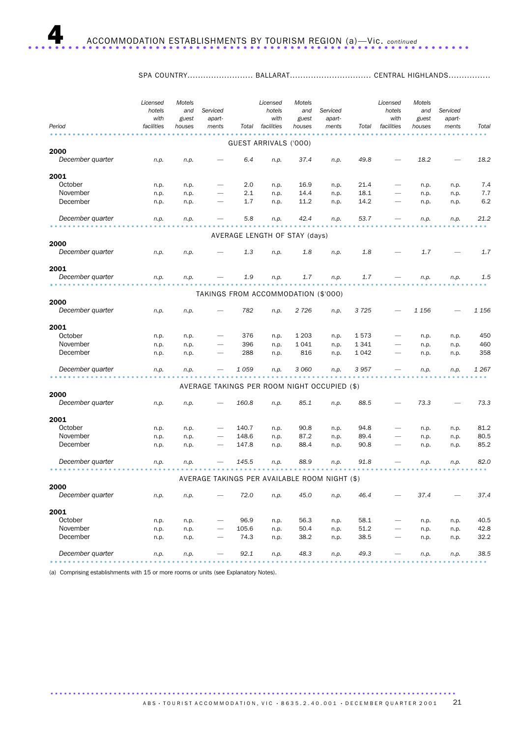# 4 ACCOMMODATION ESTABLISHMENTS BY TOURISM REGION (a)—Vic. *continued*

| | SPA COUNTRY | | | | BALLARAT | | | | CENTRAL HIGHLANDS | | | |
|---|---|---|---|---|---|---|---|---|---|---|---|---|
| Period | Licensed hotels with facilities | Motels and guest houses | Serviced apart-ments | Total | Licensed hotels with facilities | Motels and guest houses | Serviced apart-ments | Total | Licensed hotels with facilities | Motels and guest houses | Serviced apart-ments | Total |
| **GUEST ARRIVALS ('000)** | | | | | | | | | | | | |
| **2000** | | | | | | | | | | | | |
| *December quarter* | *n.p.* | *n.p.* | *—* | *6.4* | *n.p.* | *37.4* | *n.p.* | *49.8* | *—* | *18.2* | *—* | *18.2* |
| **2001** | | | | | | | | | | | | |
| October | n.p. | n.p. | — | 2.0 | n.p. | 16.9 | n.p. | 21.4 | — | n.p. | n.p. | 7.4 |
| November | n.p. | n.p. | — | 2.1 | n.p. | 14.4 | n.p. | 18.1 | — | n.p. | n.p. | 7.7 |
| December | n.p. | n.p. | — | 1.7 | n.p. | 11.2 | n.p. | 14.2 | — | n.p. | n.p. | 6.2 |
| *December quarter* | *n.p.* | *n.p.* | *—* | *5.8* | *n.p.* | *42.4* | *n.p.* | *53.7* | *—* | *n.p.* | *n.p.* | *21.2* |
| **AVERAGE LENGTH OF STAY (days)** | | | | | | | | | | | | |
| **2000** | | | | | | | | | | | | |
| *December quarter* | *n.p.* | *n.p.* | *—* | *1.3* | *n.p.* | *1.8* | *n.p.* | *1.8* | *—* | *1.7* | *—* | *1.7* |
| **2001** | | | | | | | | | | | | |
| *December quarter* | *n.p.* | *n.p.* | *—* | *1.9* | *n.p.* | *1.7* | *n.p.* | *1.7* | *—* | *n.p.* | *n.p.* | *1.5* |
| **TAKINGS FROM ACCOMMODATION ($'000)** | | | | | | | | | | | | |
| **2000** | | | | | | | | | | | | |
| *December quarter* | *n.p.* | *n.p.* | *—* | *782* | *n.p.* | *2 726* | *n.p.* | *3 725* | *—* | *1 156* | *—* | *1 156* |
| **2001** | | | | | | | | | | | | |
| October | n.p. | n.p. | — | 376 | n.p. | 1 203 | n.p. | 1 573 | — | n.p. | n.p. | 450 |
| November | n.p. | n.p. | — | 396 | n.p. | 1 041 | n.p. | 1 341 | — | n.p. | n.p. | 460 |
| December | n.p. | n.p. | — | 288 | n.p. | 816 | n.p. | 1 042 | — | n.p. | n.p. | 358 |
| *December quarter* | *n.p.* | *n.p.* | *—* | *1 059* | *n.p.* | *3 060* | *n.p.* | *3 957* | *—* | *n.p.* | *n.p.* | *1 267* |
| **AVERAGE TAKINGS PER ROOM NIGHT OCCUPIED ($)** | | | | | | | | | | | | |
| **2000** | | | | | | | | | | | | |
| *December quarter* | *n.p.* | *n.p.* | *—* | *160.8* | *n.p.* | *85.1* | *n.p.* | *88.5* | *—* | *73.3* | *—* | *73.3* |
| **2001** | | | | | | | | | | | | |
| October | n.p. | n.p. | — | 140.7 | n.p. | 90.8 | n.p. | 94.8 | — | n.p. | n.p. | 81.2 |
| November | n.p. | n.p. | — | 148.6 | n.p. | 87.2 | n.p. | 89.4 | — | n.p. | n.p. | 80.5 |
| December | n.p. | n.p. | — | 147.8 | n.p. | 88.4 | n.p. | 90.8 | — | n.p. | n.p. | 85.2 |
| *December quarter* | *n.p.* | *n.p.* | *—* | *145.5* | *n.p.* | *88.9* | *n.p.* | *91.8* | *—* | *n.p.* | *n.p.* | *82.0* |
| **AVERAGE TAKINGS PER AVAILABLE ROOM NIGHT ($)** | | | | | | | | | | | | |
| **2000** | | | | | | | | | | | | |
| *December quarter* | *n.p.* | *n.p.* | *—* | *72.0* | *n.p.* | *45.0* | *n.p.* | *46.4* | *—* | *37.4* | *—* | *37.4* |
| **2001** | | | | | | | | | | | | |
| October | n.p. | n.p. | — | 96.9 | n.p. | 56.3 | n.p. | 58.1 | — | n.p. | n.p. | 40.5 |
| November | n.p. | n.p. | — | 105.6 | n.p. | 50.4 | n.p. | 51.2 | — | n.p. | n.p. | 42.8 |
| December | n.p. | n.p. | — | 74.3 | n.p. | 38.2 | n.p. | 38.5 | — | n.p. | n.p. | 32.2 |
| *December quarter* | *n.p.* | *n.p.* | *—* | *92.1* | *n.p.* | *48.3* | *n.p.* | *49.3* | *—* | *n.p.* | *n.p.* | *38.5* |

(a) Comprising establishments with 15 or more rooms or units (see Explanatory Notes).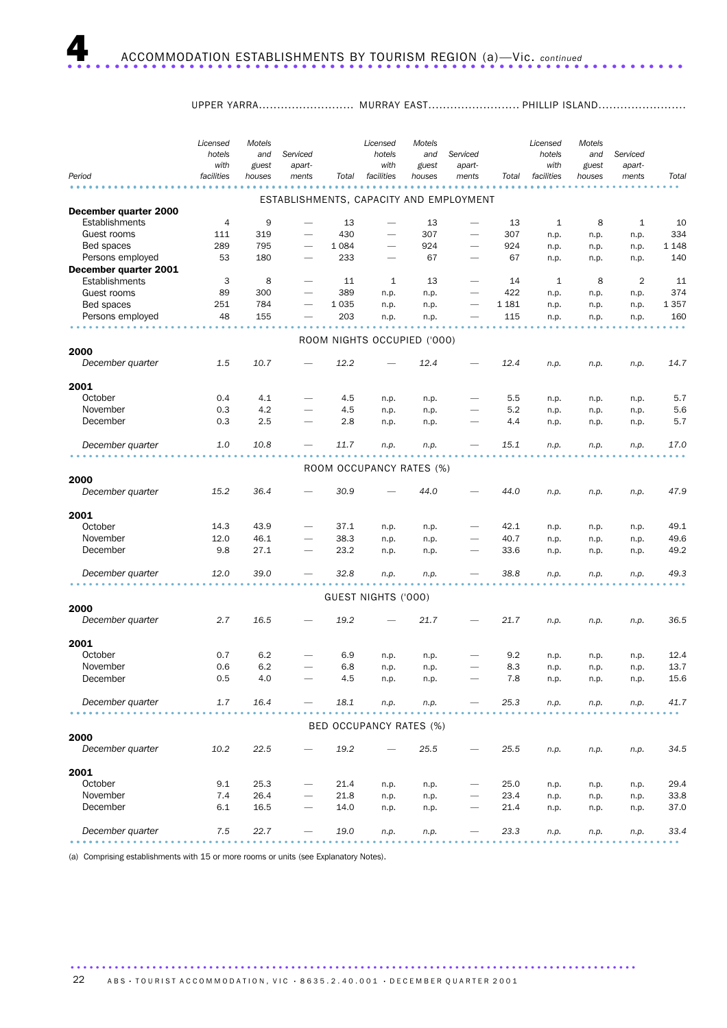# 4 ACCOMMODATION ESTABLISHMENTS BY TOURISM REGION (a)—Vic. *continued*

| | UPPER YARRA | | | | MURRAY EAST | | | | PHILLIP ISLAND | | | |
|---|---|---|---|---|---|---|---|---|---|---|---|---|
| Period | Licensed hotels with facilities | Motels and guest houses | Serviced apartments | Total | Licensed hotels with facilities | Motels and guest houses | Serviced apartments | Total | Licensed hotels with facilities | Motels and guest houses | Serviced apartments | Total |
| **ESTABLISHMENTS, CAPACITY AND EMPLOYMENT** | | | | | | | | | | | | |
| **December quarter 2000** | | | | | | | | | | | | |
| Establishments | 4 | 9 | — | 13 | — | 13 | — | 13 | 1 | 8 | 1 | 10 |
| Guest rooms | 111 | 319 | — | 430 | — | 307 | — | 307 | n.p. | n.p. | n.p. | 334 |
| Bed spaces | 289 | 795 | — | 1 084 | — | 924 | — | 924 | n.p. | n.p. | n.p. | 1 148 |
| Persons employed | 53 | 180 | — | 233 | — | 67 | — | 67 | n.p. | n.p. | n.p. | 140 |
| **December quarter 2001** | | | | | | | | | | | | |
| Establishments | 3 | 8 | — | 11 | 1 | 13 | — | 14 | 1 | 8 | 2 | 11 |
| Guest rooms | 89 | 300 | — | 389 | n.p. | n.p. | — | 422 | n.p. | n.p. | n.p. | 374 |
| Bed spaces | 251 | 784 | — | 1 035 | n.p. | n.p. | — | 1 181 | n.p. | n.p. | n.p. | 1 357 |
| Persons employed | 48 | 155 | — | 203 | n.p. | n.p. | — | 115 | n.p. | n.p. | n.p. | 160 |
| **ROOM NIGHTS OCCUPIED ('000)** | | | | | | | | | | | | |
| **2000** | | | | | | | | | | | | |
| *December quarter* | *1.5* | *10.7* | — | *12.2* | — | *12.4* | — | *12.4* | *n.p.* | *n.p.* | *n.p.* | *14.7* |
| **2001** | | | | | | | | | | | | |
| October | 0.4 | 4.1 | — | 4.5 | n.p. | n.p. | — | 5.5 | n.p. | n.p. | n.p. | 5.7 |
| November | 0.3 | 4.2 | — | 4.5 | n.p. | n.p. | — | 5.2 | n.p. | n.p. | n.p. | 5.6 |
| December | 0.3 | 2.5 | — | 2.8 | n.p. | n.p. | — | 4.4 | n.p. | n.p. | n.p. | 5.7 |
| *December quarter* | *1.0* | *10.8* | — | *11.7* | *n.p.* | *n.p.* | — | *15.1* | *n.p.* | *n.p.* | *n.p.* | *17.0* |
| **ROOM OCCUPANCY RATES (%)** | | | | | | | | | | | | |
| **2000** | | | | | | | | | | | | |
| *December quarter* | *15.2* | *36.4* | — | *30.9* | — | *44.0* | — | *44.0* | *n.p.* | *n.p.* | *n.p.* | *47.9* |
| **2001** | | | | | | | | | | | | |
| October | 14.3 | 43.9 | — | 37.1 | n.p. | n.p. | — | 42.1 | n.p. | n.p. | n.p. | 49.1 |
| November | 12.0 | 46.1 | — | 38.3 | n.p. | n.p. | — | 40.7 | n.p. | n.p. | n.p. | 49.6 |
| December | 9.8 | 27.1 | — | 23.2 | n.p. | n.p. | — | 33.6 | n.p. | n.p. | n.p. | 49.2 |
| *December quarter* | *12.0* | *39.0* | — | *32.8* | *n.p.* | *n.p.* | — | *38.8* | *n.p.* | *n.p.* | *n.p.* | *49.3* |
| **GUEST NIGHTS ('000)** | | | | | | | | | | | | |
| **2000** | | | | | | | | | | | | |
| *December quarter* | *2.7* | *16.5* | — | *19.2* | — | *21.7* | — | *21.7* | *n.p.* | *n.p.* | *n.p.* | *36.5* |
| **2001** | | | | | | | | | | | | |
| October | 0.7 | 6.2 | — | 6.9 | n.p. | n.p. | — | 9.2 | n.p. | n.p. | n.p. | 12.4 |
| November | 0.6 | 6.2 | — | 6.8 | n.p. | n.p. | — | 8.3 | n.p. | n.p. | n.p. | 13.7 |
| December | 0.5 | 4.0 | — | 4.5 | n.p. | n.p. | — | 7.8 | n.p. | n.p. | n.p. | 15.6 |
| *December quarter* | *1.7* | *16.4* | — | *18.1* | *n.p.* | *n.p.* | — | *25.3* | *n.p.* | *n.p.* | *n.p.* | *41.7* |
| **BED OCCUPANCY RATES (%)** | | | | | | | | | | | | |
| **2000** | | | | | | | | | | | | |
| *December quarter* | *10.2* | *22.5* | — | *19.2* | — | *25.5* | — | *25.5* | *n.p.* | *n.p.* | *n.p.* | *34.5* |
| **2001** | | | | | | | | | | | | |
| October | 9.1 | 25.3 | — | 21.4 | n.p. | n.p. | — | 25.0 | n.p. | n.p. | n.p. | 29.4 |
| November | 7.4 | 26.4 | — | 21.8 | n.p. | n.p. | — | 23.4 | n.p. | n.p. | n.p. | 33.8 |
| December | 6.1 | 16.5 | — | 14.0 | n.p. | n.p. | — | 21.4 | n.p. | n.p. | n.p. | 37.0 |
| *December quarter* | *7.5* | *22.7* | — | *19.0* | *n.p.* | *n.p.* | — | *23.3* | *n.p.* | *n.p.* | *n.p.* | *33.4* |

(a) Comprising establishments with 15 or more rooms or units (see Explanatory Notes).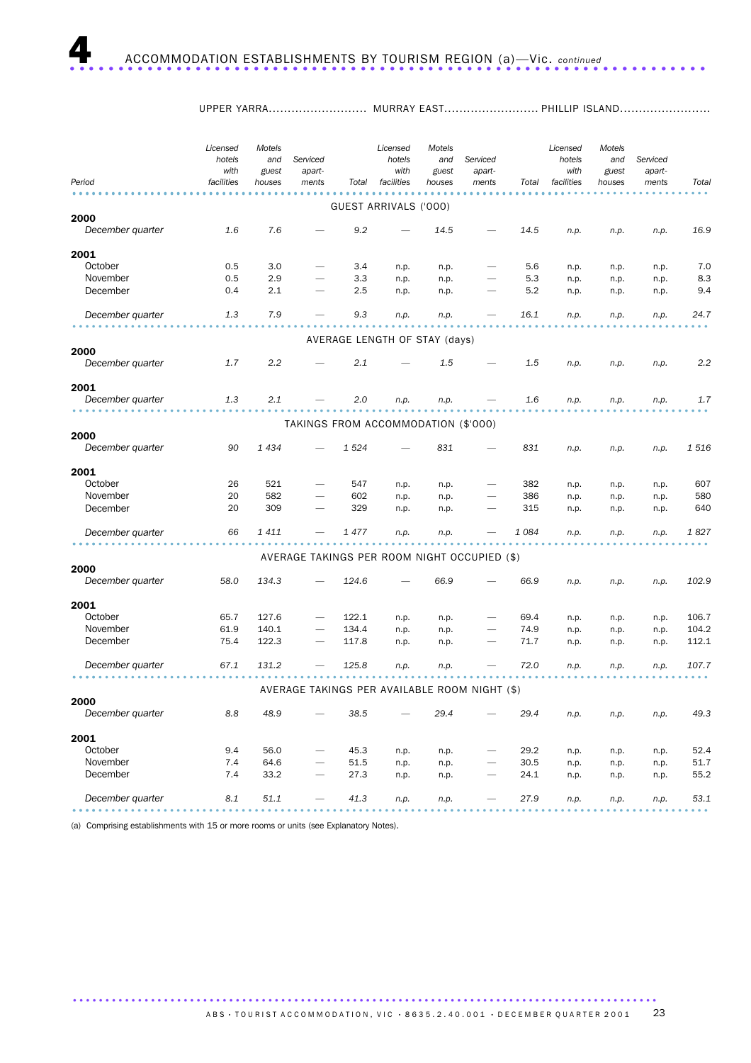# 4 ACCOMMODATION ESTABLISHMENTS BY TOURISM REGION (a)—Vic. *continued*

| Period | UPPER YARRA | | | | MURRAY EAST | | | | PHILLIP ISLAND | | | |
|---|---|---|---|---|---|---|---|---|---|---|---|---|
| | *Licensed hotels with facilities* | *Motels and guest houses* | *Serviced apart-ments* | *Total* | *Licensed hotels with facilities* | *Motels and guest houses* | *Serviced apart-ments* | *Total* | *Licensed hotels with facilities* | *Motels and guest houses* | *Serviced apart-ments* | *Total* |
| **GUEST ARRIVALS ('000)** | | | | | | | | | | | | |
| **2000** | | | | | | | | | | | | |
| *December quarter* | *1.6* | *7.6* | — | *9.2* | — | *14.5* | — | *14.5* | *n.p.* | *n.p.* | *n.p.* | *16.9* |
| **2001** | | | | | | | | | | | | |
| October | 0.5 | 3.0 | — | 3.4 | n.p. | n.p. | — | 5.6 | n.p. | n.p. | n.p. | 7.0 |
| November | 0.5 | 2.9 | — | 3.3 | n.p. | n.p. | — | 5.3 | n.p. | n.p. | n.p. | 8.3 |
| December | 0.4 | 2.1 | — | 2.5 | n.p. | n.p. | — | 5.2 | n.p. | n.p. | n.p. | 9.4 |
| *December quarter* | *1.3* | *7.9* | — | *9.3* | *n.p.* | *n.p.* | — | *16.1* | *n.p.* | *n.p.* | *n.p.* | *24.7* |
| **AVERAGE LENGTH OF STAY (days)** | | | | | | | | | | | | |
| **2000** | | | | | | | | | | | | |
| *December quarter* | *1.7* | *2.2* | — | *2.1* | — | *1.5* | — | *1.5* | *n.p.* | *n.p.* | *n.p.* | *2.2* |
| **2001** | | | | | | | | | | | | |
| *December quarter* | *1.3* | *2.1* | — | *2.0* | *n.p.* | *n.p.* | — | *1.6* | *n.p.* | *n.p.* | *n.p.* | *1.7* |
| **TAKINGS FROM ACCOMMODATION ($'000)** | | | | | | | | | | | | |
| **2000** | | | | | | | | | | | | |
| *December quarter* | *90* | *1 434* | — | *1 524* | — | *831* | — | *831* | *n.p.* | *n.p.* | *n.p.* | *1 516* |
| **2001** | | | | | | | | | | | | |
| October | 26 | 521 | — | 547 | n.p. | n.p. | — | 382 | n.p. | n.p. | n.p. | 607 |
| November | 20 | 582 | — | 602 | n.p. | n.p. | — | 386 | n.p. | n.p. | n.p. | 580 |
| December | 20 | 309 | — | 329 | n.p. | n.p. | — | 315 | n.p. | n.p. | n.p. | 640 |
| *December quarter* | *66* | *1 411* | — | *1 477* | *n.p.* | *n.p.* | — | *1 084* | *n.p.* | *n.p.* | *n.p.* | *1 827* |
| **AVERAGE TAKINGS PER ROOM NIGHT OCCUPIED ($)** | | | | | | | | | | | | |
| **2000** | | | | | | | | | | | | |
| *December quarter* | *58.0* | *134.3* | — | *124.6* | — | *66.9* | — | *66.9* | *n.p.* | *n.p.* | *n.p.* | *102.9* |
| **2001** | | | | | | | | | | | | |
| October | 65.7 | 127.6 | — | 122.1 | n.p. | n.p. | — | 69.4 | n.p. | n.p. | n.p. | 106.7 |
| November | 61.9 | 140.1 | — | 134.4 | n.p. | n.p. | — | 74.9 | n.p. | n.p. | n.p. | 104.2 |
| December | 75.4 | 122.3 | — | 117.8 | n.p. | n.p. | — | 71.7 | n.p. | n.p. | n.p. | 112.1 |
| *December quarter* | *67.1* | *131.2* | — | *125.8* | *n.p.* | *n.p.* | — | *72.0* | *n.p.* | *n.p.* | *n.p.* | *107.7* |
| **AVERAGE TAKINGS PER AVAILABLE ROOM NIGHT ($)** | | | | | | | | | | | | |
| **2000** | | | | | | | | | | | | |
| *December quarter* | *8.8* | *48.9* | — | *38.5* | — | *29.4* | — | *29.4* | *n.p.* | *n.p.* | *n.p.* | *49.3* |
| **2001** | | | | | | | | | | | | |
| October | 9.4 | 56.0 | — | 45.3 | n.p. | n.p. | — | 29.2 | n.p. | n.p. | n.p. | 52.4 |
| November | 7.4 | 64.6 | — | 51.5 | n.p. | n.p. | — | 30.5 | n.p. | n.p. | n.p. | 51.7 |
| December | 7.4 | 33.2 | — | 27.3 | n.p. | n.p. | — | 24.1 | n.p. | n.p. | n.p. | 55.2 |
| *December quarter* | *8.1* | *51.1* | — | *41.3* | *n.p.* | *n.p.* | — | *27.9* | *n.p.* | *n.p.* | *n.p.* | *53.1* |

(a) Comprising establishments with 15 or more rooms or units (see Explanatory Notes).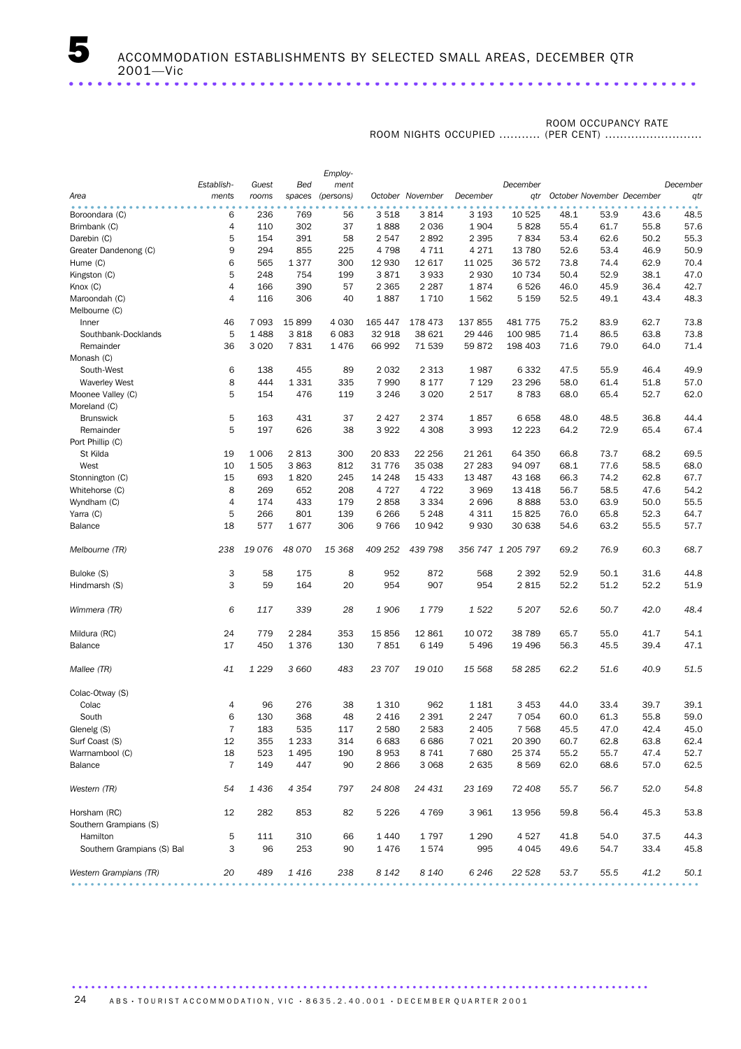# 5 ACCOMMODATION ESTABLISHMENTS BY SELECTED SMALL AREAS, DECEMBER QTR 2001—Vic

| Area | Establishments | Guest rooms | Bed spaces | Employment (persons) | ROOM NIGHTS OCCUPIED | | | | ROOM OCCUPANCY RATE (PER CENT) | | | |
|---|---|---|---|---|---|---|---|---|---|---|---|---|
| | | | | | October | November | December | December qtr | October | November | December | December qtr |
| Boroondara (C) | 6 | 236 | 769 | 56 | 3 518 | 3 814 | 3 193 | 10 525 | 48.1 | 53.9 | 43.6 | 48.5 |
| Brimbank (C) | 4 | 110 | 302 | 37 | 1 888 | 2 036 | 1 904 | 5 828 | 55.4 | 61.7 | 55.8 | 57.6 |
| Darebin (C) | 5 | 154 | 391 | 58 | 2 547 | 2 892 | 2 395 | 7 834 | 53.4 | 62.6 | 50.2 | 55.3 |
| Greater Dandenong (C) | 9 | 294 | 855 | 225 | 4 798 | 4 711 | 4 271 | 13 780 | 52.6 | 53.4 | 46.9 | 50.9 |
| Hume (C) | 6 | 565 | 1 377 | 300 | 12 930 | 12 617 | 11 025 | 36 572 | 73.8 | 74.4 | 62.9 | 70.4 |
| Kingston (C) | 5 | 248 | 754 | 199 | 3 871 | 3 933 | 2 930 | 10 734 | 50.4 | 52.9 | 38.1 | 47.0 |
| Knox (C) | 4 | 166 | 390 | 57 | 2 365 | 2 287 | 1 874 | 6 526 | 46.0 | 45.9 | 36.4 | 42.7 |
| Maroondah (C) | 4 | 116 | 306 | 40 | 1 887 | 1 710 | 1 562 | 5 159 | 52.5 | 49.1 | 43.4 | 48.3 |
| Melbourne (C) | | | | | | | | | | | | |
| Inner | 46 | 7 093 | 15 899 | 4 030 | 165 447 | 178 473 | 137 855 | 481 775 | 75.2 | 83.9 | 62.7 | 73.8 |
| Southbank-Docklands | 5 | 1 488 | 3 818 | 6 083 | 32 918 | 38 621 | 29 446 | 100 985 | 71.4 | 86.5 | 63.8 | 73.8 |
| Remainder | 36 | 3 020 | 7 831 | 1 476 | 66 992 | 71 539 | 59 872 | 198 403 | 71.6 | 79.0 | 64.0 | 71.4 |
| Monash (C) | | | | | | | | | | | | |
| South-West | 6 | 138 | 455 | 89 | 2 032 | 2 313 | 1 987 | 6 332 | 47.5 | 55.9 | 46.4 | 49.9 |
| Waverley West | 8 | 444 | 1 331 | 335 | 7 990 | 8 177 | 7 129 | 23 296 | 58.0 | 61.4 | 51.8 | 57.0 |
| Moonee Valley (C) | 5 | 154 | 476 | 119 | 3 246 | 3 020 | 2 517 | 8 783 | 68.0 | 65.4 | 52.7 | 62.0 |
| Moreland (C) | | | | | | | | | | | | |
| Brunswick | 5 | 163 | 431 | 37 | 2 427 | 2 374 | 1 857 | 6 658 | 48.0 | 48.5 | 36.8 | 44.4 |
| Remainder | 5 | 197 | 626 | 38 | 3 922 | 4 308 | 3 993 | 12 223 | 64.2 | 72.9 | 65.4 | 67.4 |
| Port Phillip (C) | | | | | | | | | | | | |
| St Kilda | 19 | 1 006 | 2 813 | 300 | 20 833 | 22 256 | 21 261 | 64 350 | 66.8 | 73.7 | 68.2 | 69.5 |
| West | 10 | 1 505 | 3 863 | 812 | 31 776 | 35 038 | 27 283 | 94 097 | 68.1 | 77.6 | 58.5 | 68.0 |
| Stonnington (C) | 15 | 693 | 1 820 | 245 | 14 248 | 15 433 | 13 487 | 43 168 | 66.3 | 74.2 | 62.8 | 67.7 |
| Whitehorse (C) | 8 | 269 | 652 | 208 | 4 727 | 4 722 | 3 969 | 13 418 | 56.7 | 58.5 | 47.6 | 54.2 |
| Wyndham (C) | 4 | 174 | 433 | 179 | 2 858 | 3 334 | 2 696 | 8 888 | 53.0 | 63.9 | 50.0 | 55.5 |
| Yarra (C) | 5 | 266 | 801 | 139 | 6 266 | 5 248 | 4 311 | 15 825 | 76.0 | 65.8 | 52.3 | 64.7 |
| Balance | 18 | 577 | 1 677 | 306 | 9 766 | 10 942 | 9 930 | 30 638 | 54.6 | 63.2 | 55.5 | 57.7 |
| *Melbourne (TR)* | *238* | *19 076* | *48 070* | *15 368* | *409 252* | *439 798* | *356 747* | *1 205 797* | *69.2* | *76.9* | *60.3* | *68.7* |
| Buloke (S) | 3 | 58 | 175 | 8 | 952 | 872 | 568 | 2 392 | 52.9 | 50.1 | 31.6 | 44.8 |
| Hindmarsh (S) | 3 | 59 | 164 | 20 | 954 | 907 | 954 | 2 815 | 52.2 | 51.2 | 52.2 | 51.9 |
| *Wimmera (TR)* | *6* | *117* | *339* | *28* | *1 906* | *1 779* | *1 522* | *5 207* | *52.6* | *50.7* | *42.0* | *48.4* |
| Mildura (RC) | 24 | 779 | 2 284 | 353 | 15 856 | 12 861 | 10 072 | 38 789 | 65.7 | 55.0 | 41.7 | 54.1 |
| Balance | 17 | 450 | 1 376 | 130 | 7 851 | 6 149 | 5 496 | 19 496 | 56.3 | 45.5 | 39.4 | 47.1 |
| *Mallee (TR)* | *41* | *1 229* | *3 660* | *483* | *23 707* | *19 010* | *15 568* | *58 285* | *62.2* | *51.6* | *40.9* | *51.5* |
| Colac-Otway (S) | | | | | | | | | | | | |
| Colac | 4 | 96 | 276 | 38 | 1 310 | 962 | 1 181 | 3 453 | 44.0 | 33.4 | 39.7 | 39.1 |
| South | 6 | 130 | 368 | 48 | 2 416 | 2 391 | 2 247 | 7 054 | 60.0 | 61.3 | 55.8 | 59.0 |
| Glenelg (S) | 7 | 183 | 535 | 117 | 2 580 | 2 583 | 2 405 | 7 568 | 45.5 | 47.0 | 42.4 | 45.0 |
| Surf Coast (S) | 12 | 355 | 1 233 | 314 | 6 683 | 6 686 | 7 021 | 20 390 | 60.7 | 62.8 | 63.8 | 62.4 |
| Warrnambool (C) | 18 | 523 | 1 495 | 190 | 8 953 | 8 741 | 7 680 | 25 374 | 55.2 | 55.7 | 47.4 | 52.7 |
| Balance | 7 | 149 | 447 | 90 | 2 866 | 3 068 | 2 635 | 8 569 | 62.0 | 68.6 | 57.0 | 62.5 |
| *Western (TR)* | *54* | *1 436* | *4 354* | *797* | *24 808* | *24 431* | *23 169* | *72 408* | *55.7* | *56.7* | *52.0* | *54.8* |
| Horsham (RC) | 12 | 282 | 853 | 82 | 5 226 | 4 769 | 3 961 | 13 956 | 59.8 | 56.4 | 45.3 | 53.8 |
| Southern Grampians (S) | | | | | | | | | | | | |
| Hamilton | 5 | 111 | 310 | 66 | 1 440 | 1 797 | 1 290 | 4 527 | 41.8 | 54.0 | 37.5 | 44.3 |
| Southern Grampians (S) Bal | 3 | 96 | 253 | 90 | 1 476 | 1 574 | 995 | 4 045 | 49.6 | 54.7 | 33.4 | 45.8 |
| *Western Grampians (TR)* | *20* | *489* | *1 416* | *238* | *8 142* | *8 140* | *6 246* | *22 528* | *53.7* | *55.5* | *41.2* | *50.1* |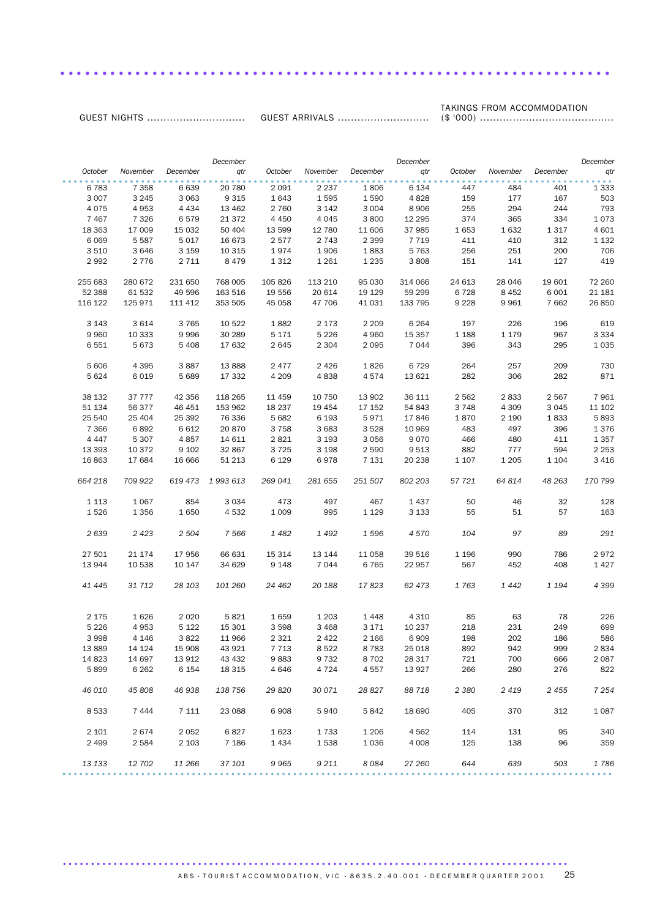| GUEST NIGHTS | | | | GUEST ARRIVALS | | | | TAKINGS FROM ACCOMMODATION ($ '000) | | | |
|---|---|---|---|---|---|---|---|---|---|---|---|
| October | November | December | *December qtr* | October | November | December | *December qtr* | October | November | December | *December qtr* |
| 6 783 | 7 358 | 6 639 | 20 780 | 2 091 | 2 237 | 1 806 | 6 134 | 447 | 484 | 401 | 1 333 |
| 3 007 | 3 245 | 3 063 | 9 315 | 1 643 | 1 595 | 1 590 | 4 828 | 159 | 177 | 167 | 503 |
| 4 075 | 4 953 | 4 434 | 13 462 | 2 760 | 3 142 | 3 004 | 8 906 | 255 | 294 | 244 | 793 |
| 7 467 | 7 326 | 6 579 | 21 372 | 4 450 | 4 045 | 3 800 | 12 295 | 374 | 365 | 334 | 1 073 |
| 18 363 | 17 009 | 15 032 | 50 404 | 13 599 | 12 780 | 11 606 | 37 985 | 1 653 | 1 632 | 1 317 | 4 601 |
| 6 069 | 5 587 | 5 017 | 16 673 | 2 577 | 2 743 | 2 399 | 7 719 | 411 | 410 | 312 | 1 132 |
| 3 510 | 3 646 | 3 159 | 10 315 | 1 974 | 1 906 | 1 883 | 5 763 | 256 | 251 | 200 | 706 |
| 2 992 | 2 776 | 2 711 | 8 479 | 1 312 | 1 261 | 1 235 | 3 808 | 151 | 141 | 127 | 419 |
| | | | | | | | | | | | |
| 255 683 | 280 672 | 231 650 | 768 005 | 105 826 | 113 210 | 95 030 | 314 066 | 24 613 | 28 046 | 19 601 | 72 260 |
| 52 388 | 61 532 | 49 596 | 163 516 | 19 556 | 20 614 | 19 129 | 59 299 | 6 728 | 8 452 | 6 001 | 21 181 |
| 116 122 | 125 971 | 111 412 | 353 505 | 45 058 | 47 706 | 41 031 | 133 795 | 9 228 | 9 961 | 7 662 | 26 850 |
| | | | | | | | | | | | |
| 3 143 | 3 614 | 3 765 | 10 522 | 1 882 | 2 173 | 2 209 | 6 264 | 197 | 226 | 196 | 619 |
| 9 960 | 10 333 | 9 996 | 30 289 | 5 171 | 5 226 | 4 960 | 15 357 | 1 188 | 1 179 | 967 | 3 334 |
| 6 551 | 5 673 | 5 408 | 17 632 | 2 645 | 2 304 | 2 095 | 7 044 | 396 | 343 | 295 | 1 035 |
| | | | | | | | | | | | |
| 5 606 | 4 395 | 3 887 | 13 888 | 2 477 | 2 426 | 1 826 | 6 729 | 264 | 257 | 209 | 730 |
| 5 624 | 6 019 | 5 689 | 17 332 | 4 209 | 4 838 | 4 574 | 13 621 | 282 | 306 | 282 | 871 |
| | | | | | | | | | | | |
| 38 132 | 37 777 | 42 356 | 118 265 | 11 459 | 10 750 | 13 902 | 36 111 | 2 562 | 2 833 | 2 567 | 7 961 |
| 51 134 | 56 377 | 46 451 | 153 962 | 18 237 | 19 454 | 17 152 | 54 843 | 3 748 | 4 309 | 3 045 | 11 102 |
| 25 540 | 25 404 | 25 392 | 76 336 | 5 682 | 6 193 | 5 971 | 17 846 | 1 870 | 2 190 | 1 833 | 5 893 |
| 7 366 | 6 892 | 6 612 | 20 870 | 3 758 | 3 683 | 3 528 | 10 969 | 483 | 497 | 396 | 1 376 |
| 4 447 | 5 307 | 4 857 | 14 611 | 2 821 | 3 193 | 3 056 | 9 070 | 466 | 480 | 411 | 1 357 |
| 13 393 | 10 372 | 9 102 | 32 867 | 3 725 | 3 198 | 2 590 | 9 513 | 882 | 777 | 594 | 2 253 |
| 16 863 | 17 684 | 16 666 | 51 213 | 6 129 | 6 978 | 7 131 | 20 238 | 1 107 | 1 205 | 1 104 | 3 416 |
| | | | | | | | | | | | |
| *664 218* | *709 922* | *619 473* | *1 993 613* | *269 041* | *281 655* | *251 507* | *802 203* | *57 721* | *64 814* | *48 263* | *170 799* |
| | | | | | | | | | | | |
| 1 113 | 1 067 | 854 | 3 034 | 473 | 497 | 467 | 1 437 | 50 | 46 | 32 | 128 |
| 1 526 | 1 356 | 1 650 | 4 532 | 1 009 | 995 | 1 129 | 3 133 | 55 | 51 | 57 | 163 |
| | | | | | | | | | | | |
| *2 639* | *2 423* | *2 504* | *7 566* | *1 482* | *1 492* | *1 596* | *4 570* | *104* | *97* | *89* | *291* |
| | | | | | | | | | | | |
| 27 501 | 21 174 | 17 956 | 66 631 | 15 314 | 13 144 | 11 058 | 39 516 | 1 196 | 990 | 786 | 2 972 |
| 13 944 | 10 538 | 10 147 | 34 629 | 9 148 | 7 044 | 6 765 | 22 957 | 567 | 452 | 408 | 1 427 |
| | | | | | | | | | | | |
| *41 445* | *31 712* | *28 103* | *101 260* | *24 462* | *20 188* | *17 823* | *62 473* | *1 763* | *1 442* | *1 194* | *4 399* |
| | | | | | | | | | | | |
| 2 175 | 1 626 | 2 020 | 5 821 | 1 659 | 1 203 | 1 448 | 4 310 | 85 | 63 | 78 | 226 |
| 5 226 | 4 953 | 5 122 | 15 301 | 3 598 | 3 468 | 3 171 | 10 237 | 218 | 231 | 249 | 699 |
| 3 998 | 4 146 | 3 822 | 11 966 | 2 321 | 2 422 | 2 166 | 6 909 | 198 | 202 | 186 | 586 |
| 13 889 | 14 124 | 15 908 | 43 921 | 7 713 | 8 522 | 8 783 | 25 018 | 892 | 942 | 999 | 2 834 |
| 14 823 | 14 697 | 13 912 | 43 432 | 9 883 | 9 732 | 8 702 | 28 317 | 721 | 700 | 666 | 2 087 |
| 5 899 | 6 262 | 6 154 | 18 315 | 4 646 | 4 724 | 4 557 | 13 927 | 266 | 280 | 276 | 822 |
| | | | | | | | | | | | |
| *46 010* | *45 808* | *46 938* | *138 756* | *29 820* | *30 071* | *28 827* | *88 718* | *2 380* | *2 419* | *2 455* | *7 254* |
| | | | | | | | | | | | |
| 8 533 | 7 444 | 7 111 | 23 088 | 6 908 | 5 940 | 5 842 | 18 690 | 405 | 370 | 312 | 1 087 |
| | | | | | | | | | | | |
| 2 101 | 2 674 | 2 052 | 6 827 | 1 623 | 1 733 | 1 206 | 4 562 | 114 | 131 | 95 | 340 |
| 2 499 | 2 584 | 2 103 | 7 186 | 1 434 | 1 538 | 1 036 | 4 008 | 125 | 138 | 96 | 359 |
| | | | | | | | | | | | |
| *13 133* | *12 702* | *11 266* | *37 101* | *9 965* | *9 211* | *8 084* | *27 260* | *644* | *639* | *503* | *1 786* |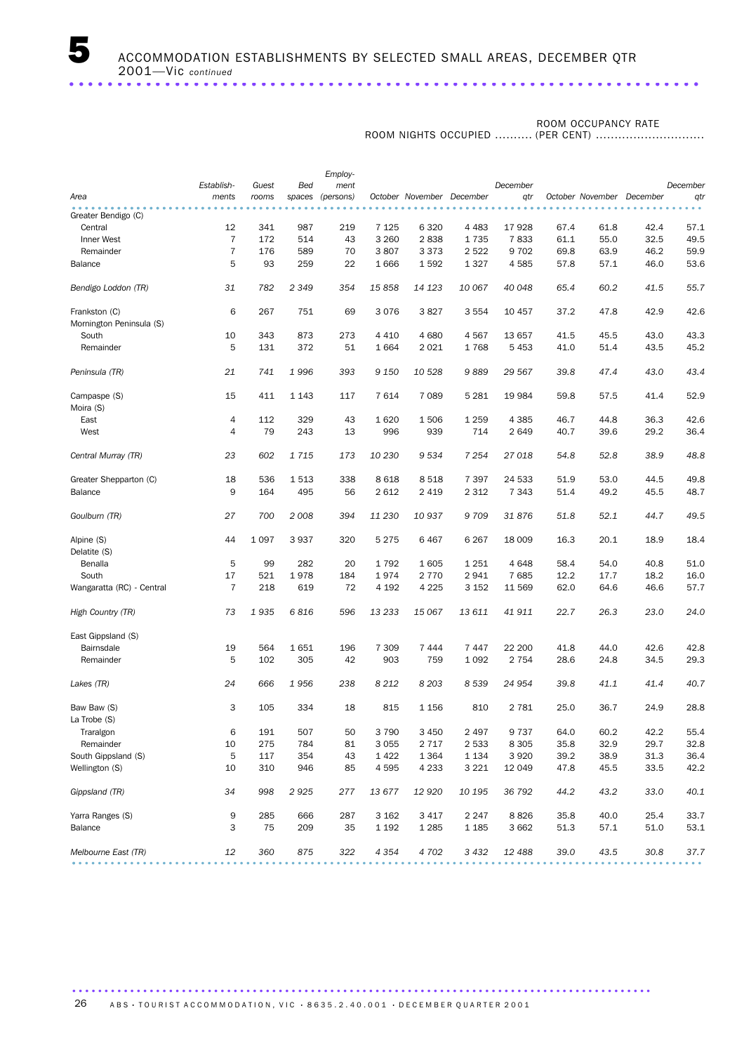# 5 ACCOMMODATION ESTABLISHMENTS BY SELECTED SMALL AREAS, DECEMBER QTR 2001—Vic *continued*

| | | | | | ROOM NIGHTS OCCUPIED | | | | ROOM OCCUPANCY RATE (PER CENT) | | | |
|---|---|---|---|---|---|---|---|---|---|---|---|---|
| Area | Establishments | Guest rooms | Bed spaces | Employment (persons) | October | November | December | December qtr | October | November | December | December qtr |
| Greater Bendigo (C) | | | | | | | | | | | | |
| Central | 12 | 341 | 987 | 219 | 7 125 | 6 320 | 4 483 | 17 928 | 67.4 | 61.8 | 42.4 | 57.1 |
| Inner West | 7 | 172 | 514 | 43 | 3 260 | 2 838 | 1 735 | 7 833 | 61.1 | 55.0 | 32.5 | 49.5 |
| Remainder | 7 | 176 | 589 | 70 | 3 807 | 3 373 | 2 522 | 9 702 | 69.8 | 63.9 | 46.2 | 59.9 |
| Balance | 5 | 93 | 259 | 22 | 1 666 | 1 592 | 1 327 | 4 585 | 57.8 | 57.1 | 46.0 | 53.6 |
| *Bendigo Loddon (TR)* | *31* | *782* | *2 349* | *354* | *15 858* | *14 123* | *10 067* | *40 048* | *65.4* | *60.2* | *41.5* | *55.7* |
| Frankston (C) | 6 | 267 | 751 | 69 | 3 076 | 3 827 | 3 554 | 10 457 | 37.2 | 47.8 | 42.9 | 42.6 |
| Mornington Peninsula (S) | | | | | | | | | | | | |
| South | 10 | 343 | 873 | 273 | 4 410 | 4 680 | 4 567 | 13 657 | 41.5 | 45.5 | 43.0 | 43.3 |
| Remainder | 5 | 131 | 372 | 51 | 1 664 | 2 021 | 1 768 | 5 453 | 41.0 | 51.4 | 43.5 | 45.2 |
| *Peninsula (TR)* | *21* | *741* | *1 996* | *393* | *9 150* | *10 528* | *9 889* | *29 567* | *39.8* | *47.4* | *43.0* | *43.4* |
| Campaspe (S) | 15 | 411 | 1 143 | 117 | 7 614 | 7 089 | 5 281 | 19 984 | 59.8 | 57.5 | 41.4 | 52.9 |
| Moira (S) | | | | | | | | | | | | |
| East | 4 | 112 | 329 | 43 | 1 620 | 1 506 | 1 259 | 4 385 | 46.7 | 44.8 | 36.3 | 42.6 |
| West | 4 | 79 | 243 | 13 | 996 | 939 | 714 | 2 649 | 40.7 | 39.6 | 29.2 | 36.4 |
| *Central Murray (TR)* | *23* | *602* | *1 715* | *173* | *10 230* | *9 534* | *7 254* | *27 018* | *54.8* | *52.8* | *38.9* | *48.8* |
| Greater Shepparton (C) | 18 | 536 | 1 513 | 338 | 8 618 | 8 518 | 7 397 | 24 533 | 51.9 | 53.0 | 44.5 | 49.8 |
| Balance | 9 | 164 | 495 | 56 | 2 612 | 2 419 | 2 312 | 7 343 | 51.4 | 49.2 | 45.5 | 48.7 |
| *Goulburn (TR)* | *27* | *700* | *2 008* | *394* | *11 230* | *10 937* | *9 709* | *31 876* | *51.8* | *52.1* | *44.7* | *49.5* |
| Alpine (S) | 44 | 1 097 | 3 937 | 320 | 5 275 | 6 467 | 6 267 | 18 009 | 16.3 | 20.1 | 18.9 | 18.4 |
| Delatite (S) | | | | | | | | | | | | |
| Benalla | 5 | 99 | 282 | 20 | 1 792 | 1 605 | 1 251 | 4 648 | 58.4 | 54.0 | 40.8 | 51.0 |
| South | 17 | 521 | 1 978 | 184 | 1 974 | 2 770 | 2 941 | 7 685 | 12.2 | 17.7 | 18.2 | 16.0 |
| Wangaratta (RC) - Central | 7 | 218 | 619 | 72 | 4 192 | 4 225 | 3 152 | 11 569 | 62.0 | 64.6 | 46.6 | 57.7 |
| *High Country (TR)* | *73* | *1 935* | *6 816* | *596* | *13 233* | *15 067* | *13 611* | *41 911* | *22.7* | *26.3* | *23.0* | *24.0* |
| East Gippsland (S) | | | | | | | | | | | | |
| Bairnsdale | 19 | 564 | 1 651 | 196 | 7 309 | 7 444 | 7 447 | 22 200 | 41.8 | 44.0 | 42.6 | 42.8 |
| Remainder | 5 | 102 | 305 | 42 | 903 | 759 | 1 092 | 2 754 | 28.6 | 24.8 | 34.5 | 29.3 |
| *Lakes (TR)* | *24* | *666* | *1 956* | *238* | *8 212* | *8 203* | *8 539* | *24 954* | *39.8* | *41.1* | *41.4* | *40.7* |
| Baw Baw (S) | 3 | 105 | 334 | 18 | 815 | 1 156 | 810 | 2 781 | 25.0 | 36.7 | 24.9 | 28.8 |
| La Trobe (S) | | | | | | | | | | | | |
| Traralgon | 6 | 191 | 507 | 50 | 3 790 | 3 450 | 2 497 | 9 737 | 64.0 | 60.2 | 42.2 | 55.4 |
| Remainder | 10 | 275 | 784 | 81 | 3 055 | 2 717 | 2 533 | 8 305 | 35.8 | 32.9 | 29.7 | 32.8 |
| South Gippsland (S) | 5 | 117 | 354 | 43 | 1 422 | 1 364 | 1 134 | 3 920 | 39.2 | 38.9 | 31.3 | 36.4 |
| Wellington (S) | 10 | 310 | 946 | 85 | 4 595 | 4 233 | 3 221 | 12 049 | 47.8 | 45.5 | 33.5 | 42.2 |
| *Gippsland (TR)* | *34* | *998* | *2 925* | *277* | *13 677* | *12 920* | *10 195* | *36 792* | *44.2* | *43.2* | *33.0* | *40.1* |
| Yarra Ranges (S) | 9 | 285 | 666 | 287 | 3 162 | 3 417 | 2 247 | 8 826 | 35.8 | 40.0 | 25.4 | 33.7 |
| Balance | 3 | 75 | 209 | 35 | 1 192 | 1 285 | 1 185 | 3 662 | 51.3 | 57.1 | 51.0 | 53.1 |
| *Melbourne East (TR)* | *12* | *360* | *875* | *322* | *4 354* | *4 702* | *3 432* | *12 488* | *39.0* | *43.5* | *30.8* | *37.7* |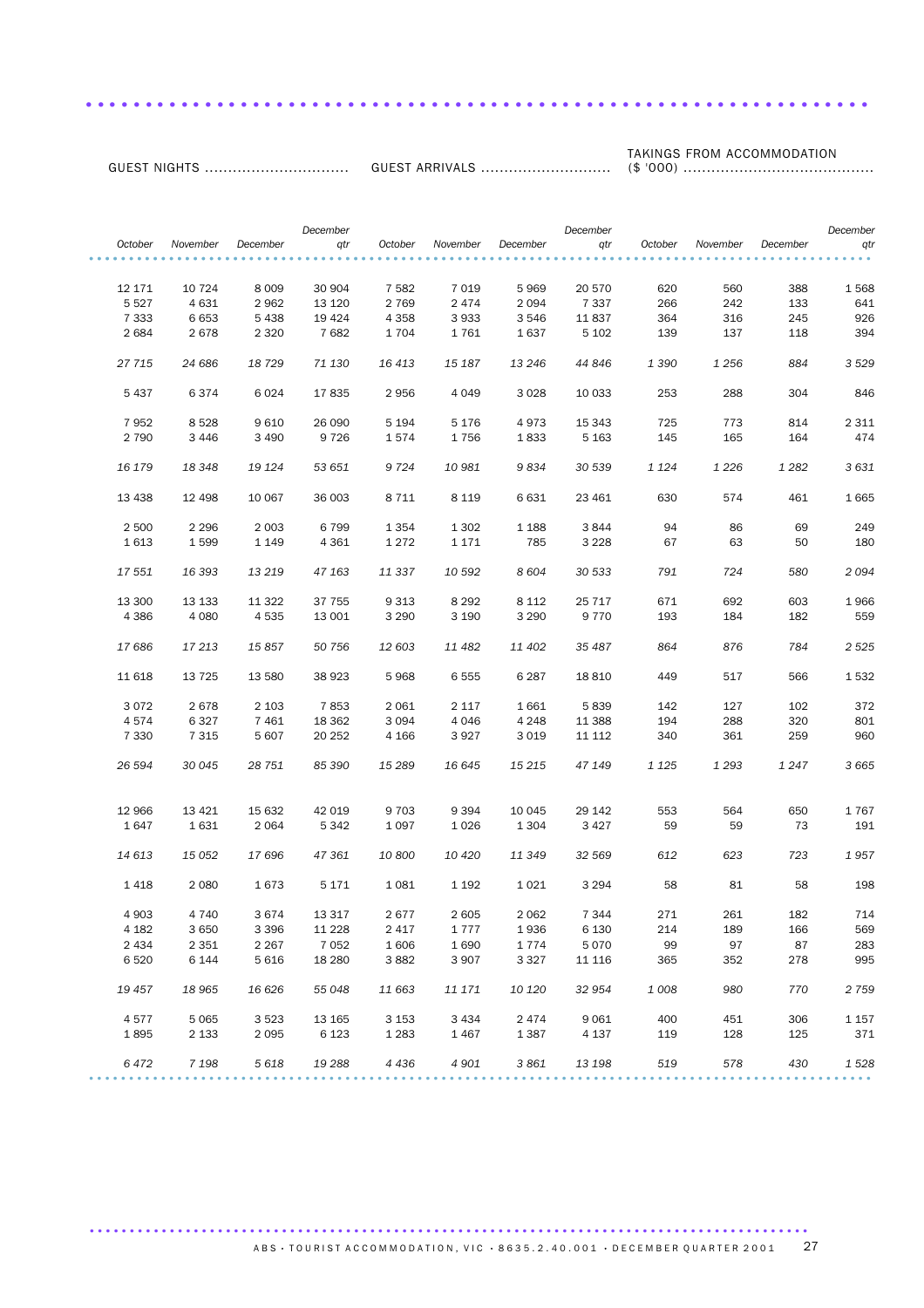| GUEST NIGHTS | | | | GUEST ARRIVALS | | | | TAKINGS FROM ACCOMMODATION ($ '000) | | | |
|---|---|---|---|---|---|---|---|---|---|---|---|
| *October* | *November* | *December* | *December qtr* | *October* | *November* | *December* | *December qtr* | *October* | *November* | *December* | *December qtr* |
| 12 171 | 10 724 | 8 009 | 30 904 | 7 582 | 7 019 | 5 969 | 20 570 | 620 | 560 | 388 | 1 568 |
| 5 527 | 4 631 | 2 962 | 13 120 | 2 769 | 2 474 | 2 094 | 7 337 | 266 | 242 | 133 | 641 |
| 7 333 | 6 653 | 5 438 | 19 424 | 4 358 | 3 933 | 3 546 | 11 837 | 364 | 316 | 245 | 926 |
| 2 684 | 2 678 | 2 320 | 7 682 | 1 704 | 1 761 | 1 637 | 5 102 | 139 | 137 | 118 | 394 |
| *27 715* | *24 686* | *18 729* | *71 130* | *16 413* | *15 187* | *13 246* | *44 846* | *1 390* | *1 256* | *884* | *3 529* |
| 5 437 | 6 374 | 6 024 | 17 835 | 2 956 | 4 049 | 3 028 | 10 033 | 253 | 288 | 304 | 846 |
| 7 952 | 8 528 | 9 610 | 26 090 | 5 194 | 5 176 | 4 973 | 15 343 | 725 | 773 | 814 | 2 311 |
| 2 790 | 3 446 | 3 490 | 9 726 | 1 574 | 1 756 | 1 833 | 5 163 | 145 | 165 | 164 | 474 |
| *16 179* | *18 348* | *19 124* | *53 651* | *9 724* | *10 981* | *9 834* | *30 539* | *1 124* | *1 226* | *1 282* | *3 631* |
| 13 438 | 12 498 | 10 067 | 36 003 | 8 711 | 8 119 | 6 631 | 23 461 | 630 | 574 | 461 | 1 665 |
| 2 500 | 2 296 | 2 003 | 6 799 | 1 354 | 1 302 | 1 188 | 3 844 | 94 | 86 | 69 | 249 |
| 1 613 | 1 599 | 1 149 | 4 361 | 1 272 | 1 171 | 785 | 3 228 | 67 | 63 | 50 | 180 |
| *17 551* | *16 393* | *13 219* | *47 163* | *11 337* | *10 592* | *8 604* | *30 533* | *791* | *724* | *580* | *2 094* |
| 13 300 | 13 133 | 11 322 | 37 755 | 9 313 | 8 292 | 8 112 | 25 717 | 671 | 692 | 603 | 1 966 |
| 4 386 | 4 080 | 4 535 | 13 001 | 3 290 | 3 190 | 3 290 | 9 770 | 193 | 184 | 182 | 559 |
| *17 686* | *17 213* | *15 857* | *50 756* | *12 603* | *11 482* | *11 402* | *35 487* | *864* | *876* | *784* | *2 525* |
| 11 618 | 13 725 | 13 580 | 38 923 | 5 968 | 6 555 | 6 287 | 18 810 | 449 | 517 | 566 | 1 532 |
| 3 072 | 2 678 | 2 103 | 7 853 | 2 061 | 2 117 | 1 661 | 5 839 | 142 | 127 | 102 | 372 |
| 4 574 | 6 327 | 7 461 | 18 362 | 3 094 | 4 046 | 4 248 | 11 388 | 194 | 288 | 320 | 801 |
| 7 330 | 7 315 | 5 607 | 20 252 | 4 166 | 3 927 | 3 019 | 11 112 | 340 | 361 | 259 | 960 |
| *26 594* | *30 045* | *28 751* | *85 390* | *15 289* | *16 645* | *15 215* | *47 149* | *1 125* | *1 293* | *1 247* | *3 665* |
| 12 966 | 13 421 | 15 632 | 42 019 | 9 703 | 9 394 | 10 045 | 29 142 | 553 | 564 | 650 | 1 767 |
| 1 647 | 1 631 | 2 064 | 5 342 | 1 097 | 1 026 | 1 304 | 3 427 | 59 | 59 | 73 | 191 |
| *14 613* | *15 052* | *17 696* | *47 361* | *10 800* | *10 420* | *11 349* | *32 569* | *612* | *623* | *723* | *1 957* |
| 1 418 | 2 080 | 1 673 | 5 171 | 1 081 | 1 192 | 1 021 | 3 294 | 58 | 81 | 58 | 198 |
| 4 903 | 4 740 | 3 674 | 13 317 | 2 677 | 2 605 | 2 062 | 7 344 | 271 | 261 | 182 | 714 |
| 4 182 | 3 650 | 3 396 | 11 228 | 2 417 | 1 777 | 1 936 | 6 130 | 214 | 189 | 166 | 569 |
| 2 434 | 2 351 | 2 267 | 7 052 | 1 606 | 1 690 | 1 774 | 5 070 | 99 | 97 | 87 | 283 |
| 6 520 | 6 144 | 5 616 | 18 280 | 3 882 | 3 907 | 3 327 | 11 116 | 365 | 352 | 278 | 995 |
| *19 457* | *18 965* | *16 626* | *55 048* | *11 663* | *11 171* | *10 120* | *32 954* | *1 008* | *980* | *770* | *2 759* |
| 4 577 | 5 065 | 3 523 | 13 165 | 3 153 | 3 434 | 2 474 | 9 061 | 400 | 451 | 306 | 1 157 |
| 1 895 | 2 133 | 2 095 | 6 123 | 1 283 | 1 467 | 1 387 | 4 137 | 119 | 128 | 125 | 371 |
| *6 472* | *7 198* | *5 618* | *19 288* | *4 436* | *4 901* | *3 861* | *13 198* | *519* | *578* | *430* | *1 528* |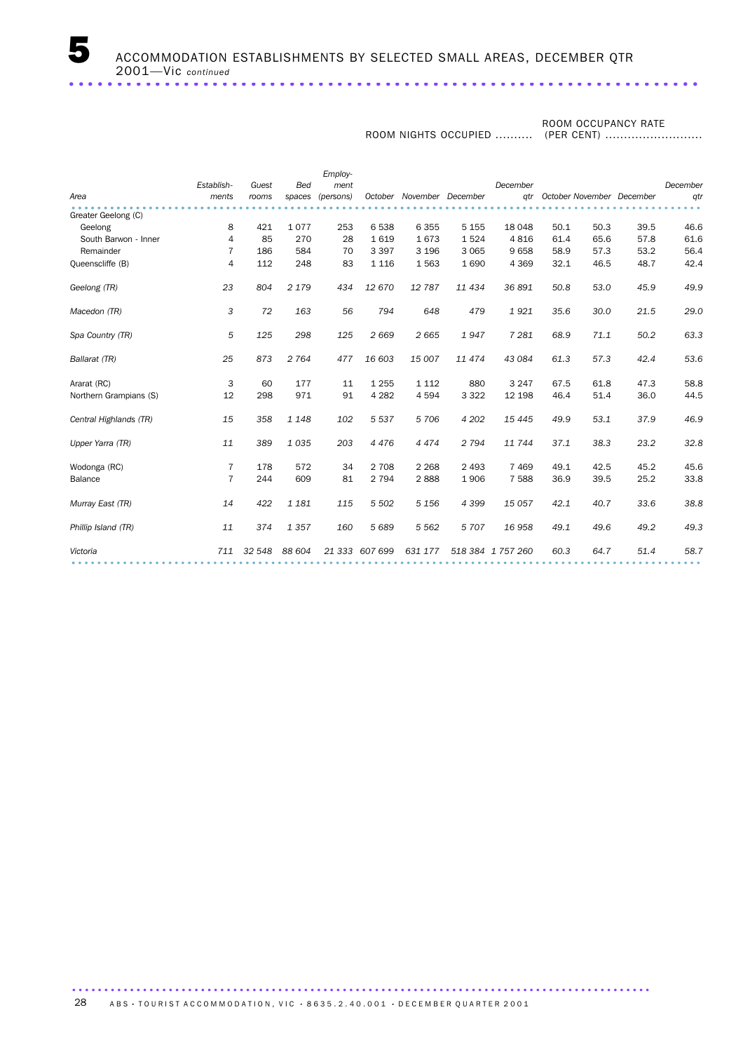# 5 ACCOMMODATION ESTABLISHMENTS BY SELECTED SMALL AREAS, DECEMBER QTR 2001—Vic *continued*

| | | | | | ROOM NIGHTS OCCUPIED | | | | ROOM OCCUPANCY RATE (PER CENT) | | | |
|---|---|---|---|---|---|---|---|---|---|---|---|---|
| *Area* | *Establish-ments* | *Guest rooms* | *Bed spaces* | *Employ-ment (persons)* | *October* | *November* | *December* | *December qtr* | *October* | *November* | *December* | *December qtr* |
| Greater Geelong (C) | | | | | | | | | | | | |
| Geelong | 8 | 421 | 1 077 | 253 | 6 538 | 6 355 | 5 155 | 18 048 | 50.1 | 50.3 | 39.5 | 46.6 |
| South Barwon - Inner | 4 | 85 | 270 | 28 | 1 619 | 1 673 | 1 524 | 4 816 | 61.4 | 65.6 | 57.8 | 61.6 |
| Remainder | 7 | 186 | 584 | 70 | 3 397 | 3 196 | 3 065 | 9 658 | 58.9 | 57.3 | 53.2 | 56.4 |
| Queenscliffe (B) | 4 | 112 | 248 | 83 | 1 116 | 1 563 | 1 690 | 4 369 | 32.1 | 46.5 | 48.7 | 42.4 |
| *Geelong (TR)* | *23* | *804* | *2 179* | *434* | *12 670* | *12 787* | *11 434* | *36 891* | *50.8* | *53.0* | *45.9* | *49.9* |
| *Macedon (TR)* | *3* | *72* | *163* | *56* | *794* | *648* | *479* | *1 921* | *35.6* | *30.0* | *21.5* | *29.0* |
| *Spa Country (TR)* | *5* | *125* | *298* | *125* | *2 669* | *2 665* | *1 947* | *7 281* | *68.9* | *71.1* | *50.2* | *63.3* |
| *Ballarat (TR)* | *25* | *873* | *2 764* | *477* | *16 603* | *15 007* | *11 474* | *43 084* | *61.3* | *57.3* | *42.4* | *53.6* |
| Ararat (RC) | 3 | 60 | 177 | 11 | 1 255 | 1 112 | 880 | 3 247 | 67.5 | 61.8 | 47.3 | 58.8 |
| Northern Grampians (S) | 12 | 298 | 971 | 91 | 4 282 | 4 594 | 3 322 | 12 198 | 46.4 | 51.4 | 36.0 | 44.5 |
| *Central Highlands (TR)* | *15* | *358* | *1 148* | *102* | *5 537* | *5 706* | *4 202* | *15 445* | *49.9* | *53.1* | *37.9* | *46.9* |
| *Upper Yarra (TR)* | *11* | *389* | *1 035* | *203* | *4 476* | *4 474* | *2 794* | *11 744* | *37.1* | *38.3* | *23.2* | *32.8* |
| Wodonga (RC) | 7 | 178 | 572 | 34 | 2 708 | 2 268 | 2 493 | 7 469 | 49.1 | 42.5 | 45.2 | 45.6 |
| Balance | 7 | 244 | 609 | 81 | 2 794 | 2 888 | 1 906 | 7 588 | 36.9 | 39.5 | 25.2 | 33.8 |
| *Murray East (TR)* | *14* | *422* | *1 181* | *115* | *5 502* | *5 156* | *4 399* | *15 057* | *42.1* | *40.7* | *33.6* | *38.8* |
| *Phillip Island (TR)* | *11* | *374* | *1 357* | *160* | *5 689* | *5 562* | *5 707* | *16 958* | *49.1* | *49.6* | *49.2* | *49.3* |
| *Victoria* | *711* | *32 548* | *88 604* | *21 333* | *607 699* | *631 177* | *518 384* | *1 757 260* | *60.3* | *64.7* | *51.4* | *58.7* |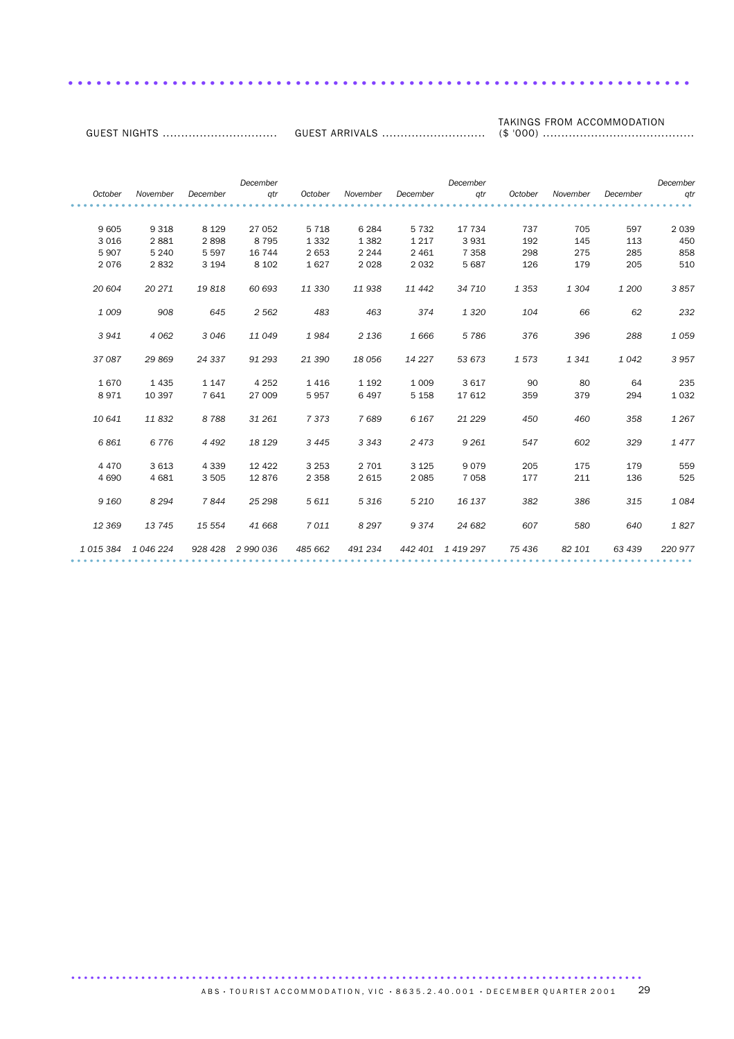| GUEST NIGHTS | | | | GUEST ARRIVALS | | | | TAKINGS FROM ACCOMMODATION ($ '000) | | | |
|---|---|---|---|---|---|---|---|---|---|---|---|
| *October* | *November* | *December* | *December qtr* | *October* | *November* | *December* | *December qtr* | *October* | *November* | *December* | *December qtr* |
| 9 605 | 9 318 | 8 129 | 27 052 | 5 718 | 6 284 | 5 732 | 17 734 | 737 | 705 | 597 | 2 039 |
| 3 016 | 2 881 | 2 898 | 8 795 | 1 332 | 1 382 | 1 217 | 3 931 | 192 | 145 | 113 | 450 |
| 5 907 | 5 240 | 5 597 | 16 744 | 2 653 | 2 244 | 2 461 | 7 358 | 298 | 275 | 285 | 858 |
| 2 076 | 2 832 | 3 194 | 8 102 | 1 627 | 2 028 | 2 032 | 5 687 | 126 | 179 | 205 | 510 |
| *20 604* | *20 271* | *19 818* | *60 693* | *11 330* | *11 938* | *11 442* | *34 710* | *1 353* | *1 304* | *1 200* | *3 857* |
| *1 009* | *908* | *645* | *2 562* | *483* | *463* | *374* | *1 320* | *104* | *66* | *62* | *232* |
| *3 941* | *4 062* | *3 046* | *11 049* | *1 984* | *2 136* | *1 666* | *5 786* | *376* | *396* | *288* | *1 059* |
| *37 087* | *29 869* | *24 337* | *91 293* | *21 390* | *18 056* | *14 227* | *53 673* | *1 573* | *1 341* | *1 042* | *3 957* |
| 1 670 | 1 435 | 1 147 | 4 252 | 1 416 | 1 192 | 1 009 | 3 617 | 90 | 80 | 64 | 235 |
| 8 971 | 10 397 | 7 641 | 27 009 | 5 957 | 6 497 | 5 158 | 17 612 | 359 | 379 | 294 | 1 032 |
| *10 641* | *11 832* | *8 788* | *31 261* | *7 373* | *7 689* | *6 167* | *21 229* | *450* | *460* | *358* | *1 267* |
| *6 861* | *6 776* | *4 492* | *18 129* | *3 445* | *3 343* | *2 473* | *9 261* | *547* | *602* | *329* | *1 477* |
| 4 470 | 3 613 | 4 339 | 12 422 | 3 253 | 2 701 | 3 125 | 9 079 | 205 | 175 | 179 | 559 |
| 4 690 | 4 681 | 3 505 | 12 876 | 2 358 | 2 615 | 2 085 | 7 058 | 177 | 211 | 136 | 525 |
| *9 160* | *8 294* | *7 844* | *25 298* | *5 611* | *5 316* | *5 210* | *16 137* | *382* | *386* | *315* | *1 084* |
| *12 369* | *13 745* | *15 554* | *41 668* | *7 011* | *8 297* | *9 374* | *24 682* | *607* | *580* | *640* | *1 827* |
| *1 015 384* | *1 046 224* | *928 428* | *2 990 036* | *485 662* | *491 234* | *442 401* | *1 419 297* | *75 436* | *82 101* | *63 439* | *220 977* |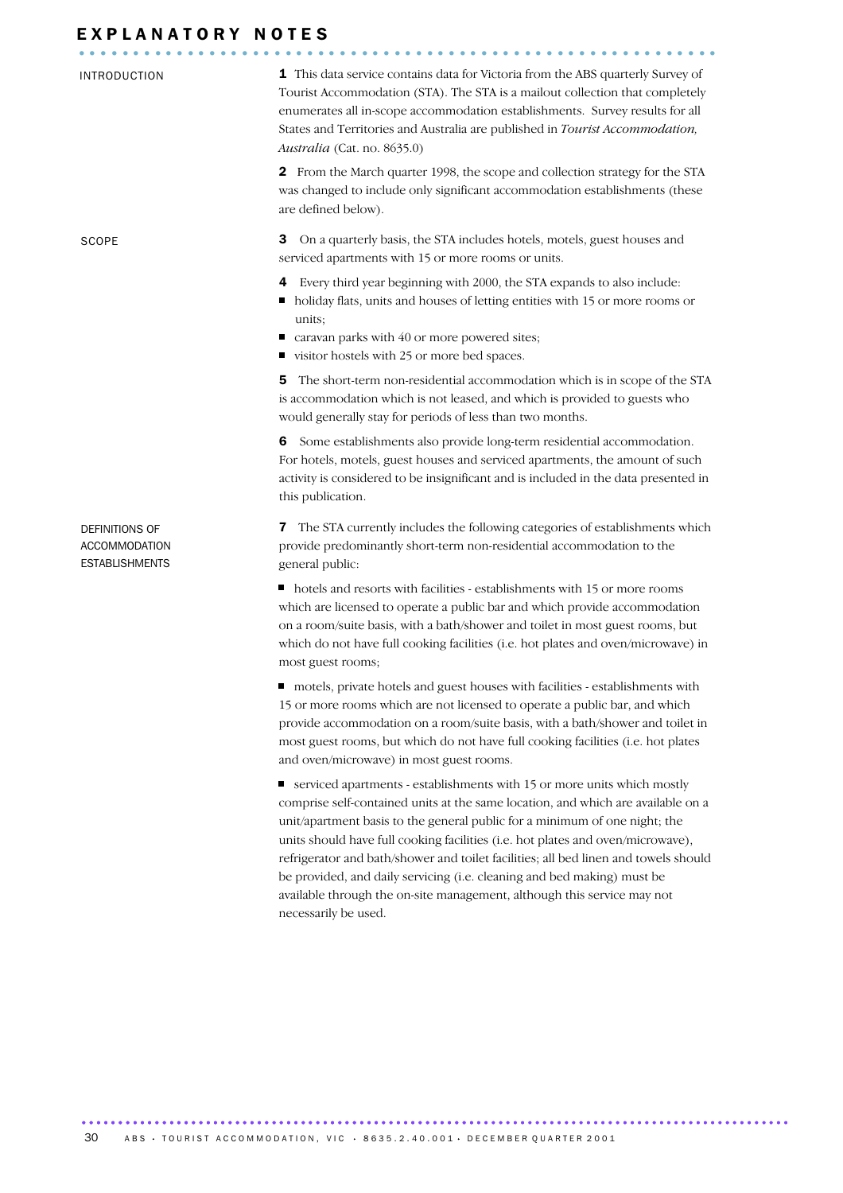# EXPLANATORY NOTES

## INTRODUCTION

**1** This data service contains data for Victoria from the ABS quarterly Survey of Tourist Accommodation (STA). The STA is a mailout collection that completely enumerates all in-scope accommodation establishments. Survey results for all States and Territories and Australia are published in *Tourist Accommodation, Australia* (Cat. no. 8635.0)

**2** From the March quarter 1998, the scope and collection strategy for the STA was changed to include only significant accommodation establishments (these are defined below).

## SCOPE

**3** On a quarterly basis, the STA includes hotels, motels, guest houses and serviced apartments with 15 or more rooms or units.

**4** Every third year beginning with 2000, the STA expands to also include:

- holiday flats, units and houses of letting entities with 15 or more rooms or units;
- caravan parks with 40 or more powered sites;
- visitor hostels with 25 or more bed spaces.

**5** The short-term non-residential accommodation which is in scope of the STA is accommodation which is not leased, and which is provided to guests who would generally stay for periods of less than two months.

**6** Some establishments also provide long-term residential accommodation. For hotels, motels, guest houses and serviced apartments, the amount of such activity is considered to be insignificant and is included in the data presented in this publication.

## DEFINITIONS OF ACCOMMODATION ESTABLISHMENTS

**7** The STA currently includes the following categories of establishments which provide predominantly short-term non-residential accommodation to the general public:

- hotels and resorts with facilities - establishments with 15 or more rooms which are licensed to operate a public bar and which provide accommodation on a room/suite basis, with a bath/shower and toilet in most guest rooms, but which do not have full cooking facilities (i.e. hot plates and oven/microwave) in most guest rooms;

- motels, private hotels and guest houses with facilities - establishments with 15 or more rooms which are not licensed to operate a public bar, and which provide accommodation on a room/suite basis, with a bath/shower and toilet in most guest rooms, but which do not have full cooking facilities (i.e. hot plates and oven/microwave) in most guest rooms.

- serviced apartments - establishments with 15 or more units which mostly comprise self-contained units at the same location, and which are available on a unit/apartment basis to the general public for a minimum of one night; the units should have full cooking facilities (i.e. hot plates and oven/microwave), refrigerator and bath/shower and toilet facilities; all bed linen and towels should be provided, and daily servicing (i.e. cleaning and bed making) must be available through the on-site management, although this service may not necessarily be used.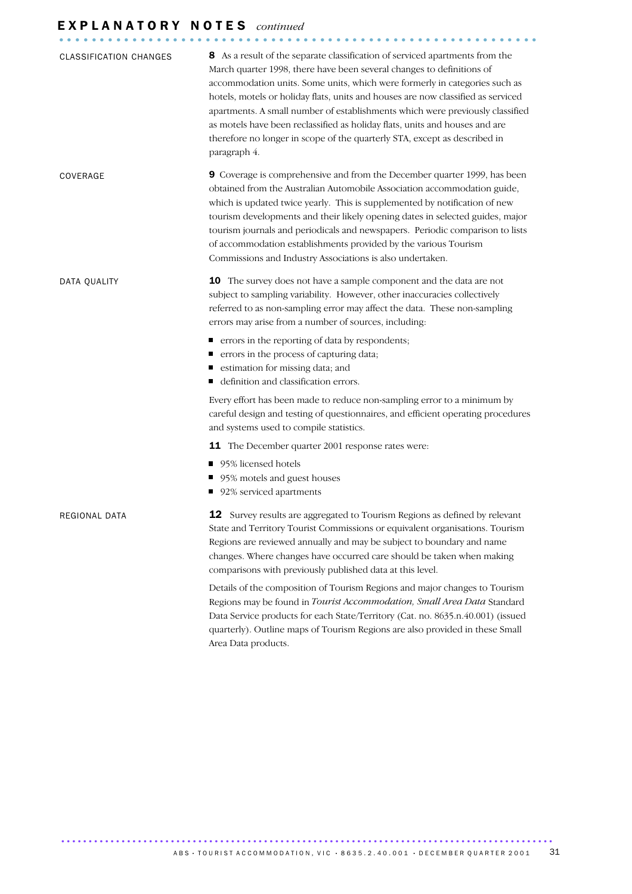# EXPLANATORY NOTES *continued*

### CLASSIFICATION CHANGES

**8** As a result of the separate classification of serviced apartments from the March quarter 1998, there have been several changes to definitions of accommodation units. Some units, which were formerly in categories such as hotels, motels or holiday flats, units and houses are now classified as serviced apartments. A small number of establishments which were previously classified as motels have been reclassified as holiday flats, units and houses and are therefore no longer in scope of the quarterly STA, except as described in paragraph 4.

### COVERAGE

**9** Coverage is comprehensive and from the December quarter 1999, has been obtained from the Australian Automobile Association accommodation guide, which is updated twice yearly. This is supplemented by notification of new tourism developments and their likely opening dates in selected guides, major tourism journals and periodicals and newspapers. Periodic comparison to lists of accommodation establishments provided by the various Tourism Commissions and Industry Associations is also undertaken.

### DATA QUALITY

**10** The survey does not have a sample component and the data are not subject to sampling variability. However, other inaccuracies collectively referred to as non-sampling error may affect the data. These non-sampling errors may arise from a number of sources, including:

- errors in the reporting of data by respondents;
- errors in the process of capturing data;
- estimation for missing data; and
- definition and classification errors.

Every effort has been made to reduce non-sampling error to a minimum by careful design and testing of questionnaires, and efficient operating procedures and systems used to compile statistics.

**11** The December quarter 2001 response rates were:

- 95% licensed hotels
- 95% motels and guest houses
- 92% serviced apartments

### REGIONAL DATA

**12** Survey results are aggregated to Tourism Regions as defined by relevant State and Territory Tourist Commissions or equivalent organisations. Tourism Regions are reviewed annually and may be subject to boundary and name changes. Where changes have occurred care should be taken when making comparisons with previously published data at this level.

Details of the composition of Tourism Regions and major changes to Tourism Regions may be found in *Tourist Accommodation, Small Area Data* Standard Data Service products for each State/Territory (Cat. no. 8635.n.40.001) (issued quarterly). Outline maps of Tourism Regions are also provided in these Small Area Data products.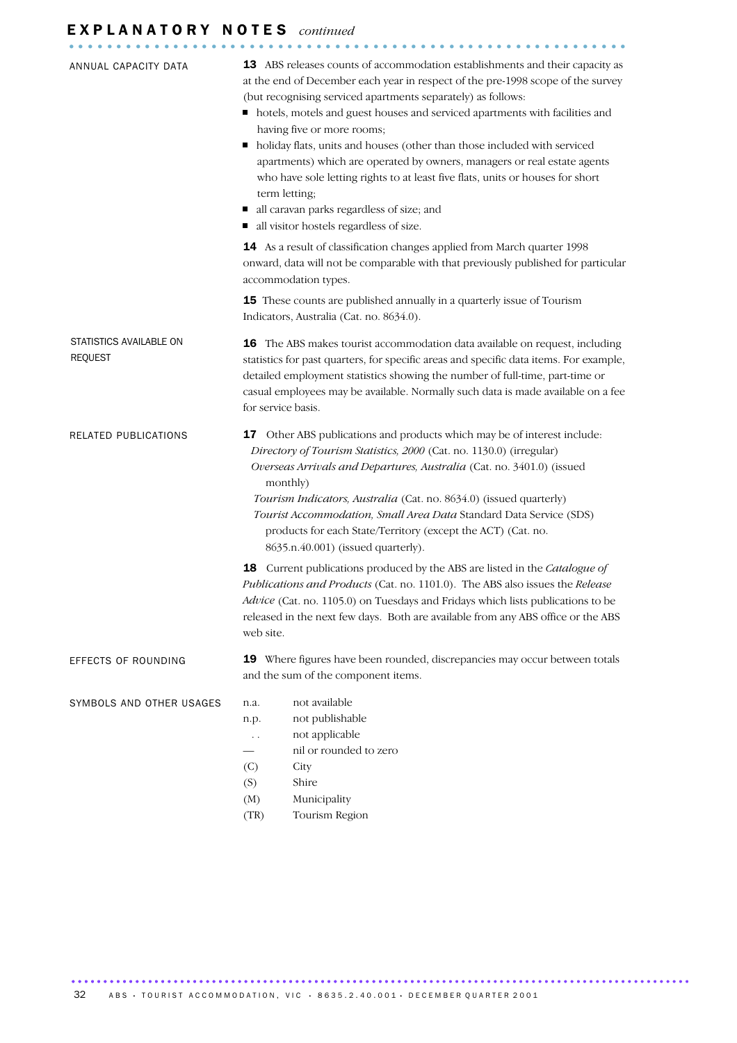# EXPLANATORY NOTES *continued*

## ANNUAL CAPACITY DATA

**13** ABS releases counts of accommodation establishments and their capacity as at the end of December each year in respect of the pre-1998 scope of the survey (but recognising serviced apartments separately) as follows:

- hotels, motels and guest houses and serviced apartments with facilities and having five or more rooms;
- holiday flats, units and houses (other than those included with serviced apartments) which are operated by owners, managers or real estate agents who have sole letting rights to at least five flats, units or houses for short term letting;
- all caravan parks regardless of size; and
- all visitor hostels regardless of size.

**14** As a result of classification changes applied from March quarter 1998 onward, data will not be comparable with that previously published for particular accommodation types.

**15** These counts are published annually in a quarterly issue of Tourism Indicators, Australia (Cat. no. 8634.0).

## STATISTICS AVAILABLE ON REQUEST

**16** The ABS makes tourist accommodation data available on request, including statistics for past quarters, for specific areas and specific data items. For example, detailed employment statistics showing the number of full-time, part-time or casual employees may be available. Normally such data is made available on a fee for service basis.

## RELATED PUBLICATIONS

**17** Other ABS publications and products which may be of interest include:

*Directory of Tourism Statistics, 2000* (Cat. no. 1130.0) (irregular)

*Overseas Arrivals and Departures, Australia* (Cat. no. 3401.0) (issued monthly)

*Tourism Indicators, Australia* (Cat. no. 8634.0) (issued quarterly)

*Tourist Accommodation, Small Area Data* Standard Data Service (SDS) products for each State/Territory (except the ACT) (Cat. no. 8635.n.40.001) (issued quarterly).

**18** Current publications produced by the ABS are listed in the *Catalogue of Publications and Products* (Cat. no. 1101.0). The ABS also issues the *Release Advice* (Cat. no. 1105.0) on Tuesdays and Fridays which lists publications to be released in the next few days. Both are available from any ABS office or the ABS web site.

## EFFECTS OF ROUNDING

**19** Where figures have been rounded, discrepancies may occur between totals and the sum of the component items.

## SYMBOLS AND OTHER USAGES

| | |
|---|---|
| n.a. | not available |
| n.p. | not publishable |
| .. | not applicable |
| — | nil or rounded to zero |
| (C) | City |
| (S) | Shire |
| (M) | Municipality |
| (TR) | Tourism Region |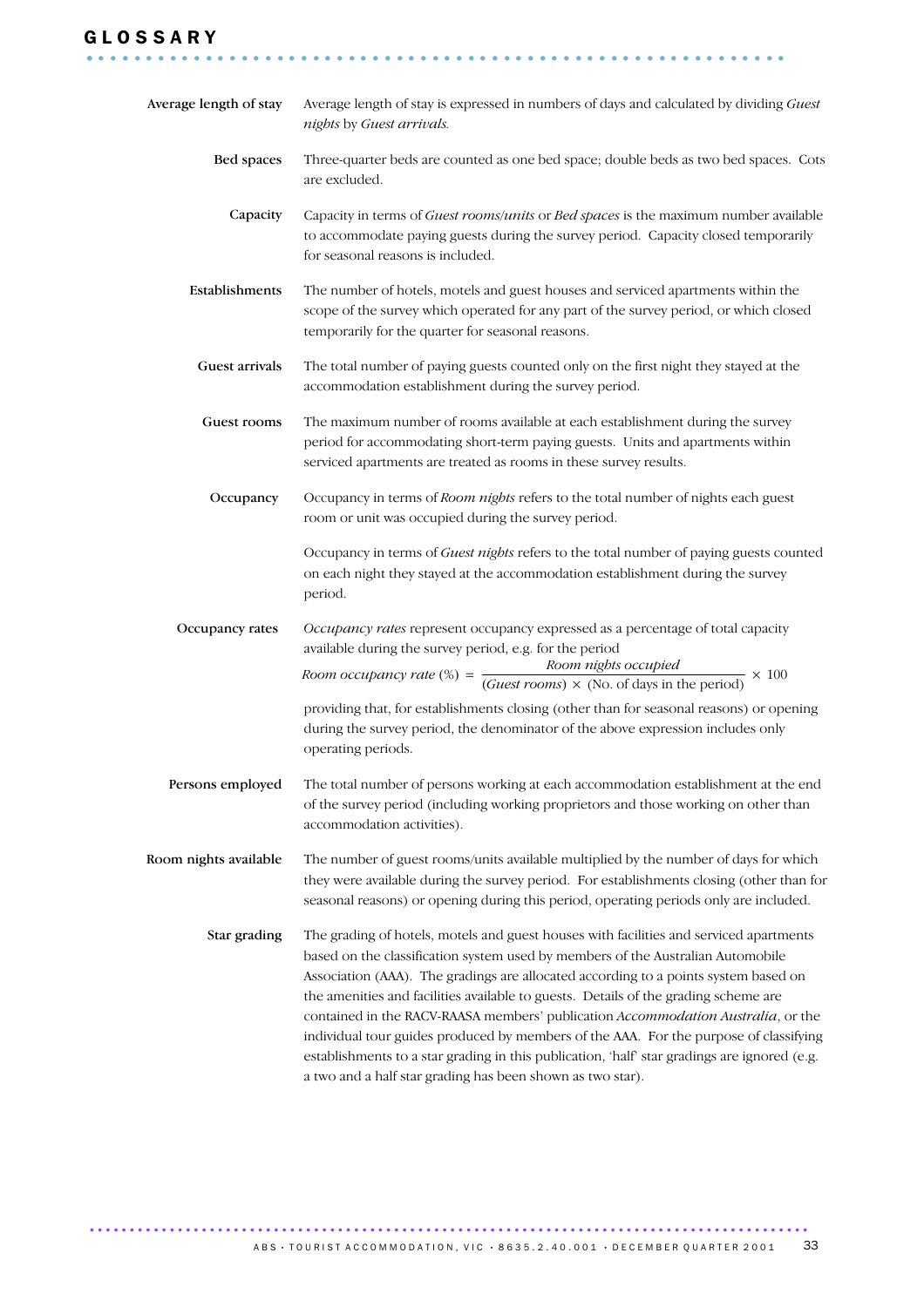# GLOSSARY

**Average length of stay**
Average length of stay is expressed in numbers of days and calculated by dividing *Guest nights* by *Guest arrivals.*

**Bed spaces**
Three-quarter beds are counted as one bed space; double beds as two bed spaces. Cots are excluded.

**Capacity**
Capacity in terms of *Guest rooms/units* or *Bed spaces* is the maximum number available to accommodate paying guests during the survey period. Capacity closed temporarily for seasonal reasons is included.

**Establishments**
The number of hotels, motels and guest houses and serviced apartments within the scope of the survey which operated for any part of the survey period, or which closed temporarily for the quarter for seasonal reasons.

**Guest arrivals**
The total number of paying guests counted only on the first night they stayed at the accommodation establishment during the survey period.

**Guest rooms**
The maximum number of rooms available at each establishment during the survey period for accommodating short-term paying guests. Units and apartments within serviced apartments are treated as rooms in these survey results.

**Occupancy**
Occupancy in terms of *Room nights* refers to the total number of nights each guest room or unit was occupied during the survey period.

Occupancy in terms of *Guest nights* refers to the total number of paying guests counted on each night they stayed at the accommodation establishment during the survey period.

**Occupancy rates**
*Occupancy rates* represent occupancy expressed as a percentage of total capacity available during the survey period, e.g. for the period

$$\textit{Room occupancy rate}\ (\%) = \frac{\textit{Room nights occupied}}{(\textit{Guest rooms}) \times (\text{No. of days in the period})} \times 100$$

providing that, for establishments closing (other than for seasonal reasons) or opening during the survey period, the denominator of the above expression includes only operating periods.

**Persons employed**
The total number of persons working at each accommodation establishment at the end of the survey period (including working proprietors and those working on other than accommodation activities).

**Room nights available**
The number of guest rooms/units available multiplied by the number of days for which they were available during the survey period. For establishments closing (other than for seasonal reasons) or opening during this period, operating periods only are included.

**Star grading**
The grading of hotels, motels and guest houses with facilities and serviced apartments based on the classification system used by members of the Australian Automobile Association (AAA). The gradings are allocated according to a points system based on the amenities and facilities available to guests. Details of the grading scheme are contained in the RACV-RAASA members' publication *Accommodation Australia*, or the individual tour guides produced by members of the AAA. For the purpose of classifying establishments to a star grading in this publication, 'half' star gradings are ignored (e.g. a two and a half star grading has been shown as two star).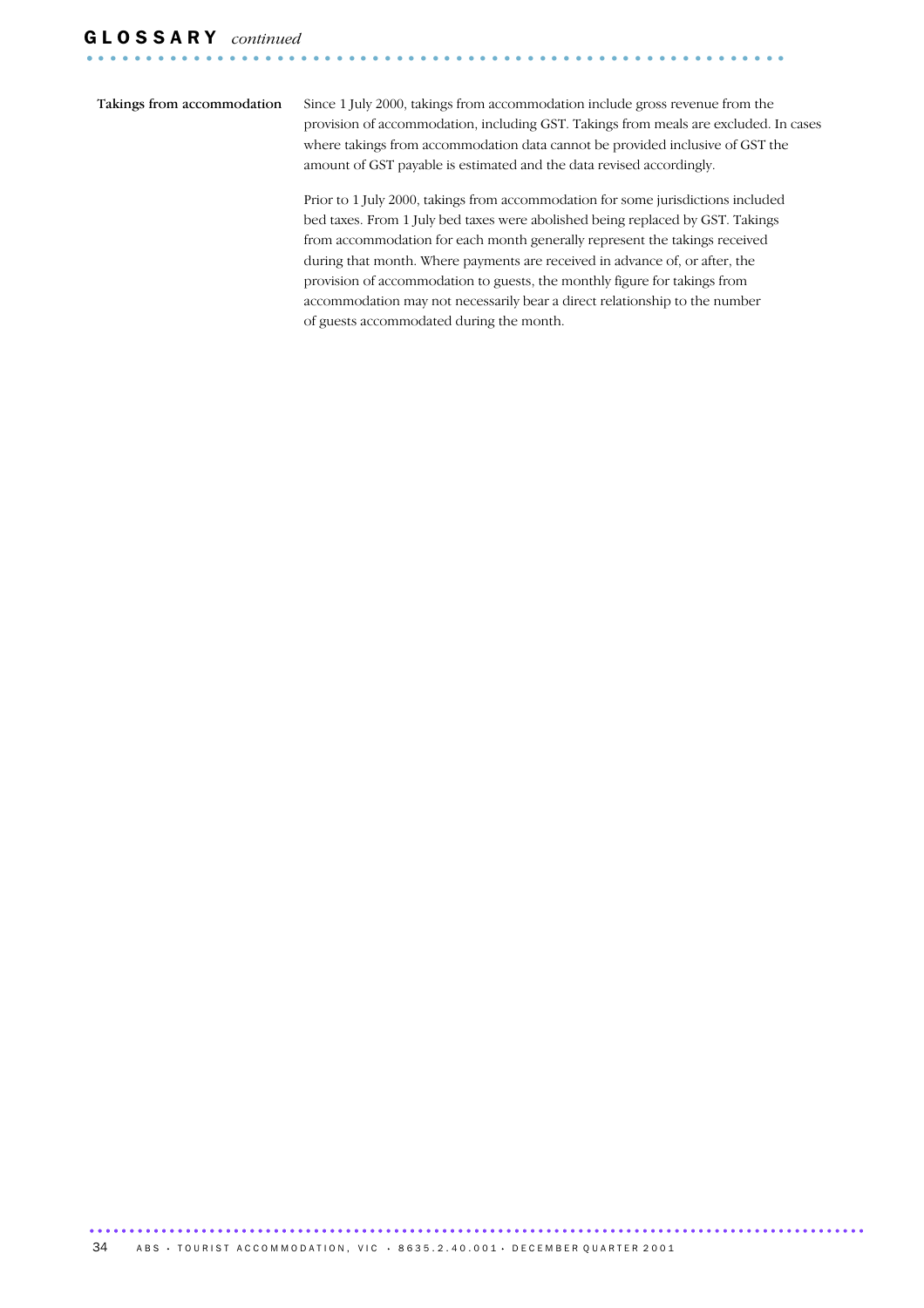## GLOSSARY *continued*

**Takings from accommodation**

Since 1 July 2000, takings from accommodation include gross revenue from the provision of accommodation, including GST. Takings from meals are excluded. In cases where takings from accommodation data cannot be provided inclusive of GST the amount of GST payable is estimated and the data revised accordingly.

Prior to 1 July 2000, takings from accommodation for some jurisdictions included bed taxes. From 1 July bed taxes were abolished being replaced by GST. Takings from accommodation for each month generally represent the takings received during that month. Where payments are received in advance of, or after, the provision of accommodation to guests, the monthly figure for takings from accommodation may not necessarily bear a direct relationship to the number of guests accommodated during the month.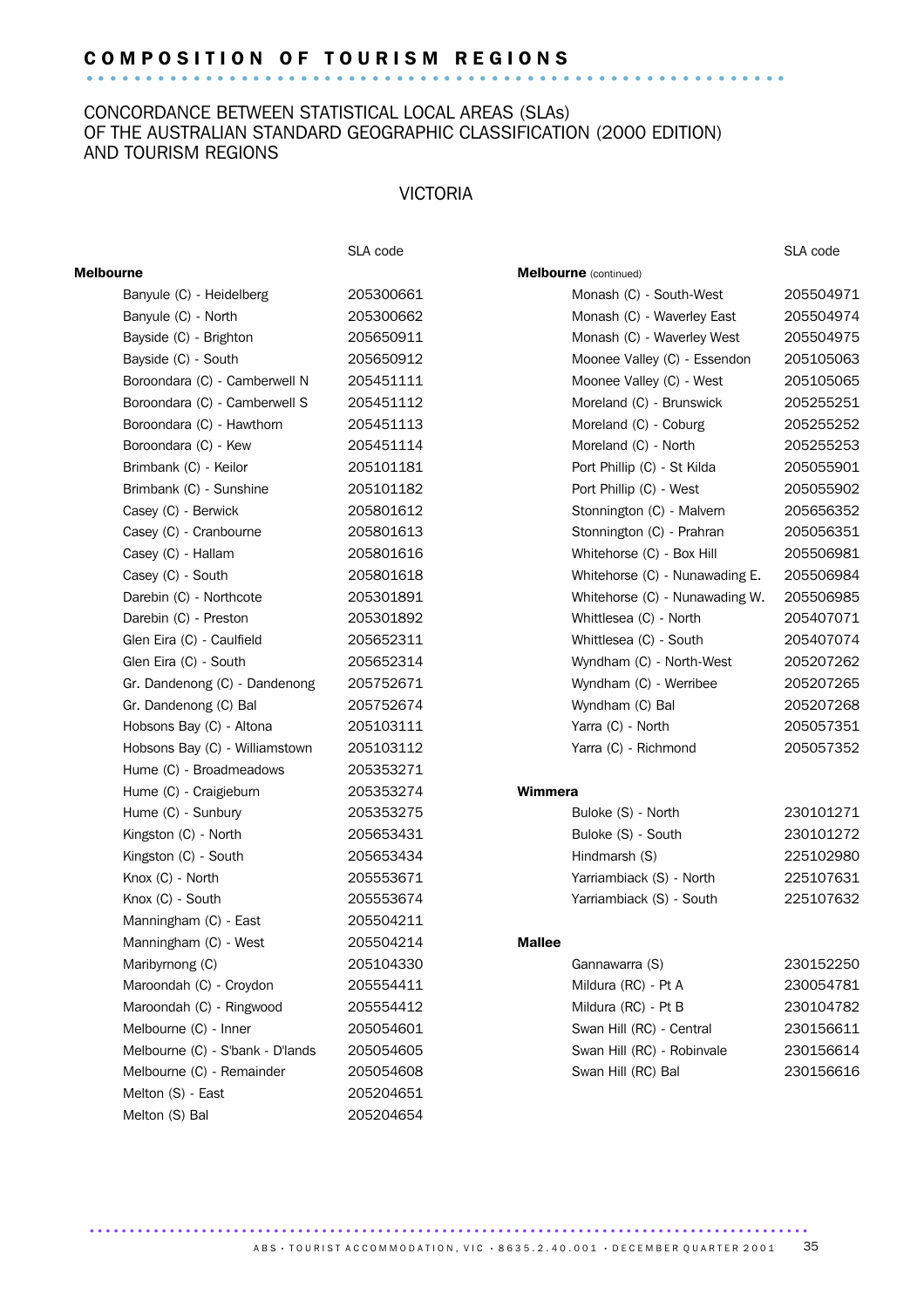## COMPOSITION OF TOURISM REGIONS

CONCORDANCE BETWEEN STATISTICAL LOCAL AREAS (SLAs) OF THE AUSTRALIAN STANDARD GEOGRAPHIC CLASSIFICATION (2000 EDITION) AND TOURISM REGIONS

### VICTORIA

| | SLA code |
|---|---|
| **Melbourne** | |
| Banyule (C) - Heidelberg | 205300661 |
| Banyule (C) - North | 205300662 |
| Bayside (C) - Brighton | 205650911 |
| Bayside (C) - South | 205650912 |
| Boroondara (C) - Camberwell N | 205451111 |
| Boroondara (C) - Camberwell S | 205451112 |
| Boroondara (C) - Hawthorn | 205451113 |
| Boroondara (C) - Kew | 205451114 |
| Brimbank (C) - Keilor | 205101181 |
| Brimbank (C) - Sunshine | 205101182 |
| Casey (C) - Berwick | 205801612 |
| Casey (C) - Cranbourne | 205801613 |
| Casey (C) - Hallam | 205801616 |
| Casey (C) - South | 205801618 |
| Darebin (C) - Northcote | 205301891 |
| Darebin (C) - Preston | 205301892 |
| Glen Eira (C) - Caulfield | 205652311 |
| Glen Eira (C) - South | 205652314 |
| Gr. Dandenong (C) - Dandenong | 205752671 |
| Gr. Dandenong (C) Bal | 205752674 |
| Hobsons Bay (C) - Altona | 205103111 |
| Hobsons Bay (C) - Williamstown | 205103112 |
| Hume (C) - Broadmeadows | 205353271 |
| Hume (C) - Craigieburn | 205353274 |
| Hume (C) - Sunbury | 205353275 |
| Kingston (C) - North | 205653431 |
| Kingston (C) - South | 205653434 |
| Knox (C) - North | 205553671 |
| Knox (C) - South | 205553674 |
| Manningham (C) - East | 205504211 |
| Manningham (C) - West | 205504214 |
| Maribyrnong (C) | 205104330 |
| Maroondah (C) - Croydon | 205554411 |
| Maroondah (C) - Ringwood | 205554412 |
| Melbourne (C) - Inner | 205054601 |
| Melbourne (C) - S'bank - D'lands | 205054605 |
| Melbourne (C) - Remainder | 205054608 |
| Melton (S) - East | 205204651 |
| Melton (S) Bal | 205204654 |
| **Melbourne** (continued) | |
| Monash (C) - South-West | 205504971 |
| Monash (C) - Waverley East | 205504974 |
| Monash (C) - Waverley West | 205504975 |
| Moonee Valley (C) - Essendon | 205105063 |
| Moonee Valley (C) - West | 205105065 |
| Moreland (C) - Brunswick | 205255251 |
| Moreland (C) - Coburg | 205255252 |
| Moreland (C) - North | 205255253 |
| Port Phillip (C) - St Kilda | 205055901 |
| Port Phillip (C) - West | 205055902 |
| Stonnington (C) - Malvern | 205656352 |
| Stonnington (C) - Prahran | 205056351 |
| Whitehorse (C) - Box Hill | 205506981 |
| Whitehorse (C) - Nunawading E. | 205506984 |
| Whitehorse (C) - Nunawading W. | 205506985 |
| Whittlesea (C) - North | 205407071 |
| Whittlesea (C) - South | 205407074 |
| Wyndham (C) - North-West | 205207262 |
| Wyndham (C) - Werribee | 205207265 |
| Wyndham (C) Bal | 205207268 |
| Yarra (C) - North | 205057351 |
| Yarra (C) - Richmond | 205057352 |
| **Wimmera** | |
| Buloke (S) - North | 230101271 |
| Buloke (S) - South | 230101272 |
| Hindmarsh (S) | 225102980 |
| Yarriambiack (S) - North | 225107631 |
| Yarriambiack (S) - South | 225107632 |
| **Mallee** | |
| Gannawarra (S) | 230152250 |
| Mildura (RC) - Pt A | 230054781 |
| Mildura (RC) - Pt B | 230104782 |
| Swan Hill (RC) - Central | 230156611 |
| Swan Hill (RC) - Robinvale | 230156614 |
| Swan Hill (RC) Bal | 230156616 |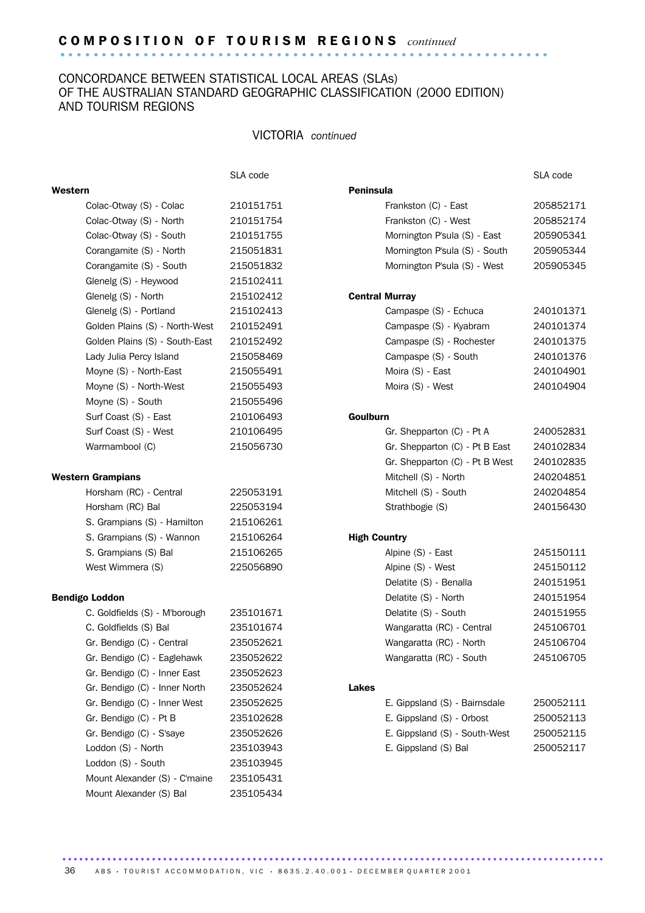## COMPOSITION OF TOURISM REGIONS *continued*

### CONCORDANCE BETWEEN STATISTICAL LOCAL AREAS (SLAs) OF THE AUSTRALIAN STANDARD GEOGRAPHIC CLASSIFICATION (2000 EDITION) AND TOURISM REGIONS

#### VICTORIA *continued*

| | SLA code |
|---|---|
| **Western** | |
| Colac-Otway (S) - Colac | 210151751 |
| Colac-Otway (S) - North | 210151754 |
| Colac-Otway (S) - South | 210151755 |
| Corangamite (S) - North | 215051831 |
| Corangamite (S) - South | 215051832 |
| Glenelg (S) - Heywood | 215102411 |
| Glenelg (S) - North | 215102412 |
| Glenelg (S) - Portland | 215102413 |
| Golden Plains (S) - North-West | 210152491 |
| Golden Plains (S) - South-East | 210152492 |
| Lady Julia Percy Island | 215058469 |
| Moyne (S) - North-East | 215055491 |
| Moyne (S) - North-West | 215055493 |
| Moyne (S) - South | 215055496 |
| Surf Coast (S) - East | 210106493 |
| Surf Coast (S) - West | 210106495 |
| Warrnambool (C) | 215056730 |
| **Western Grampians** | |
| Horsham (RC) - Central | 225053191 |
| Horsham (RC) Bal | 225053194 |
| S. Grampians (S) - Hamilton | 215106261 |
| S. Grampians (S) - Wannon | 215106264 |
| S. Grampians (S) Bal | 215106265 |
| West Wimmera (S) | 225056890 |
| **Bendigo Loddon** | |
| C. Goldfields (S) - M'borough | 235101671 |
| C. Goldfields (S) Bal | 235101674 |
| Gr. Bendigo (C) - Central | 235052621 |
| Gr. Bendigo (C) - Eaglehawk | 235052622 |
| Gr. Bendigo (C) - Inner East | 235052623 |
| Gr. Bendigo (C) - Inner North | 235052624 |
| Gr. Bendigo (C) - Inner West | 235052625 |
| Gr. Bendigo (C) - Pt B | 235102628 |
| Gr. Bendigo (C) - S'saye | 235052626 |
| Loddon (S) - North | 235103943 |
| Loddon (S) - South | 235103945 |
| Mount Alexander (S) - C'maine | 235105431 |
| Mount Alexander (S) Bal | 235105434 |
| **Peninsula** | |
| Frankston (C) - East | 205852171 |
| Frankston (C) - West | 205852174 |
| Mornington P'sula (S) - East | 205905341 |
| Mornington P'sula (S) - South | 205905344 |
| Mornington P'sula (S) - West | 205905345 |
| **Central Murray** | |
| Campaspe (S) - Echuca | 240101371 |
| Campaspe (S) - Kyabram | 240101374 |
| Campaspe (S) - Rochester | 240101375 |
| Campaspe (S) - South | 240101376 |
| Moira (S) - East | 240104901 |
| Moira (S) - West | 240104904 |
| **Goulburn** | |
| Gr. Shepparton (C) - Pt A | 240052831 |
| Gr. Shepparton (C) - Pt B East | 240102834 |
| Gr. Shepparton (C) - Pt B West | 240102835 |
| Mitchell (S) - North | 240204851 |
| Mitchell (S) - South | 240204854 |
| Strathbogie (S) | 240156430 |
| **High Country** | |
| Alpine (S) - East | 245150111 |
| Alpine (S) - West | 245150112 |
| Delatite (S) - Benalla | 240151951 |
| Delatite (S) - North | 240151954 |
| Delatite (S) - South | 240151955 |
| Wangaratta (RC) - Central | 245106701 |
| Wangaratta (RC) - North | 245106704 |
| Wangaratta (RC) - South | 245106705 |
| **Lakes** | |
| E. Gippsland (S) - Bairnsdale | 250052111 |
| E. Gippsland (S) - Orbost | 250052113 |
| E. Gippsland (S) - South-West | 250052115 |
| E. Gippsland (S) Bal | 250052117 |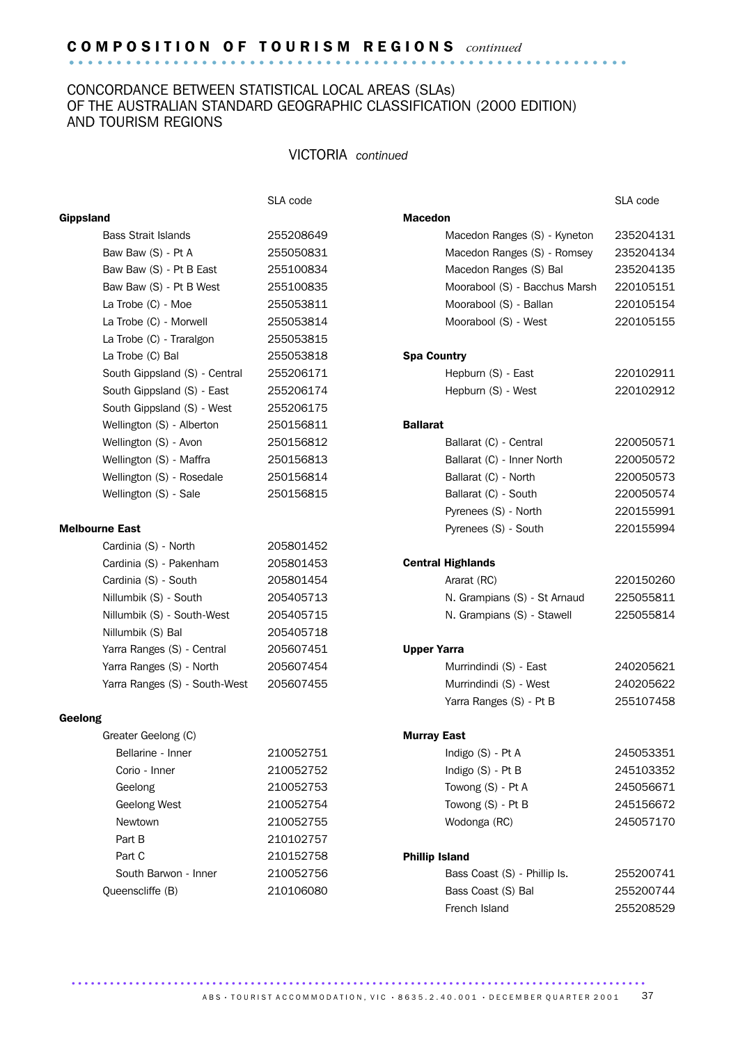## COMPOSITION OF TOURISM REGIONS *continued*

### CONCORDANCE BETWEEN STATISTICAL LOCAL AREAS (SLAs) OF THE AUSTRALIAN STANDARD GEOGRAPHIC CLASSIFICATION (2000 EDITION) AND TOURISM REGIONS

#### VICTORIA *continued*

| | SLA code |
|---|---|
| **Gippsland** | |
| Bass Strait Islands | 255208649 |
| Baw Baw (S) - Pt A | 255050831 |
| Baw Baw (S) - Pt B East | 255100834 |
| Baw Baw (S) - Pt B West | 255100835 |
| La Trobe (C) - Moe | 255053811 |
| La Trobe (C) - Morwell | 255053814 |
| La Trobe (C) - Traralgon | 255053815 |
| La Trobe (C) Bal | 255053818 |
| South Gippsland (S) - Central | 255206171 |
| South Gippsland (S) - East | 255206174 |
| South Gippsland (S) - West | 255206175 |
| Wellington (S) - Alberton | 250156811 |
| Wellington (S) - Avon | 250156812 |
| Wellington (S) - Maffra | 250156813 |
| Wellington (S) - Rosedale | 250156814 |
| Wellington (S) - Sale | 250156815 |
| **Melbourne East** | |
| Cardinia (S) - North | 205801452 |
| Cardinia (S) - Pakenham | 205801453 |
| Cardinia (S) - South | 205801454 |
| Nillumbik (S) - South | 205405713 |
| Nillumbik (S) - South-West | 205405715 |
| Nillumbik (S) Bal | 205405718 |
| Yarra Ranges (S) - Central | 205607451 |
| Yarra Ranges (S) - North | 205607454 |
| Yarra Ranges (S) - South-West | 205607455 |
| **Geelong** | |
| Greater Geelong (C) | |
| Bellarine - Inner | 210052751 |
| Corio - Inner | 210052752 |
| Geelong | 210052753 |
| Geelong West | 210052754 |
| Newtown | 210052755 |
| Part B | 210102757 |
| Part C | 210152758 |
| South Barwon - Inner | 210052756 |
| Queenscliffe (B) | 210106080 |
| **Macedon** | |
| Macedon Ranges (S) - Kyneton | 235204131 |
| Macedon Ranges (S) - Romsey | 235204134 |
| Macedon Ranges (S) Bal | 235204135 |
| Moorabool (S) - Bacchus Marsh | 220105151 |
| Moorabool (S) - Ballan | 220105154 |
| Moorabool (S) - West | 220105155 |
| **Spa Country** | |
| Hepburn (S) - East | 220102911 |
| Hepburn (S) - West | 220102912 |
| **Ballarat** | |
| Ballarat (C) - Central | 220050571 |
| Ballarat (C) - Inner North | 220050572 |
| Ballarat (C) - North | 220050573 |
| Ballarat (C) - South | 220050574 |
| Pyrenees (S) - North | 220155991 |
| Pyrenees (S) - South | 220155994 |
| **Central Highlands** | |
| Ararat (RC) | 220150260 |
| N. Grampians (S) - St Arnaud | 225055811 |
| N. Grampians (S) - Stawell | 225055814 |
| **Upper Yarra** | |
| Murrindindi (S) - East | 240205621 |
| Murrindindi (S) - West | 240205622 |
| Yarra Ranges (S) - Pt B | 255107458 |
| **Murray East** | |
| Indigo (S) - Pt A | 245053351 |
| Indigo (S) - Pt B | 245103352 |
| Towong (S) - Pt A | 245056671 |
| Towong (S) - Pt B | 245156672 |
| Wodonga (RC) | 245057170 |
| **Phillip Island** | |
| Bass Coast (S) - Phillip Is. | 255200741 |
| Bass Coast (S) Bal | 255200744 |
| French Island | 255208529 |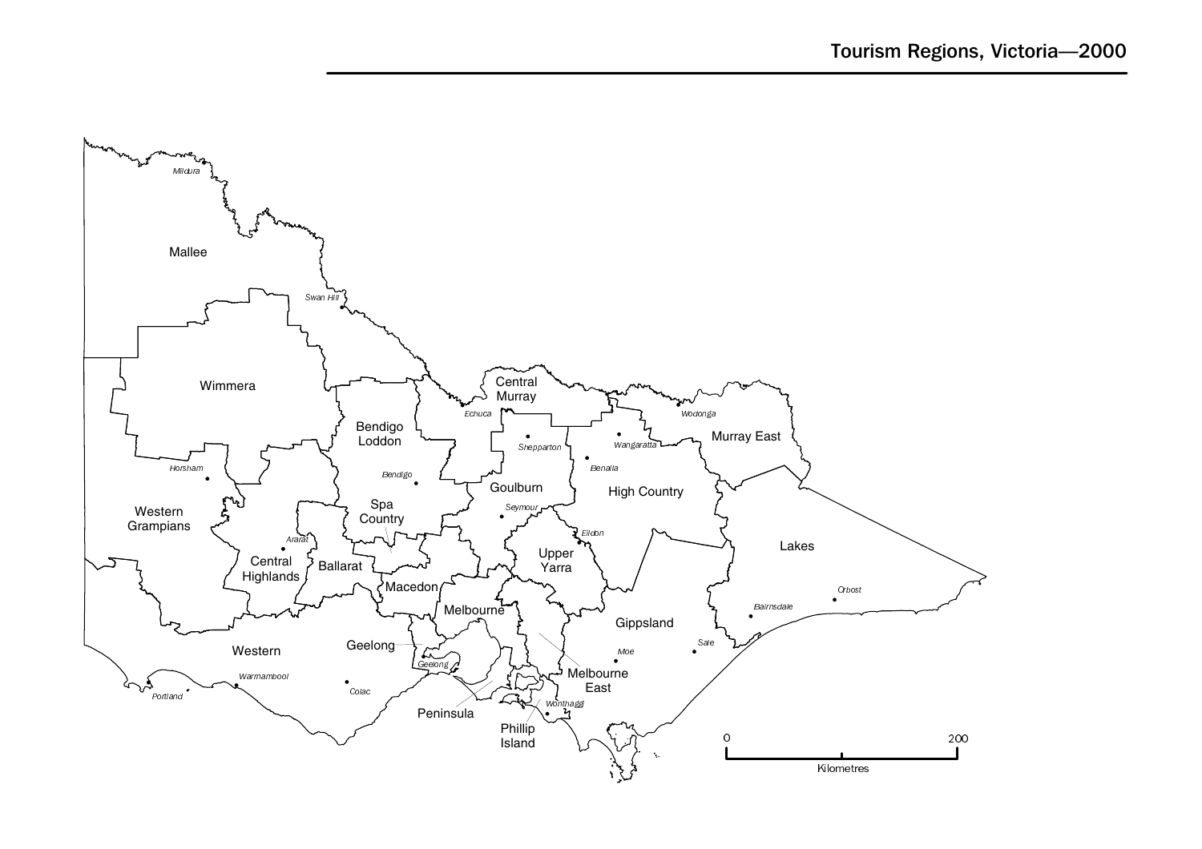# Tourism Regions, Victoria—2000

Mallee
Mildura
Swan Hill
Wimmera
Horsham
Western Grampians
Central Highlands
Ararat
Ballarat
Bendigo Loddon
Bendigo
Spa Country
Macedon
Central Murray
Echuca
Goulburn
Shepparton
Seymour
Murray East
Wodonga
Wangaratta
Benalla
High Country
Eildon
Upper Yarra
Melbourne
Melbourne East
Lakes
Orbost
Bairnsdale
Gippsland
Sale
Moe
Wonthaggi
Phillip Island
Peninsula
Geelong
Western
Warrnambool
Portland
Colac

0 200
Kilometres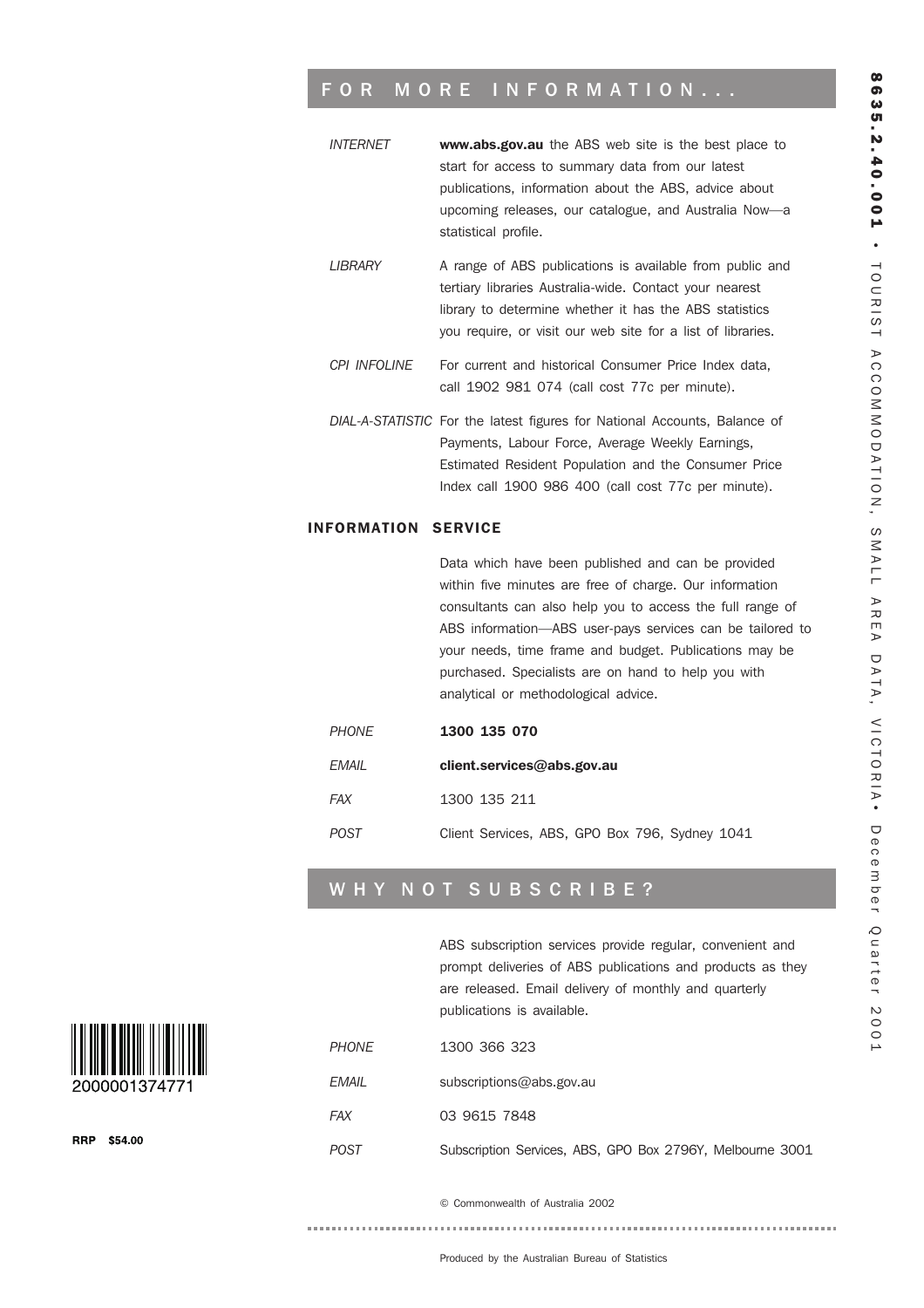## FOR MORE INFORMATION...

| | |
|---|---|
| *INTERNET* | **www.abs.gov.au** the ABS web site is the best place to start for access to summary data from our latest publications, information about the ABS, advice about upcoming releases, our catalogue, and Australia Now—a statistical profile. |
| *LIBRARY* | A range of ABS publications is available from public and tertiary libraries Australia-wide. Contact your nearest library to determine whether it has the ABS statistics you require, or visit our web site for a list of libraries. |
| *CPI INFOLINE* | For current and historical Consumer Price Index data, call 1902 981 074 (call cost 77c per minute). |
| *DIAL-A-STATISTIC* | For the latest figures for National Accounts, Balance of Payments, Labour Force, Average Weekly Earnings, Estimated Resident Population and the Consumer Price Index call 1900 986 400 (call cost 77c per minute). |

### INFORMATION SERVICE

Data which have been published and can be provided within five minutes are free of charge. Our information consultants can also help you to access the full range of ABS information—ABS user-pays services can be tailored to your needs, time frame and budget. Publications may be purchased. Specialists are on hand to help you with analytical or methodological advice.

| | |
|---|---|
| *PHONE* | **1300 135 070** |
| *EMAIL* | **client.services@abs.gov.au** |
| *FAX* | 1300 135 211 |
| *POST* | Client Services, ABS, GPO Box 796, Sydney 1041 |

## WHY NOT SUBSCRIBE?

ABS subscription services provide regular, convenient and prompt deliveries of ABS publications and products as they are released. Email delivery of monthly and quarterly publications is available.

| | |
|---|---|
| *PHONE* | 1300 366 323 |
| *EMAIL* | subscriptions@abs.gov.au |
| *FAX* | 03 9615 7848 |
| *POST* | Subscription Services, ABS, GPO Box 2796Y, Melbourne 3001 |

2000001374771

**RRP $54.00**

© Commonwealth of Australia 2002

Produced by the Australian Bureau of Statistics

**8635.2.40.001** • TOURIST ACCOMMODATION, SMALL AREA DATA, VICTORIA • December Quarter 2001